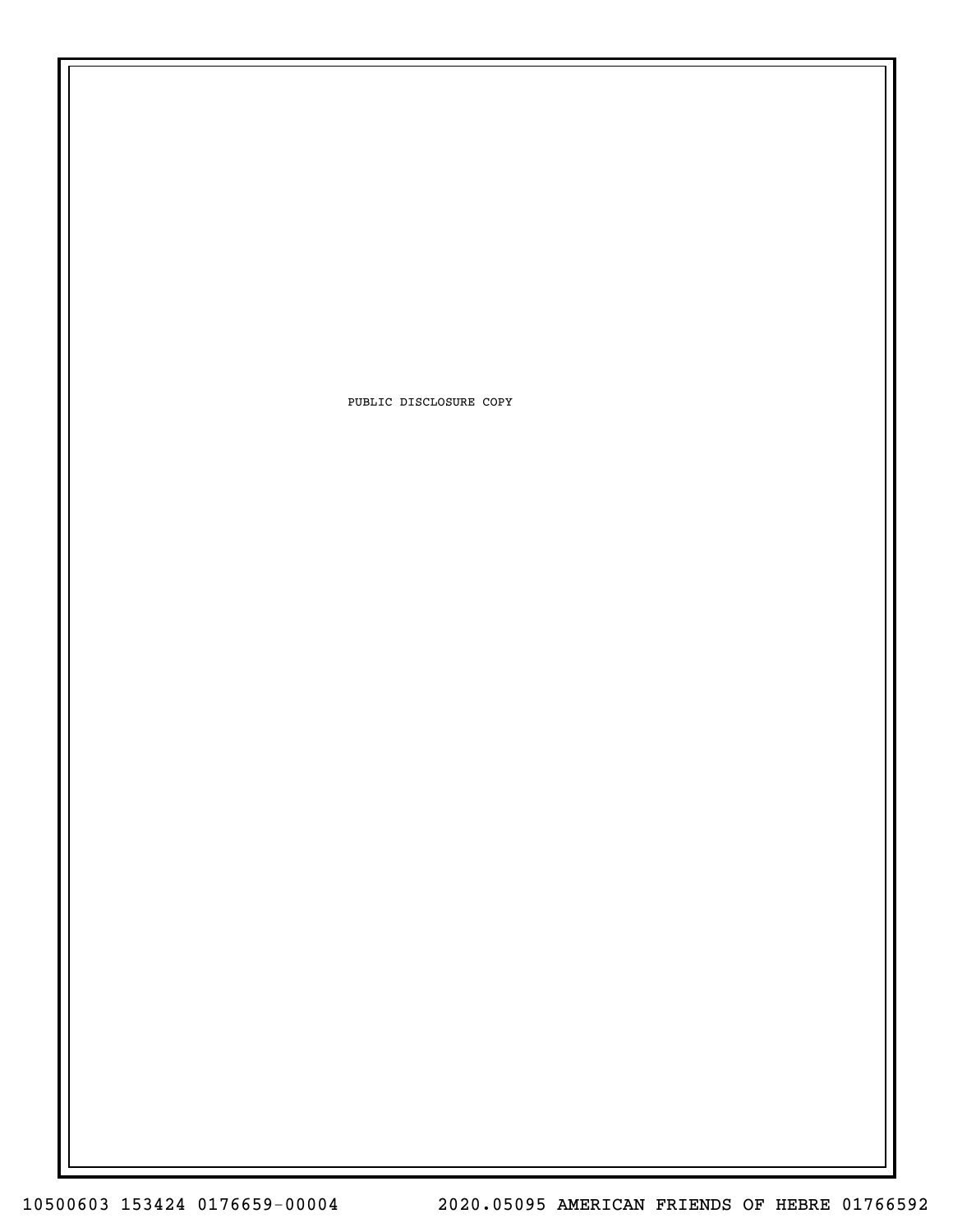PUBLIC DISCLOSURE COPY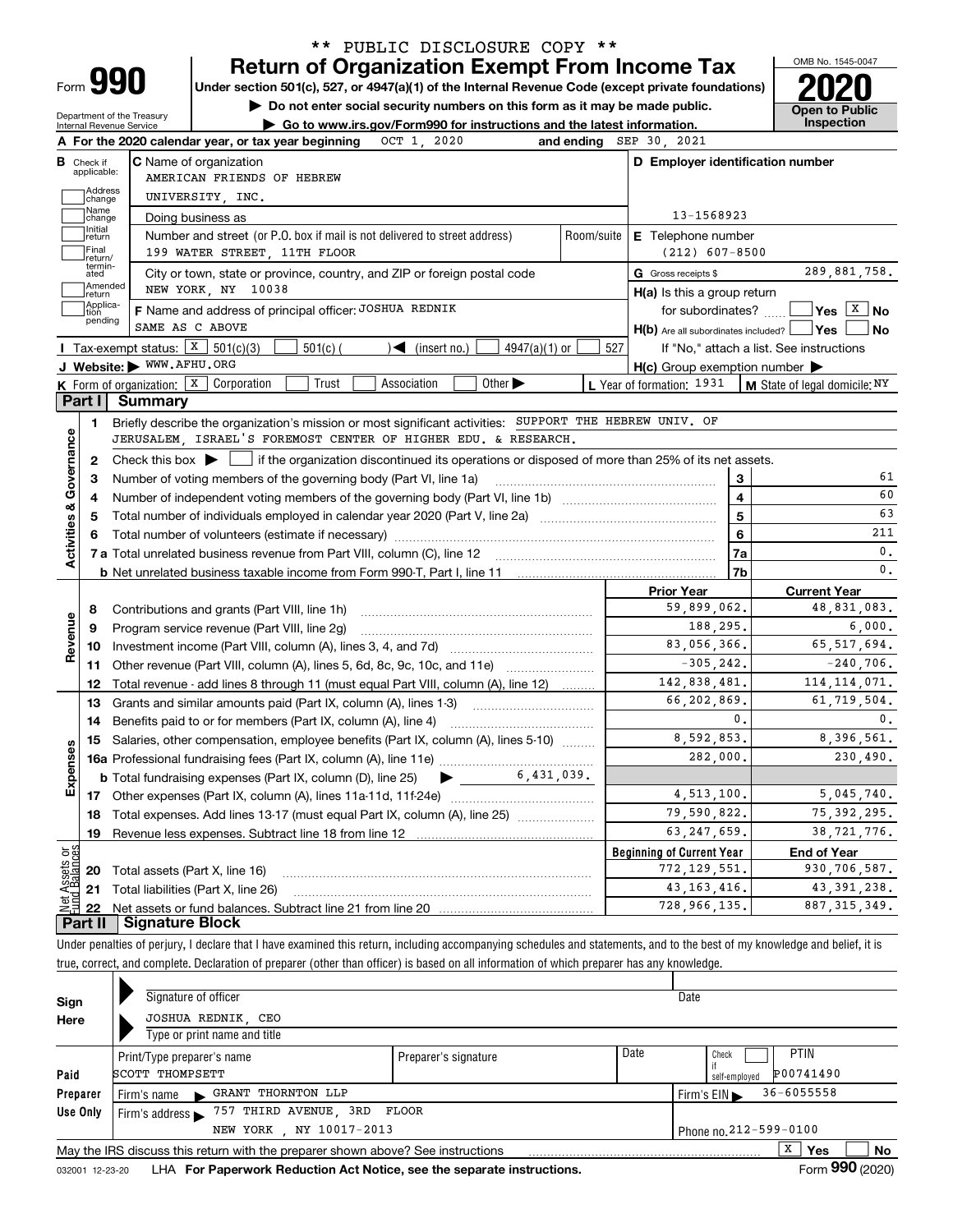** PUBLIC DISCLOSURE COPY **

# Form 990 — Return of Organization Exempt From Income Tax (2020)

Under section 501(c), 527, or 4947(a)(1) of the Internal Revenue Code (except private foundations)

▶ Do not enter social security numbers on this form as it may be made public.

▶ Go to www.irs.gov/Form990 for instructions and the latest information.

Department of the Treasury, Internal Revenue Service. OMB No. 1545-0047. Open to Public Inspection

**A** For the 2020 calendar year, or tax year beginning OCT 1, 2020 and ending SEP 30, 2021

**B** Check if applicable: Address change / Name change / Initial return / Final return/terminated / Amended return / Application pending

**C** Name of organization: AMERICAN FRIENDS OF HEBREW UNIVERSITY, INC.

Doing business as

Number and street (or P.O. box if mail is not delivered to street address): 199 WATER STREET, 11TH FLOOR — Room/suite

City or town, state or province, country, and ZIP or foreign postal code: NEW YORK, NY 10038

**D** Employer identification number: 13-1568923

**E** Telephone number: (212) 607-8500

**G** Gross receipts $ 289,881,758.

**F** Name and address of principal officer: JOSHUA REDNIK, SAME AS C ABOVE

**H(a)** Is this a group return for subordinates? Yes [ ] No [X]

**H(b)** Are all subordinates included? Yes [ ] No [ ] If "No," attach a list. See instructions

**H(c)** Group exemption number ▶

**I** Tax-exempt status: [X] 501(c)(3) [ ] 501(c) ( ) ◀ (insert no.) [ ] 4947(a)(1) or [ ] 527

**J** Website: ▶ WWW.AFHU.ORG

**K** Form of organization: [X] Corporation [ ] Trust [ ] Association [ ] Other ▶

**L** Year of formation: 1931 **M** State of legal domicile: NY

## Part I Summary

**Activities & Governance**

1 Briefly describe the organization's mission or most significant activities: SUPPORT THE HEBREW UNIV. OF JERUSALEM, ISRAEL'S FOREMOST CENTER OF HIGHER EDU. & RESEARCH.

2 Check this box ▶ [ ] if the organization discontinued its operations or disposed of more than 25% of its net assets.

| Line | Description | | Value |
|---|---|---|---|
| 3 | Number of voting members of the governing body (Part VI, line 1a) | 3 | 61 |
| 4 | Number of independent voting members of the governing body (Part VI, line 1b) | 4 | 60 |
| 5 | Total number of individuals employed in calendar year 2020 (Part V, line 2a) | 5 | 63 |
| 6 | Total number of volunteers (estimate if necessary) | 6 | 211 |
| 7a | Total unrelated business revenue from Part VIII, column (C), line 12 | 7a | 0. |
| 7b | Net unrelated business taxable income from Form 990-T, Part I, line 11 | 7b | 0. |

| Line | Description | Prior Year | Current Year |
|---|---|---|---|
| **Revenue** | | | |
| 8 | Contributions and grants (Part VIII, line 1h) | 59,899,062. | 48,831,083. |
| 9 | Program service revenue (Part VIII, line 2g) | 188,295. | 6,000. |
| 10 | Investment income (Part VIII, column (A), lines 3, 4, and 7d) | 83,056,366. | 65,517,694. |
| 11 | Other revenue (Part VIII, column (A), lines 5, 6d, 8c, 9c, 10c, and 11e) | -305,242. | -240,706. |
| 12 | Total revenue - add lines 8 through 11 (must equal Part VIII, column (A), line 12) | 142,838,481. | 114,114,071. |
| **Expenses** | | | |
| 13 | Grants and similar amounts paid (Part IX, column (A), lines 1-3) | 66,202,869. | 61,719,504. |
| 14 | Benefits paid to or for members (Part IX, column (A), line 4) | 0. | 0. |
| 15 | Salaries, other compensation, employee benefits (Part IX, column (A), lines 5-10) | 8,592,853. | 8,396,561. |
| 16a | Professional fundraising fees (Part IX, column (A), line 11e) | 282,000. | 230,490. |
| b | Total fundraising expenses (Part IX, column (D), line 25) ▶ 6,431,039. | | |
| 17 | Other expenses (Part IX, column (A), lines 11a-11d, 11f-24e) | 4,513,100. | 5,045,740. |
| 18 | Total expenses. Add lines 13-17 (must equal Part IX, column (A), line 25) | 79,590,822. | 75,392,295. |
| 19 | Revenue less expenses. Subtract line 18 from line 12 | 63,247,659. | 38,721,776. |

| Line | Net Assets or Fund Balances | Beginning of Current Year | End of Year |
|---|---|---|---|
| 20 | Total assets (Part X, line 16) | 772,129,551. | 930,706,587. |
| 21 | Total liabilities (Part X, line 26) | 43,163,416. | 43,391,238. |
| 22 | Net assets or fund balances. Subtract line 21 from line 20 | 728,966,135. | 887,315,349. |

## Part II Signature Block

Under penalties of perjury, I declare that I have examined this return, including accompanying schedules and statements, and to the best of my knowledge and belief, it is true, correct, and complete. Declaration of preparer (other than officer) is based on all information of which preparer has any knowledge.

**Sign Here**

Signature of officer — Date

JOSHUA REDNIK, CEO

Type or print name and title

**Paid Preparer Use Only**

| Print/Type preparer's name | Preparer's signature | Date | Check if self-employed | PTIN |
|---|---|---|---|---|
| SCOTT THOMPSETT | | | | P00741490 |

Firm's name ▶ GRANT THORNTON LLP — Firm's EIN ▶ 36-6055558

Firm's address ▶ 757 THIRD AVENUE, 3RD FLOOR, NEW YORK, NY 10017-2013 — Phone no. 212-599-0100

May the IRS discuss this return with the preparer shown above? See instructions [X] Yes [ ] No

032001 12-23-20 LHA For Paperwork Reduction Act Notice, see the separate instructions. Form **990** (2020)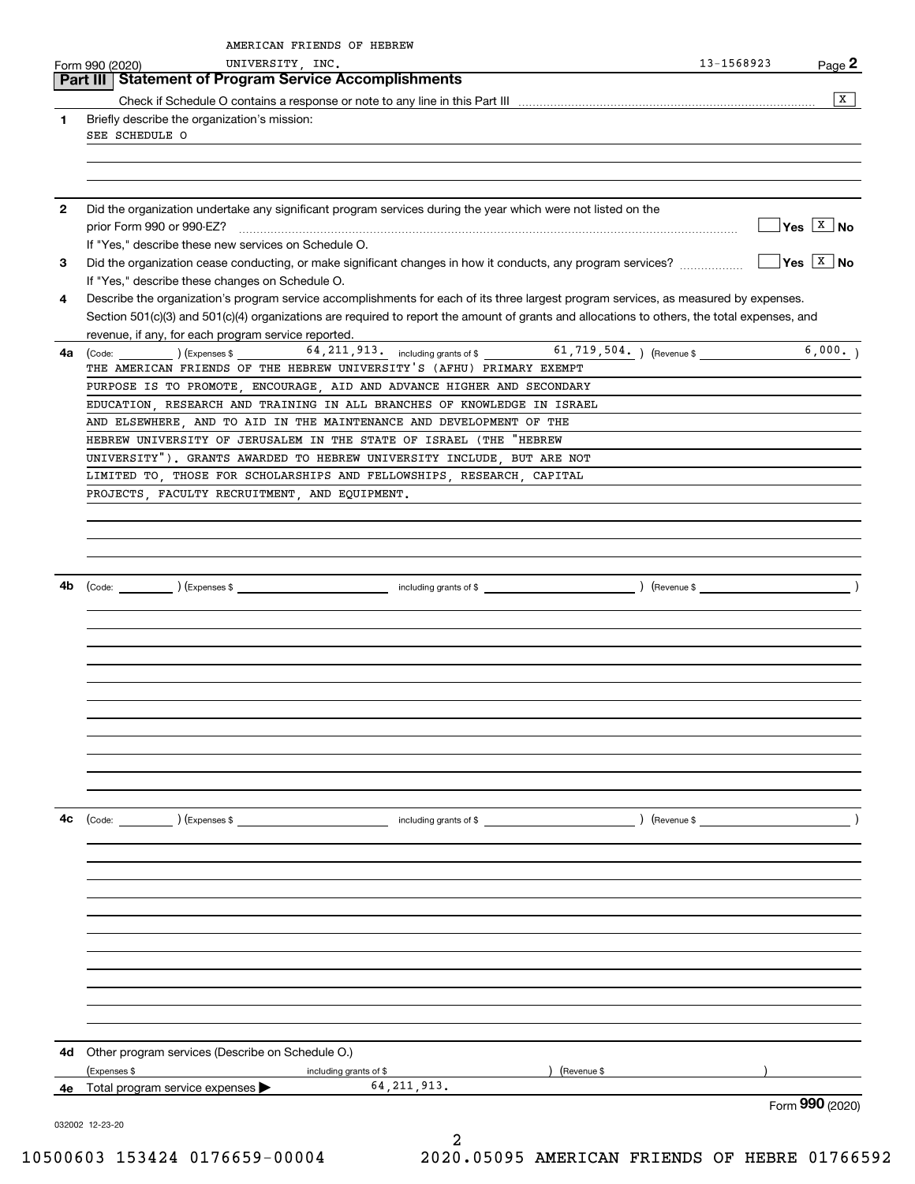AMERICAN FRIENDS OF HEBREW UNIVERSITY, INC. 13-1568923

Form 990 (2020)

## Part III Statement of Program Service Accomplishments

Check if Schedule O contains a response or note to any line in this Part III .......... [X]

**1** Briefly describe the organization's mission:

SEE SCHEDULE O

**2** Did the organization undertake any significant program services during the year which were not listed on the prior Form 990 or 990-EZ? .......... [ ] Yes [X] No

If "Yes," describe these new services on Schedule O.

**3** Did the organization cease conducting, or make significant changes in how it conducts, any program services? .......... [ ] Yes [X] No

If "Yes," describe these changes on Schedule O.

**4** Describe the organization's program service accomplishments for each of its three largest program services, as measured by expenses. Section 501(c)(3) and 501(c)(4) organizations are required to report the amount of grants and allocations to others, the total expenses, and revenue, if any, for each program service reported.

**4a** (Code: ) (Expenses $ 64,211,913. including grants of $ 61,719,504. ) (Revenue $ 6,000. )

THE AMERICAN FRIENDS OF THE HEBREW UNIVERSITY'S (AFHU) PRIMARY EXEMPT PURPOSE IS TO PROMOTE, ENCOURAGE, AID AND ADVANCE HIGHER AND SECONDARY EDUCATION, RESEARCH AND TRAINING IN ALL BRANCHES OF KNOWLEDGE IN ISRAEL AND ELSEWHERE, AND TO AID IN THE MAINTENANCE AND DEVELOPMENT OF THE HEBREW UNIVERSITY OF JERUSALEM IN THE STATE OF ISRAEL (THE "HEBREW UNIVERSITY"). GRANTS AWARDED TO HEBREW UNIVERSITY INCLUDE, BUT ARE NOT LIMITED TO, THOSE FOR SCHOLARSHIPS AND FELLOWSHIPS, RESEARCH, CAPITAL PROJECTS, FACULTY RECRUITMENT, AND EQUIPMENT.

**4b** (Code: ) (Expenses $ including grants of $ ) (Revenue $ )

**4c** (Code: ) (Expenses $ including grants of $ ) (Revenue $ )

**4d** Other program services (Describe on Schedule O.)

(Expenses $ including grants of $ ) (Revenue $ )

**4e** Total program service expenses ▶ 64,211,913.

Form **990** (2020)

032002 12-23-20

10500603 153424 0176659-00004 2020.05095 AMERICAN FRIENDS OF HEBRE 01766592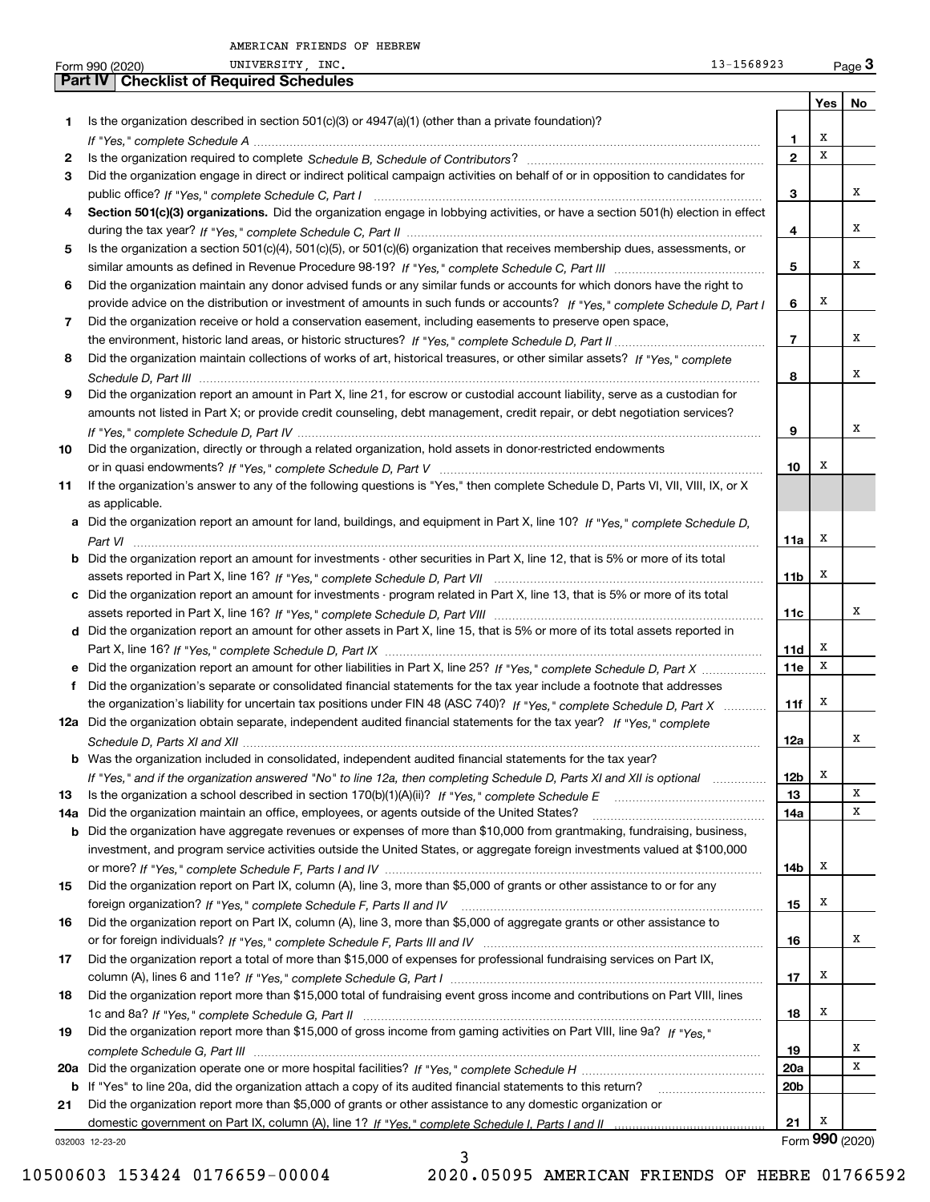AMERICAN FRIENDS OF HEBREW UNIVERSITY, INC. 13-1568923

## Part IV Checklist of Required Schedules

| | | | Yes | No |
|---|---|---|---|---|
| 1 | Is the organization described in section 501(c)(3) or 4947(a)(1) (other than a private foundation)? *If "Yes," complete Schedule A* | 1 | X | |
| 2 | Is the organization required to complete *Schedule B, Schedule of Contributors*? | 2 | X | |
| 3 | Did the organization engage in direct or indirect political campaign activities on behalf of or in opposition to candidates for public office? *If "Yes," complete Schedule C, Part I* | 3 | | X |
| 4 | **Section 501(c)(3) organizations.** Did the organization engage in lobbying activities, or have a section 501(h) election in effect during the tax year? *If "Yes," complete Schedule C, Part II* | 4 | | X |
| 5 | Is the organization a section 501(c)(4), 501(c)(5), or 501(c)(6) organization that receives membership dues, assessments, or similar amounts as defined in Revenue Procedure 98-19? *If "Yes," complete Schedule C, Part III* | 5 | | X |
| 6 | Did the organization maintain any donor advised funds or any similar funds or accounts for which donors have the right to provide advice on the distribution or investment of amounts in such funds or accounts? *If "Yes," complete Schedule D, Part I* | 6 | X | |
| 7 | Did the organization receive or hold a conservation easement, including easements to preserve open space, the environment, historic land areas, or historic structures? *If "Yes," complete Schedule D, Part II* | 7 | | X |
| 8 | Did the organization maintain collections of works of art, historical treasures, or other similar assets? *If "Yes," complete Schedule D, Part III* | 8 | | X |
| 9 | Did the organization report an amount in Part X, line 21, for escrow or custodial account liability, serve as a custodian for amounts not listed in Part X; or provide credit counseling, debt management, credit repair, or debt negotiation services? *If "Yes," complete Schedule D, Part IV* | 9 | | X |
| 10 | Did the organization, directly or through a related organization, hold assets in donor-restricted endowments or in quasi endowments? *If "Yes," complete Schedule D, Part V* | 10 | X | |
| 11 | If the organization's answer to any of the following questions is "Yes," then complete Schedule D, Parts VI, VII, VIII, IX, or X as applicable. | | | |
| a | Did the organization report an amount for land, buildings, and equipment in Part X, line 10? *If "Yes," complete Schedule D, Part VI* | 11a | X | |
| b | Did the organization report an amount for investments - other securities in Part X, line 12, that is 5% or more of its total assets reported in Part X, line 16? *If "Yes," complete Schedule D, Part VII* | 11b | X | |
| c | Did the organization report an amount for investments - program related in Part X, line 13, that is 5% or more of its total assets reported in Part X, line 16? *If "Yes," complete Schedule D, Part VIII* | 11c | | X |
| d | Did the organization report an amount for other assets in Part X, line 15, that is 5% or more of its total assets reported in Part X, line 16? *If "Yes," complete Schedule D, Part IX* | 11d | X | |
| e | Did the organization report an amount for other liabilities in Part X, line 25? *If "Yes," complete Schedule D, Part X* | 11e | X | |
| f | Did the organization's separate or consolidated financial statements for the tax year include a footnote that addresses the organization's liability for uncertain tax positions under FIN 48 (ASC 740)? *If "Yes," complete Schedule D, Part X* | 11f | X | |
| 12a | Did the organization obtain separate, independent audited financial statements for the tax year? *If "Yes," complete Schedule D, Parts XI and XII* | 12a | | X |
| b | Was the organization included in consolidated, independent audited financial statements for the tax year? *If "Yes," and if the organization answered "No" to line 12a, then completing Schedule D, Parts XI and XII is optional* | 12b | X | |
| 13 | Is the organization a school described in section 170(b)(1)(A)(ii)? *If "Yes," complete Schedule E* | 13 | | X |
| 14a | Did the organization maintain an office, employees, or agents outside of the United States? | 14a | | X |
| b | Did the organization have aggregate revenues or expenses of more than $10,000 from grantmaking, fundraising, business, investment, and program service activities outside the United States, or aggregate foreign investments valued at $100,000 or more? *If "Yes," complete Schedule F, Parts I and IV* | 14b | X | |
| 15 | Did the organization report on Part IX, column (A), line 3, more than $5,000 of grants or other assistance to or for any foreign organization? *If "Yes," complete Schedule F, Parts II and IV* | 15 | X | |
| 16 | Did the organization report on Part IX, column (A), line 3, more than $5,000 of aggregate grants or other assistance to or for foreign individuals? *If "Yes," complete Schedule F, Parts III and IV* | 16 | | X |
| 17 | Did the organization report a total of more than $15,000 of expenses for professional fundraising services on Part IX, column (A), lines 6 and 11e? *If "Yes," complete Schedule G, Part I* | 17 | X | |
| 18 | Did the organization report more than $15,000 total of fundraising event gross income and contributions on Part VIII, lines 1c and 8a? *If "Yes," complete Schedule G, Part II* | 18 | X | |
| 19 | Did the organization report more than $15,000 of gross income from gaming activities on Part VIII, line 9a? *If "Yes," complete Schedule G, Part III* | 19 | | X |
| 20a | Did the organization operate one or more hospital facilities? *If "Yes," complete Schedule H* | 20a | | X |
| b | If "Yes" to line 20a, did the organization attach a copy of its audited financial statements to this return? | 20b | | |
| 21 | Did the organization report more than $5,000 of grants or other assistance to any domestic organization or domestic government on Part IX, column (A), line 1? *If "Yes," complete Schedule I, Parts I and II* | 21 | X | |

Form **990** (2020)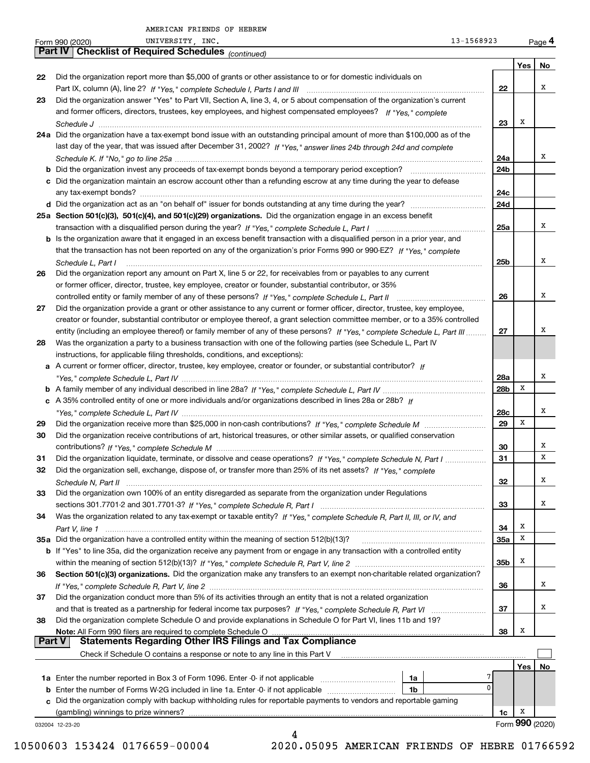AMERICAN FRIENDS OF HEBREW UNIVERSITY, INC. 13-1568923

Form 990 (2020)

## Part IV | Checklist of Required Schedules *(continued)*

| | | | Yes | No |
|---|---|---|---|---|
| 22 | Did the organization report more than $5,000 of grants or other assistance to or for domestic individuals on Part IX, column (A), line 2? *If "Yes," complete Schedule I, Parts I and III* | 22 | | X |
| 23 | Did the organization answer "Yes" to Part VII, Section A, line 3, 4, or 5 about compensation of the organization's current and former officers, directors, trustees, key employees, and highest compensated employees? *If "Yes," complete Schedule J* | 23 | X | |
| 24a | Did the organization have a tax-exempt bond issue with an outstanding principal amount of more than $100,000 as of the last day of the year, that was issued after December 31, 2002? *If "Yes," answer lines 24b through 24d and complete Schedule K. If "No," go to line 25a* | 24a | | X |
| b | Did the organization invest any proceeds of tax-exempt bonds beyond a temporary period exception? | 24b | | |
| c | Did the organization maintain an escrow account other than a refunding escrow at any time during the year to defease any tax-exempt bonds? | 24c | | |
| d | Did the organization act as an "on behalf of" issuer for bonds outstanding at any time during the year? | 24d | | |
| 25a | **Section 501(c)(3), 501(c)(4), and 501(c)(29) organizations.** Did the organization engage in an excess benefit transaction with a disqualified person during the year? *If "Yes," complete Schedule L, Part I* | 25a | | X |
| b | Is the organization aware that it engaged in an excess benefit transaction with a disqualified person in a prior year, and that the transaction has not been reported on any of the organization's prior Forms 990 or 990-EZ? *If "Yes," complete Schedule L, Part I* | 25b | | X |
| 26 | Did the organization report any amount on Part X, line 5 or 22, for receivables from or payables to any current or former officer, director, trustee, key employee, creator or founder, substantial contributor, or 35% controlled entity or family member of any of these persons? *If "Yes," complete Schedule L, Part II* | 26 | | X |
| 27 | Did the organization provide a grant or other assistance to any current or former officer, director, trustee, key employee, creator or founder, substantial contributor or employee thereof, a grant selection committee member, or to a 35% controlled entity (including an employee thereof) or family member of any of these persons? *If "Yes," complete Schedule L, Part III* | 27 | | X |
| 28 | Was the organization a party to a business transaction with one of the following parties (see Schedule L, Part IV instructions, for applicable filing thresholds, conditions, and exceptions): | | | |
| a | A current or former officer, director, trustee, key employee, creator or founder, or substantial contributor? *If "Yes," complete Schedule L, Part IV* | 28a | | X |
| b | A family member of any individual described in line 28a? *If "Yes," complete Schedule L, Part IV* | 28b | X | |
| c | A 35% controlled entity of one or more individuals and/or organizations described in lines 28a or 28b? *If "Yes," complete Schedule L, Part IV* | 28c | | X |
| 29 | Did the organization receive more than $25,000 in non-cash contributions? *If "Yes," complete Schedule M* | 29 | X | |
| 30 | Did the organization receive contributions of art, historical treasures, or other similar assets, or qualified conservation contributions? *If "Yes," complete Schedule M* | 30 | | X |
| 31 | Did the organization liquidate, terminate, or dissolve and cease operations? *If "Yes," complete Schedule N, Part I* | 31 | | X |
| 32 | Did the organization sell, exchange, dispose of, or transfer more than 25% of its net assets? *If "Yes," complete Schedule N, Part II* | 32 | | X |
| 33 | Did the organization own 100% of an entity disregarded as separate from the organization under Regulations sections 301.7701-2 and 301.7701-3? *If "Yes," complete Schedule R, Part I* | 33 | | X |
| 34 | Was the organization related to any tax-exempt or taxable entity? *If "Yes," complete Schedule R, Part II, III, or IV, and Part V, line 1* | 34 | X | |
| 35a | Did the organization have a controlled entity within the meaning of section 512(b)(13)? | 35a | X | |
| b | If "Yes" to line 35a, did the organization receive any payment from or engage in any transaction with a controlled entity within the meaning of section 512(b)(13)? *If "Yes," complete Schedule R, Part V, line 2* | 35b | X | |
| 36 | **Section 501(c)(3) organizations.** Did the organization make any transfers to an exempt non-charitable related organization? *If "Yes," complete Schedule R, Part V, line 2* | 36 | | X |
| 37 | Did the organization conduct more than 5% of its activities through an entity that is not a related organization and that is treated as a partnership for federal income tax purposes? *If "Yes," complete Schedule R, Part VI* | 37 | | X |
| 38 | Did the organization complete Schedule O and provide explanations in Schedule O for Part VI, lines 11b and 19? **Note:** All Form 990 filers are required to complete Schedule O | 38 | X | |

## Part V | Statements Regarding Other IRS Filings and Tax Compliance

Check if Schedule O contains a response or note to any line in this Part V ☐

| | | | | | Yes | No |
|---|---|---|---|---|---|---|
| 1a | Enter the number reported in Box 3 of Form 1096. Enter -0- if not applicable | 1a | 7 | | | |
| b | Enter the number of Forms W-2G included in line 1a. Enter -0- if not applicable | 1b | 0 | | | |
| c | Did the organization comply with backup withholding rules for reportable payments to vendors and reportable gaming (gambling) winnings to prize winners? | | | 1c | X | |

032004 12-23-20

Form **990** (2020)

10500603 153424 0176659-00004 2020.05095 AMERICAN FRIENDS OF HEBRE 01766592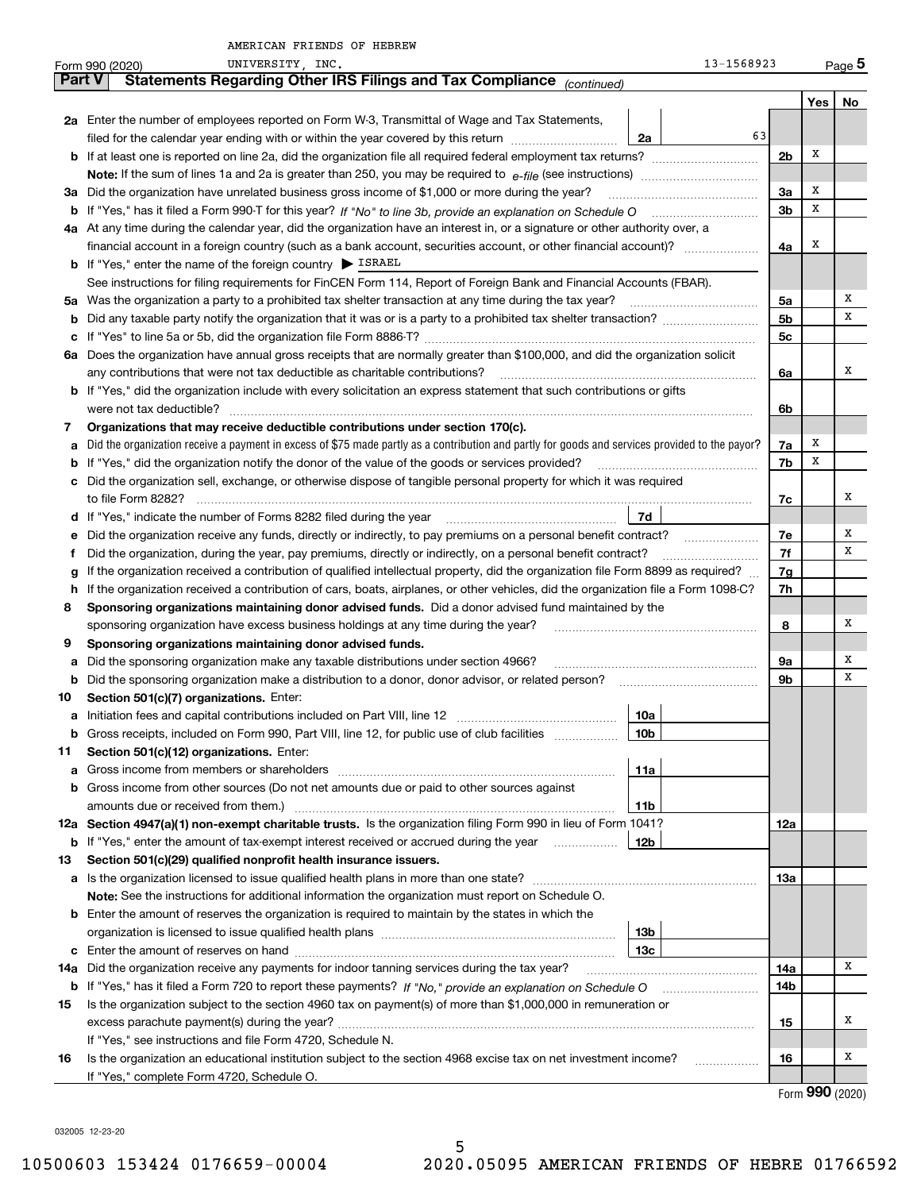AMERICAN FRIENDS OF HEBREW UNIVERSITY, INC. 13-1568923

Form 990 (2020) Page 5

## Part V Statements Regarding Other IRS Filings and Tax Compliance *(continued)*

| | | | | Yes | No |
|---|---|---|---|---|---|
| **2a** | Enter the number of employees reported on Form W-3, Transmittal of Wage and Tax Statements, filed for the calendar year ending with or within the year covered by this return | 2a | 63 | | |
| **b** | If at least one is reported on line 2a, did the organization file all required federal employment tax returns? | | 2b | X | |
| | **Note:** If the sum of lines 1a and 2a is greater than 250, you may be required to *e-file* (see instructions) | | | | |
| **3a** | Did the organization have unrelated business gross income of $1,000 or more during the year? | | 3a | X | |
| **b** | If "Yes," has it filed a Form 990-T for this year? *If "No" to line 3b, provide an explanation on Schedule O* | | 3b | X | |
| **4a** | At any time during the calendar year, did the organization have an interest in, or a signature or other authority over, a financial account in a foreign country (such as a bank account, securities account, or other financial account)? | | 4a | X | |
| **b** | If "Yes," enter the name of the foreign country ▶ ISRAEL | | | | |
| | See instructions for filing requirements for FinCEN Form 114, Report of Foreign Bank and Financial Accounts (FBAR). | | | | |
| **5a** | Was the organization a party to a prohibited tax shelter transaction at any time during the tax year? | | 5a | | X |
| **b** | Did any taxable party notify the organization that it was or is a party to a prohibited tax shelter transaction? | | 5b | | X |
| **c** | If "Yes" to line 5a or 5b, did the organization file Form 8886-T? | | 5c | | |
| **6a** | Does the organization have annual gross receipts that are normally greater than $100,000, and did the organization solicit any contributions that were not tax deductible as charitable contributions? | | 6a | | X |
| **b** | If "Yes," did the organization include with every solicitation an express statement that such contributions or gifts were not tax deductible? | | 6b | | |
| **7** | **Organizations that may receive deductible contributions under section 170(c).** | | | | |
| **a** | Did the organization receive a payment in excess of $75 made partly as a contribution and partly for goods and services provided to the payor? | | 7a | X | |
| **b** | If "Yes," did the organization notify the donor of the value of the goods or services provided? | | 7b | X | |
| **c** | Did the organization sell, exchange, or otherwise dispose of tangible personal property for which it was required to file Form 8282? | | 7c | | X |
| **d** | If "Yes," indicate the number of Forms 8282 filed during the year | 7d | | | |
| **e** | Did the organization receive any funds, directly or indirectly, to pay premiums on a personal benefit contract? | | 7e | | X |
| **f** | Did the organization, during the year, pay premiums, directly or indirectly, on a personal benefit contract? | | 7f | | X |
| **g** | If the organization received a contribution of qualified intellectual property, did the organization file Form 8899 as required? | | 7g | | |
| **h** | If the organization received a contribution of cars, boats, airplanes, or other vehicles, did the organization file a Form 1098-C? | | 7h | | |
| **8** | **Sponsoring organizations maintaining donor advised funds.** Did a donor advised fund maintained by the sponsoring organization have excess business holdings at any time during the year? | | 8 | | X |
| **9** | **Sponsoring organizations maintaining donor advised funds.** | | | | |
| **a** | Did the sponsoring organization make any taxable distributions under section 4966? | | 9a | | X |
| **b** | Did the sponsoring organization make a distribution to a donor, donor advisor, or related person? | | 9b | | X |
| **10** | **Section 501(c)(7) organizations.** Enter: | | | | |
| **a** | Initiation fees and capital contributions included on Part VIII, line 12 | 10a | | | |
| **b** | Gross receipts, included on Form 990, Part VIII, line 12, for public use of club facilities | 10b | | | |
| **11** | **Section 501(c)(12) organizations.** Enter: | | | | |
| **a** | Gross income from members or shareholders | 11a | | | |
| **b** | Gross income from other sources (Do not net amounts due or paid to other sources against amounts due or received from them.) | 11b | | | |
| **12a** | **Section 4947(a)(1) non-exempt charitable trusts.** Is the organization filing Form 990 in lieu of Form 1041? | | 12a | | |
| **b** | If "Yes," enter the amount of tax-exempt interest received or accrued during the year | 12b | | | |
| **13** | **Section 501(c)(29) qualified nonprofit health insurance issuers.** | | | | |
| **a** | Is the organization licensed to issue qualified health plans in more than one state? | | 13a | | |
| | **Note:** See the instructions for additional information the organization must report on Schedule O. | | | | |
| **b** | Enter the amount of reserves the organization is required to maintain by the states in which the organization is licensed to issue qualified health plans | 13b | | | |
| **c** | Enter the amount of reserves on hand | 13c | | | |
| **14a** | Did the organization receive any payments for indoor tanning services during the tax year? | | 14a | | X |
| **b** | If "Yes," has it filed a Form 720 to report these payments? *If "No," provide an explanation on Schedule O* | | 14b | | |
| **15** | Is the organization subject to the section 4960 tax on payment(s) of more than $1,000,000 in remuneration or excess parachute payment(s) during the year? | | 15 | | X |
| | If "Yes," see instructions and file Form 4720, Schedule N. | | | | |
| **16** | Is the organization an educational institution subject to the section 4968 excise tax on net investment income? | | 16 | | X |
| | If "Yes," complete Form 4720, Schedule O. | | | | |

Form **990** (2020)

032005 12-23-20

10500603 153424 0176659-00004 2020.05095 AMERICAN FRIENDS OF HEBRE 01766592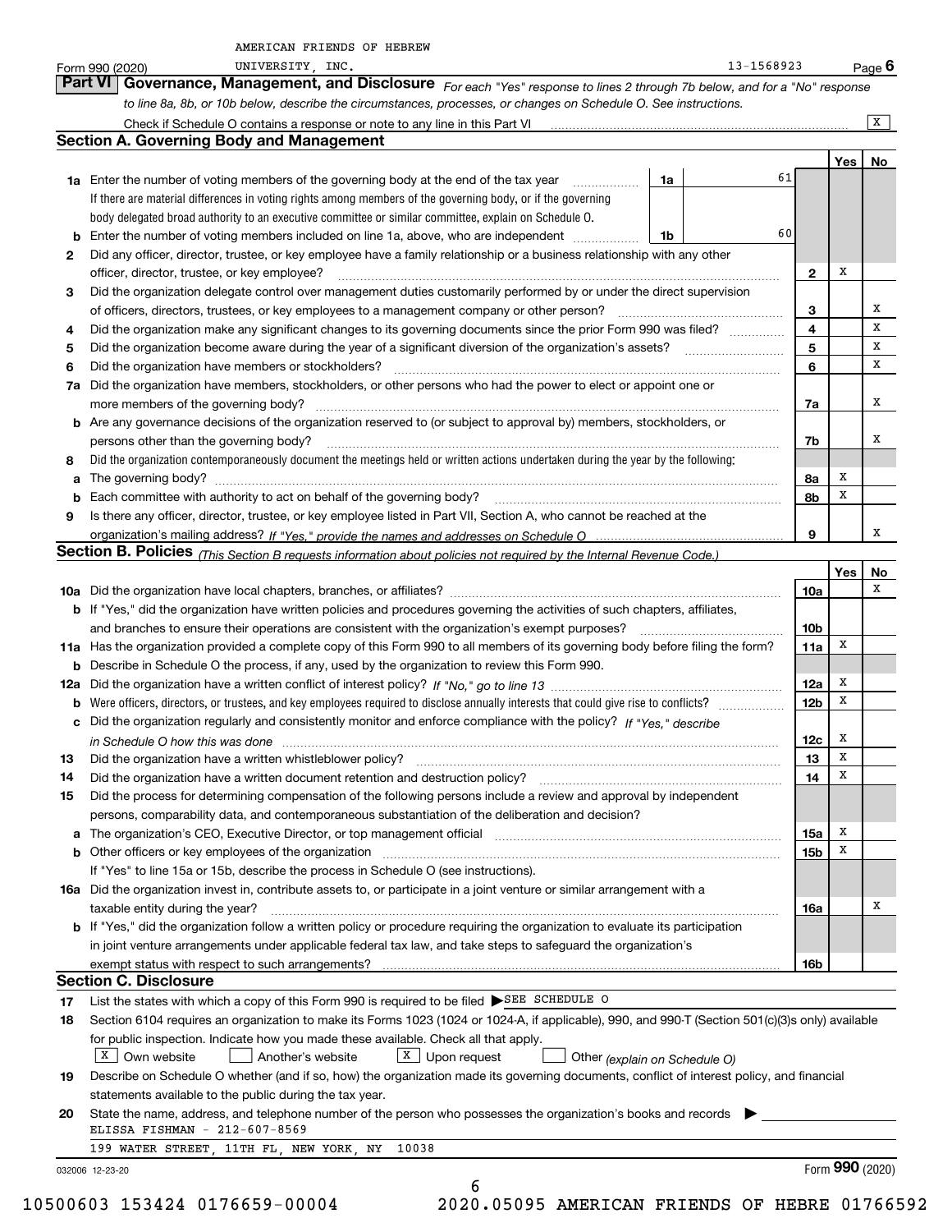AMERICAN FRIENDS OF HEBREW UNIVERSITY, INC. 13-1568923

Form 990 (2020) Page 6

## Part VI Governance, Management, and Disclosure

*For each "Yes" response to lines 2 through 7b below, and for a "No" response to line 8a, 8b, or 10b below, describe the circumstances, processes, or changes on Schedule O. See instructions.*

Check if Schedule O contains a response or note to any line in this Part VI [X]

### Section A. Governing Body and Management

| | | | | Yes | No |
|---|---|---|---|---|---|
| **1a** | Enter the number of voting members of the governing body at the end of the tax year | 1a | 61 | | |
| | If there are material differences in voting rights among members of the governing body, or if the governing body delegated broad authority to an executive committee or similar committee, explain on Schedule O. | | | | |
| **b** | Enter the number of voting members included on line 1a, above, who are independent | 1b | 60 | | |
| **2** | Did any officer, director, trustee, or key employee have a family relationship or a business relationship with any other officer, director, trustee, or key employee? | | 2 | X | |
| **3** | Did the organization delegate control over management duties customarily performed by or under the direct supervision of officers, directors, trustees, or key employees to a management company or other person? | | 3 | | X |
| **4** | Did the organization make any significant changes to its governing documents since the prior Form 990 was filed? | | 4 | | X |
| **5** | Did the organization become aware during the year of a significant diversion of the organization's assets? | | 5 | | X |
| **6** | Did the organization have members or stockholders? | | 6 | | X |
| **7a** | Did the organization have members, stockholders, or other persons who had the power to elect or appoint one or more members of the governing body? | | 7a | | X |
| **b** | Are any governance decisions of the organization reserved to (or subject to approval by) members, stockholders, or persons other than the governing body? | | 7b | | X |
| **8** | Did the organization contemporaneously document the meetings held or written actions undertaken during the year by the following: | | | | |
| **a** | The governing body? | | 8a | X | |
| **b** | Each committee with authority to act on behalf of the governing body? | | 8b | X | |
| **9** | Is there any officer, director, trustee, or key employee listed in Part VII, Section A, who cannot be reached at the organization's mailing address? *If "Yes," provide the names and addresses on Schedule O* | | 9 | | X |

### Section B. Policies *(This Section B requests information about policies not required by the Internal Revenue Code.)*

| | | | Yes | No |
|---|---|---|---|---|
| **10a** | Did the organization have local chapters, branches, or affiliates? | 10a | | X |
| **b** | If "Yes," did the organization have written policies and procedures governing the activities of such chapters, affiliates, and branches to ensure their operations are consistent with the organization's exempt purposes? | 10b | | |
| **11a** | Has the organization provided a complete copy of this Form 990 to all members of its governing body before filing the form? | 11a | X | |
| **b** | Describe in Schedule O the process, if any, used by the organization to review this Form 990. | | | |
| **12a** | Did the organization have a written conflict of interest policy? *If "No," go to line 13* | 12a | X | |
| **b** | Were officers, directors, or trustees, and key employees required to disclose annually interests that could give rise to conflicts? | 12b | X | |
| **c** | Did the organization regularly and consistently monitor and enforce compliance with the policy? *If "Yes," describe in Schedule O how this was done* | 12c | X | |
| **13** | Did the organization have a written whistleblower policy? | 13 | X | |
| **14** | Did the organization have a written document retention and destruction policy? | 14 | X | |
| **15** | Did the process for determining compensation of the following persons include a review and approval by independent persons, comparability data, and contemporaneous substantiation of the deliberation and decision? | | | |
| **a** | The organization's CEO, Executive Director, or top management official | 15a | X | |
| **b** | Other officers or key employees of the organization | 15b | X | |
| | If "Yes" to line 15a or 15b, describe the process in Schedule O (see instructions). | | | |
| **16a** | Did the organization invest in, contribute assets to, or participate in a joint venture or similar arrangement with a taxable entity during the year? | 16a | | X |
| **b** | If "Yes," did the organization follow a written policy or procedure requiring the organization to evaluate its participation in joint venture arrangements under applicable federal tax law, and take steps to safeguard the organization's exempt status with respect to such arrangements? | 16b | | |

### Section C. Disclosure

**17** List the states with which a copy of this Form 990 is required to be filed ▶ SEE SCHEDULE O

**18** Section 6104 requires an organization to make its Forms 1023 (1024 or 1024-A, if applicable), 990, and 990-T (Section 501(c)(3)s only) available for public inspection. Indicate how you made these available. Check all that apply.

[X] Own website [ ] Another's website [X] Upon request [ ] Other *(explain on Schedule O)*

**19** Describe on Schedule O whether (and if so, how) the organization made its governing documents, conflict of interest policy, and financial statements available to the public during the tax year.

**20** State the name, address, and telephone number of the person who possesses the organization's books and records ▶

ELISSA FISHMAN - 212-607-8569
199 WATER STREET, 11TH FL, NEW YORK, NY 10038

032006 12-23-20 Form **990** (2020)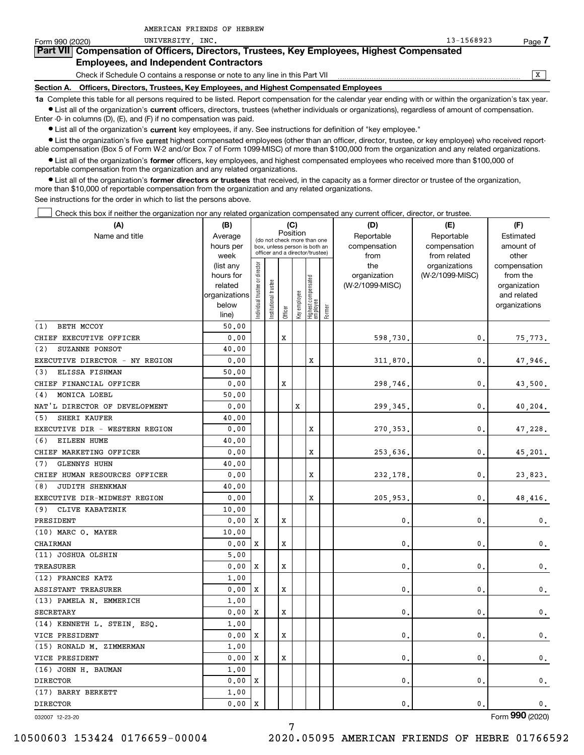AMERICAN FRIENDS OF HEBREW UNIVERSITY, INC. 13-1568923

Form 990 (2020)

## Part VII Compensation of Officers, Directors, Trustees, Key Employees, Highest Compensated Employees, and Independent Contractors

Check if Schedule O contains a response or note to any line in this Part VII [X]

### Section A. Officers, Directors, Trustees, Key Employees, and Highest Compensated Employees

**1a** Complete this table for all persons required to be listed. Report compensation for the calendar year ending with or within the organization's tax year.

- List all of the organization's **current** officers, directors, trustees (whether individuals or organizations), regardless of amount of compensation. Enter -0- in columns (D), (E), and (F) if no compensation was paid.
- List all of the organization's **current** key employees, if any. See instructions for definition of "key employee."
- List the organization's five **current** highest compensated employees (other than an officer, director, trustee, or key employee) who received reportable compensation (Box 5 of Form W-2 and/or Box 7 of Form 1099-MISC) of more than $100,000 from the organization and any related organizations.
- List all of the organization's **former** officers, key employees, and highest compensated employees who received more than $100,000 of reportable compensation from the organization and any related organizations.
- List all of the organization's **former directors or trustees** that received, in the capacity as a former director or trustee of the organization, more than $10,000 of reportable compensation from the organization and any related organizations.

See instructions for the order in which to list the persons above.

[ ] Check this box if neither the organization nor any related organization compensated any current officer, director, or trustee.

| (A) Name and title | (B) Average hours per week (list any hours for related organizations below line) | (C) Position: Individual trustee or director | Institutional trustee | Officer | Key employee | Highest compensated employee | Former | (D) Reportable compensation from the organization (W-2/1099-MISC) | (E) Reportable compensation from related organizations (W-2/1099-MISC) | (F) Estimated amount of other compensation from the organization and related organizations |
|---|---|---|---|---|---|---|---|---|---|---|
| (1) BETH MCCOY<br>CHIEF EXECUTIVE OFFICER | 50.00<br>0.00 | | | X | | | | 598,730. | 0. | 75,773. |
| (2) SUZANNE PONSOT<br>EXECUTIVE DIRECTOR - NY REGION | 40.00<br>0.00 | | | | | X | | 311,870. | 0. | 47,946. |
| (3) ELISSA FISHMAN<br>CHIEF FINANCIAL OFFICER | 50.00<br>0.00 | | | X | | | | 298,746. | 0. | 43,500. |
| (4) MONICA LOEBL<br>NAT'L DIRECTOR OF DEVELOPMENT | 50.00<br>0.00 | | | | X | | | 299,345. | 0. | 40,204. |
| (5) SHERI KAUFER<br>EXECUTIVE DIR - WESTERN REGION | 40.00<br>0.00 | | | | | X | | 270,353. | 0. | 47,228. |
| (6) EILEEN HUME<br>CHIEF MARKETING OFFICER | 40.00<br>0.00 | | | | | X | | 253,636. | 0. | 45,201. |
| (7) GLENNYS HUHN<br>CHIEF HUMAN RESOURCES OFFICER | 40.00<br>0.00 | | | | | X | | 232,178. | 0. | 23,823. |
| (8) JUDITH SHENKMAN<br>EXECUTIVE DIR-MIDWEST REGION | 40.00<br>0.00 | | | | | X | | 205,953. | 0. | 48,416. |
| (9) CLIVE KABATZNIK<br>PRESIDENT | 10.00<br>0.00 | X | | X | | | | 0. | 0. | 0. |
| (10) MARC O. MAYER<br>CHAIRMAN | 10.00<br>0.00 | X | | X | | | | 0. | 0. | 0. |
| (11) JOSHUA OLSHIN<br>TREASURER | 5.00<br>0.00 | X | | X | | | | 0. | 0. | 0. |
| (12) FRANCES KATZ<br>ASSISTANT TREASURER | 1.00<br>0.00 | X | | X | | | | 0. | 0. | 0. |
| (13) PAMELA N. EMMERICH<br>SECRETARY | 1.00<br>0.00 | X | | X | | | | 0. | 0. | 0. |
| (14) KENNETH L. STEIN, ESQ.<br>VICE PRESIDENT | 1.00<br>0.00 | X | | X | | | | 0. | 0. | 0. |
| (15) RONALD M. ZIMMERMAN<br>VICE PRESIDENT | 1.00<br>0.00 | X | | X | | | | 0. | 0. | 0. |
| (16) JOHN H. BAUMAN<br>DIRECTOR | 1.00<br>0.00 | X | | | | | | 0. | 0. | 0. |
| (17) BARRY BERKETT<br>DIRECTOR | 1.00<br>0.00 | X | | | | | | 0. | 0. | 0. |

032007 12-23-20

Form **990** (2020)

10500603 153424 0176659-00004 2020.05095 AMERICAN FRIENDS OF HEBRE 01766592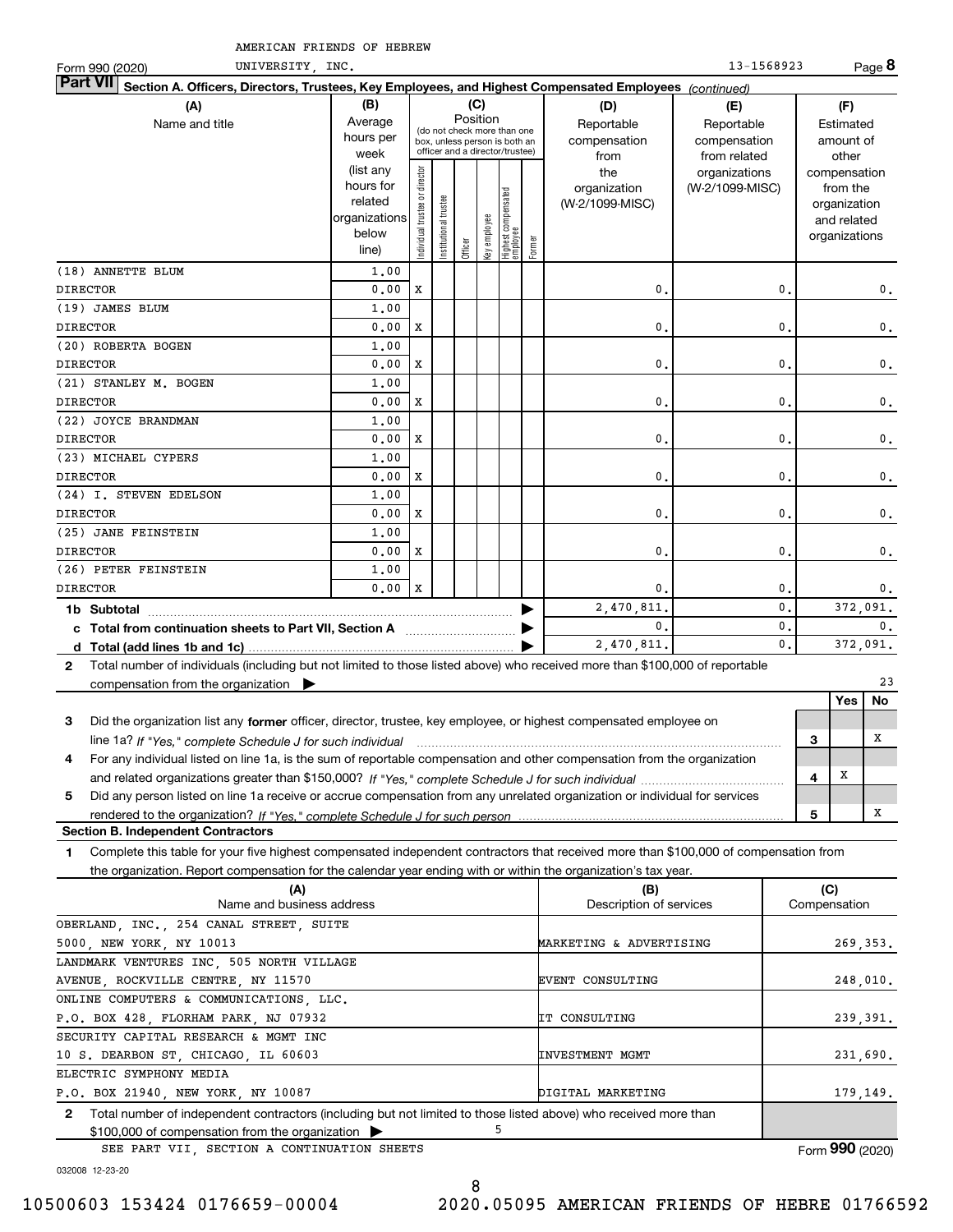AMERICAN FRIENDS OF HEBREW UNIVERSITY, INC. 13-1568923

Form 990 (2020) Page **8**

## Part VII Section A. Officers, Directors, Trustees, Key Employees, and Highest Compensated Employees *(continued)*

| (A) Name and title | (B) Average hours per week (list any hours for related organizations below line) | (C) Position: Individual trustee or director | Institutional trustee | Officer | Key employee | Highest compensated employee | Former | (D) Reportable compensation from the organization (W-2/1099-MISC) | (E) Reportable compensation from related organizations (W-2/1099-MISC) | (F) Estimated amount of other compensation from the organization and related organizations |
|---|---|---|---|---|---|---|---|---|---|---|
| (18) ANNETTE BLUM<br>DIRECTOR | 1.00<br>0.00 | X | | | | | | 0. | 0. | 0. |
| (19) JAMES BLUM<br>DIRECTOR | 1.00<br>0.00 | X | | | | | | 0. | 0. | 0. |
| (20) ROBERTA BOGEN<br>DIRECTOR | 1.00<br>0.00 | X | | | | | | 0. | 0. | 0. |
| (21) STANLEY M. BOGEN<br>DIRECTOR | 1.00<br>0.00 | X | | | | | | 0. | 0. | 0. |
| (22) JOYCE BRANDMAN<br>DIRECTOR | 1.00<br>0.00 | X | | | | | | 0. | 0. | 0. |
| (23) MICHAEL CYPERS<br>DIRECTOR | 1.00<br>0.00 | X | | | | | | 0. | 0. | 0. |
| (24) I. STEVEN EDELSON<br>DIRECTOR | 1.00<br>0.00 | X | | | | | | 0. | 0. | 0. |
| (25) JANE FEINSTEIN<br>DIRECTOR | 1.00<br>0.00 | X | | | | | | 0. | 0. | 0. |
| (26) PETER FEINSTEIN<br>DIRECTOR | 1.00<br>0.00 | X | | | | | | 0. | 0. | 0. |
| **1b Subtotal** | | | | | | | | 2,470,811. | 0. | 372,091. |
| **c Total from continuation sheets to Part VII, Section A** | | | | | | | | 0. | 0. | 0. |
| **d Total (add lines 1b and 1c)** | | | | | | | | 2,470,811. | 0. | 372,091. |

**2** Total number of individuals (including but not limited to those listed above) who received more than $100,000 of reportable compensation from the organization ▶ 23

| | | Yes | No |
|---|---|---|---|
| **3** Did the organization list any **former** officer, director, trustee, key employee, or highest compensated employee on line 1a? *If "Yes," complete Schedule J for such individual* | 3 | | X |
| **4** For any individual listed on line 1a, is the sum of reportable compensation and other compensation from the organization and related organizations greater than $150,000? *If "Yes," complete Schedule J for such individual* | 4 | X | |
| **5** Did any person listed on line 1a receive or accrue compensation from any unrelated organization or individual for services rendered to the organization? *If "Yes," complete Schedule J for such person* | 5 | | X |

### Section B. Independent Contractors

**1** Complete this table for your five highest compensated independent contractors that received more than $100,000 of compensation from the organization. Report compensation for the calendar year ending with or within the organization's tax year.

| (A) Name and business address | (B) Description of services | (C) Compensation |
|---|---|---|
| OBERLAND, INC., 254 CANAL STREET, SUITE 5000, NEW YORK, NY 10013 | MARKETING & ADVERTISING | 269,353. |
| LANDMARK VENTURES INC, 505 NORTH VILLAGE AVENUE, ROCKVILLE CENTRE, NY 11570 | EVENT CONSULTING | 248,010. |
| ONLINE COMPUTERS & COMMUNICATIONS, LLC. P.O. BOX 428, FLORHAM PARK, NJ 07932 | IT CONSULTING | 239,391. |
| SECURITY CAPITAL RESEARCH & MGMT INC 10 S. DEARBON ST, CHICAGO, IL 60603 | INVESTMENT MGMT | 231,690. |
| ELECTRIC SYMPHONY MEDIA P.O. BOX 21940, NEW YORK, NY 10087 | DIGITAL MARKETING | 179,149. |

**2** Total number of independent contractors (including but not limited to those listed above) who received more than $100,000 of compensation from the organization ▶ 5

SEE PART VII, SECTION A CONTINUATION SHEETS

Form **990** (2020)

032008 12-23-20

10500603 153424 0176659-00004 2020.05095 AMERICAN FRIENDS OF HEBRE 01766592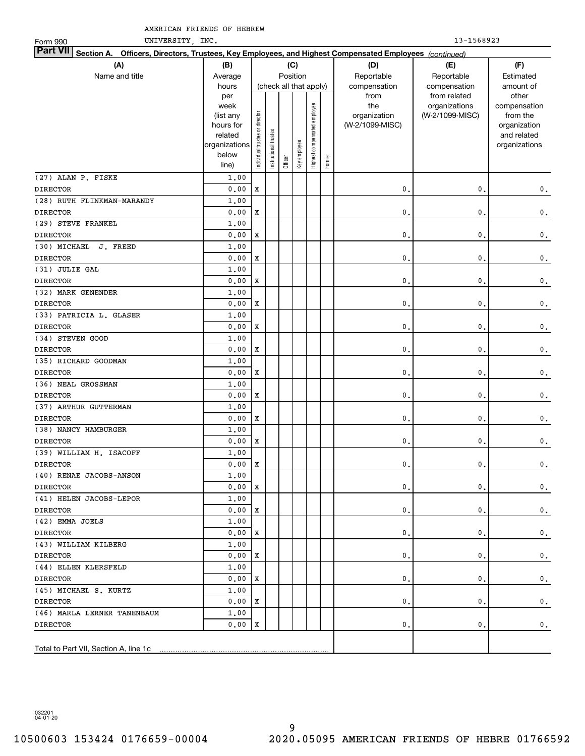AMERICAN FRIENDS OF HEBREW UNIVERSITY, INC.

Form 990 13-1568923

**Part VII Section A. Officers, Directors, Trustees, Key Employees, and Highest Compensated Employees** *(continued)*

| (A) Name and title | (B) Average hours per week (list any hours for related organizations below line) | (C) Position: Individual trustee or director | Institutional trustee | Officer | Key employee | Highest compensated employee | Former | (D) Reportable compensation from the organization (W-2/1099-MISC) | (E) Reportable compensation from related organizations (W-2/1099-MISC) | (F) Estimated amount of other compensation from the organization and related organizations |
|---|---|---|---|---|---|---|---|---|---|---|
| (27) ALAN P. FISKE<br>DIRECTOR | 1.00<br>0.00 | X | | | | | | 0. | 0. | 0. |
| (28) RUTH FLINKMAN-MARANDY<br>DIRECTOR | 1.00<br>0.00 | X | | | | | | 0. | 0. | 0. |
| (29) STEVE FRANKEL<br>DIRECTOR | 1.00<br>0.00 | X | | | | | | 0. | 0. | 0. |
| (30) MICHAEL J. FREED<br>DIRECTOR | 1.00<br>0.00 | X | | | | | | 0. | 0. | 0. |
| (31) JULIE GAL<br>DIRECTOR | 1.00<br>0.00 | X | | | | | | 0. | 0. | 0. |
| (32) MARK GENENDER<br>DIRECTOR | 1.00<br>0.00 | X | | | | | | 0. | 0. | 0. |
| (33) PATRICIA L. GLASER<br>DIRECTOR | 1.00<br>0.00 | X | | | | | | 0. | 0. | 0. |
| (34) STEVEN GOOD<br>DIRECTOR | 1.00<br>0.00 | X | | | | | | 0. | 0. | 0. |
| (35) RICHARD GOODMAN<br>DIRECTOR | 1.00<br>0.00 | X | | | | | | 0. | 0. | 0. |
| (36) NEAL GROSSMAN<br>DIRECTOR | 1.00<br>0.00 | X | | | | | | 0. | 0. | 0. |
| (37) ARTHUR GUTTERMAN<br>DIRECTOR | 1.00<br>0.00 | X | | | | | | 0. | 0. | 0. |
| (38) NANCY HAMBURGER<br>DIRECTOR | 1.00<br>0.00 | X | | | | | | 0. | 0. | 0. |
| (39) WILLIAM H. ISACOFF<br>DIRECTOR | 1.00<br>0.00 | X | | | | | | 0. | 0. | 0. |
| (40) RENAE JACOBS-ANSON<br>DIRECTOR | 1.00<br>0.00 | X | | | | | | 0. | 0. | 0. |
| (41) HELEN JACOBS-LEPOR<br>DIRECTOR | 1.00<br>0.00 | X | | | | | | 0. | 0. | 0. |
| (42) EMMA JOELS<br>DIRECTOR | 1.00<br>0.00 | X | | | | | | 0. | 0. | 0. |
| (43) WILLIAM KILBERG<br>DIRECTOR | 1.00<br>0.00 | X | | | | | | 0. | 0. | 0. |
| (44) ELLEN KLERSFELD<br>DIRECTOR | 1.00<br>0.00 | X | | | | | | 0. | 0. | 0. |
| (45) MICHAEL S. KURTZ<br>DIRECTOR | 1.00<br>0.00 | X | | | | | | 0. | 0. | 0. |
| (46) MARLA LERNER TANENBAUM<br>DIRECTOR | 1.00<br>0.00 | X | | | | | | 0. | 0. | 0. |
| Total to Part VII, Section A, line 1c | | | | | | | | | | |

032201 04-01-20

10500603 153424 0176659-00004 2020.05095 AMERICAN FRIENDS OF HEBRE 01766592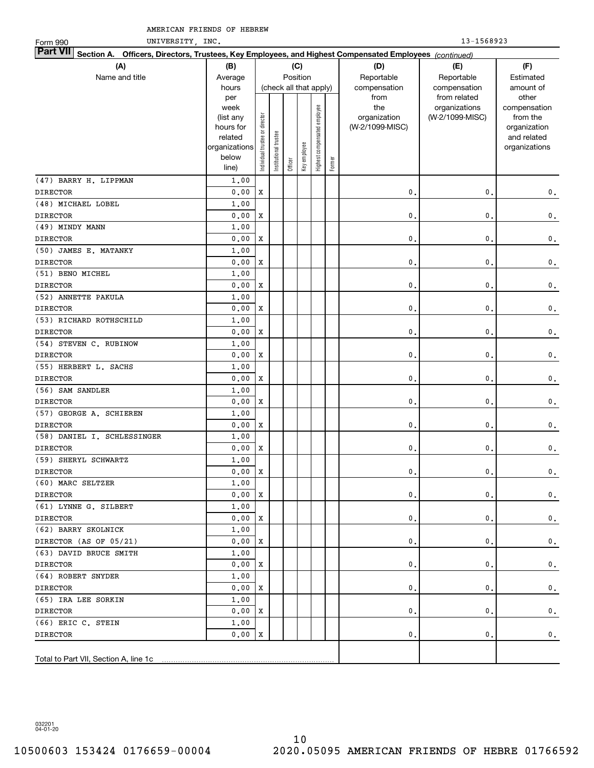AMERICAN FRIENDS OF HEBREW UNIVERSITY, INC. 13-1568923

Form 990

**Part VII Section A. Officers, Directors, Trustees, Key Employees, and Highest Compensated Employees** *(continued)*

| (A) Name and title | (B) Average hours per week (list any hours for related organizations below line) | (C) Position: Individual trustee or director | Institutional trustee | Officer | Key employee | Highest compensated employee | Former | (D) Reportable compensation from the organization (W-2/1099-MISC) | (E) Reportable compensation from related organizations (W-2/1099-MISC) | (F) Estimated amount of other compensation from the organization and related organizations |
|---|---|---|---|---|---|---|---|---|---|---|
| (47) BARRY H. LIPPMAN<br>DIRECTOR | 1.00<br>0.00 | X | | | | | | 0. | 0. | 0. |
| (48) MICHAEL LOBEL<br>DIRECTOR | 1.00<br>0.00 | X | | | | | | 0. | 0. | 0. |
| (49) MINDY MANN<br>DIRECTOR | 1.00<br>0.00 | X | | | | | | 0. | 0. | 0. |
| (50) JAMES E. MATANKY<br>DIRECTOR | 1.00<br>0.00 | X | | | | | | 0. | 0. | 0. |
| (51) BENO MICHEL<br>DIRECTOR | 1.00<br>0.00 | X | | | | | | 0. | 0. | 0. |
| (52) ANNETTE PAKULA<br>DIRECTOR | 1.00<br>0.00 | X | | | | | | 0. | 0. | 0. |
| (53) RICHARD ROTHSCHILD<br>DIRECTOR | 1.00<br>0.00 | X | | | | | | 0. | 0. | 0. |
| (54) STEVEN C. RUBINOW<br>DIRECTOR | 1.00<br>0.00 | X | | | | | | 0. | 0. | 0. |
| (55) HERBERT L. SACHS<br>DIRECTOR | 1.00<br>0.00 | X | | | | | | 0. | 0. | 0. |
| (56) SAM SANDLER<br>DIRECTOR | 1.00<br>0.00 | X | | | | | | 0. | 0. | 0. |
| (57) GEORGE A. SCHIEREN<br>DIRECTOR | 1.00<br>0.00 | X | | | | | | 0. | 0. | 0. |
| (58) DANIEL I. SCHLESSINGER<br>DIRECTOR | 1.00<br>0.00 | X | | | | | | 0. | 0. | 0. |
| (59) SHERYL SCHWARTZ<br>DIRECTOR | 1.00<br>0.00 | X | | | | | | 0. | 0. | 0. |
| (60) MARC SELTZER<br>DIRECTOR | 1.00<br>0.00 | X | | | | | | 0. | 0. | 0. |
| (61) LYNNE G. SILBERT<br>DIRECTOR | 1.00<br>0.00 | X | | | | | | 0. | 0. | 0. |
| (62) BARRY SKOLNICK<br>DIRECTOR (AS OF 05/21) | 1.00<br>0.00 | X | | | | | | 0. | 0. | 0. |
| (63) DAVID BRUCE SMITH<br>DIRECTOR | 1.00<br>0.00 | X | | | | | | 0. | 0. | 0. |
| (64) ROBERT SNYDER<br>DIRECTOR | 1.00<br>0.00 | X | | | | | | 0. | 0. | 0. |
| (65) IRA LEE SORKIN<br>DIRECTOR | 1.00<br>0.00 | X | | | | | | 0. | 0. | 0. |
| (66) ERIC C. STEIN<br>DIRECTOR | 1.00<br>0.00 | X | | | | | | 0. | 0. | 0. |
| Total to Part VII, Section A, line 1c | | | | | | | | | | |

032201 04-01-20

10500603 153424 0176659-00004 2020.05095 AMERICAN FRIENDS OF HEBRE 01766592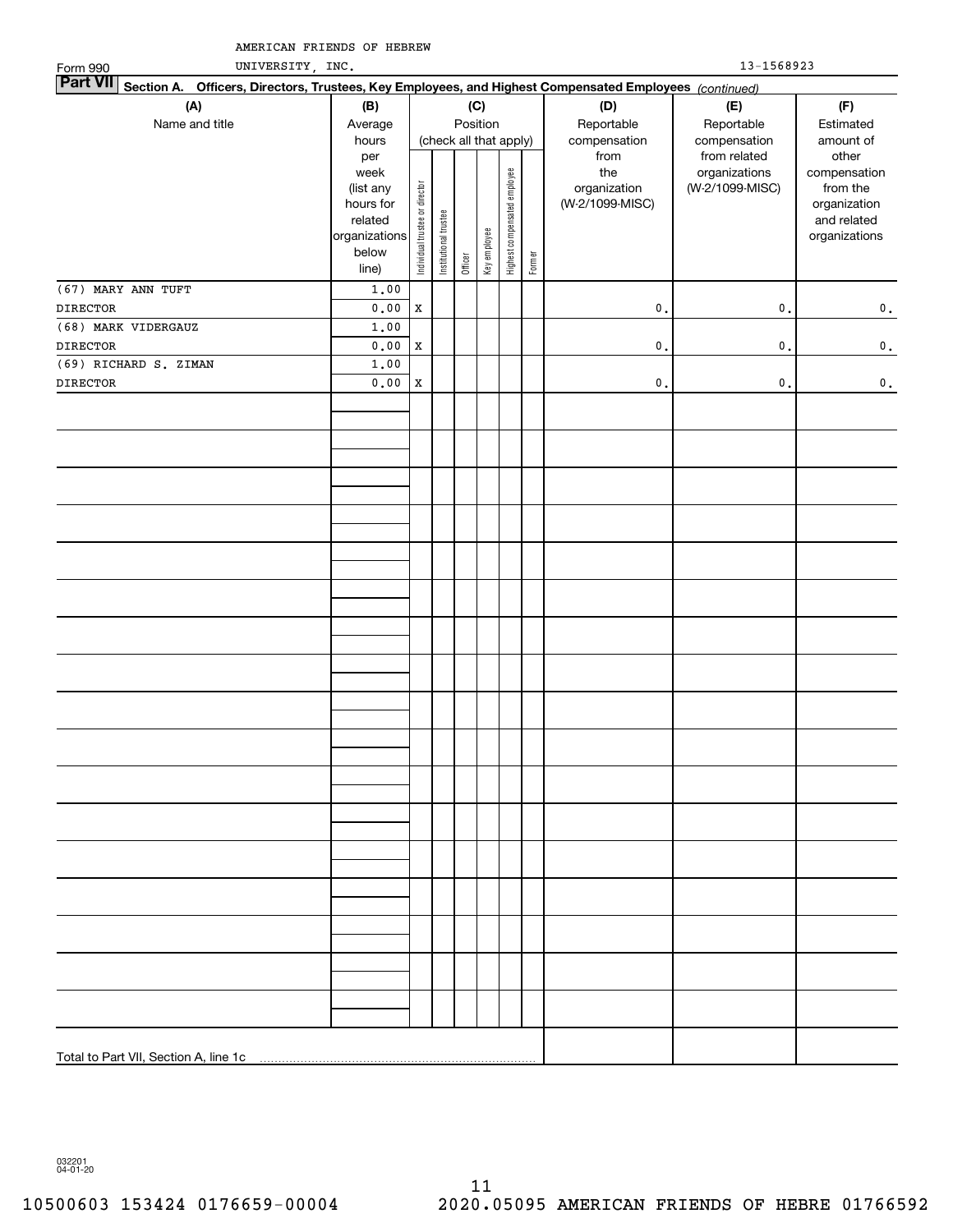AMERICAN FRIENDS OF HEBREW UNIVERSITY, INC.

Form 990 13-1568923

## Part VII Section A. Officers, Directors, Trustees, Key Employees, and Highest Compensated Employees *(continued)*

| (A) Name and title | (B) Average hours per week (list any hours for related organizations below line) | (C) Position (check all that apply): Individual trustee or director | Institutional trustee | Officer | Key employee | Highest compensated employee | Former | (D) Reportable compensation from the organization (W-2/1099-MISC) | (E) Reportable compensation from related organizations (W-2/1099-MISC) | (F) Estimated amount of other compensation from the organization and related organizations |
|---|---|---|---|---|---|---|---|---|---|---|
| (67) MARY ANN TUFT | 1.00 | | | | | | | | | |
| DIRECTOR | 0.00 | X | | | | | | 0. | 0. | 0. |
| (68) MARK VIDERGAUZ | 1.00 | | | | | | | | | |
| DIRECTOR | 0.00 | X | | | | | | 0. | 0. | 0. |
| (69) RICHARD S. ZIMAN | 1.00 | | | | | | | | | |
| DIRECTOR | 0.00 | X | | | | | | 0. | 0. | 0. |
| Total to Part VII, Section A, line 1c | | | | | | | | | | |

032201 04-01-20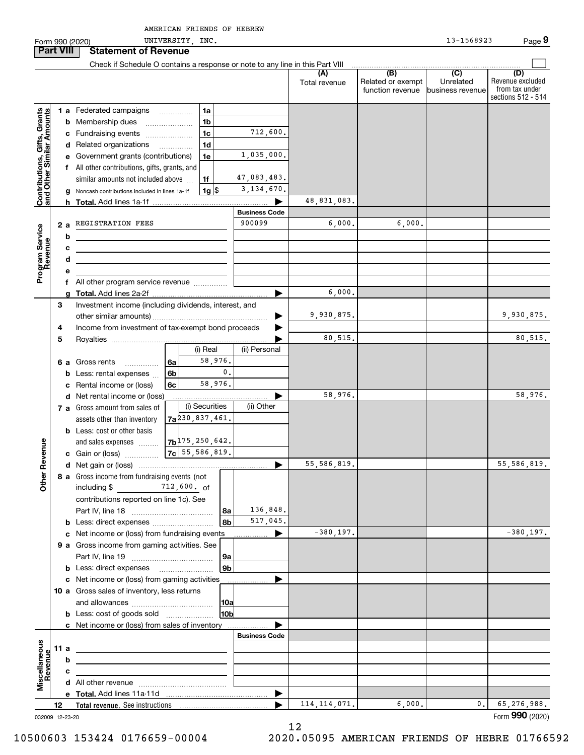AMERICAN FRIENDS OF HEBREW UNIVERSITY, INC.

Form 990 (2020) 13-1568923 Page 9

**Part VIII Statement of Revenue**

Check if Schedule O contains a response or note to any line in this Part VIII

| | | | | (A) Total revenue | (B) Related or exempt function revenue | (C) Unrelated business revenue | (D) Revenue excluded from tax under sections 512 - 514 |
|---|---|---|---|---|---|---|---|
| **Contributions, Gifts, Grants and Other Similar Amounts** | 1 a Federated campaigns | 1a | | | | | |
| | b Membership dues | 1b | | | | | |
| | c Fundraising events | 1c | 712,600. | | | | |
| | d Related organizations | 1d | | | | | |
| | e Government grants (contributions) | 1e | 1,035,000. | | | | |
| | f All other contributions, gifts, grants, and similar amounts not included above | 1f | 47,083,483. | | | | |
| | g Noncash contributions included in lines 1a-1f | 1g $ | 3,134,670. | | | | |
| | h **Total.** Add lines 1a-1f | | | 48,831,083. | | | |
| **Program Service Revenue** | | | Business Code | | | | |
| | 2 a REGISTRATION FEES | | 900099 | 6,000. | 6,000. | | |
| | b | | | | | | |
| | c | | | | | | |
| | d | | | | | | |
| | e | | | | | | |
| | f All other program service revenue | | | | | | |
| | g **Total.** Add lines 2a-2f | | | 6,000. | | | |
| **Other Revenue** | 3 Investment income (including dividends, interest, and other similar amounts) | | | 9,930,875. | | | 9,930,875. |
| | 4 Income from investment of tax-exempt bond proceeds | | | | | | |
| | 5 Royalties | | | 80,515. | | | 80,515. |
| | | (i) Real | (ii) Personal | | | | |
| | 6 a Gross rents (6a) | 58,976. | | | | | |
| | b Less: rental expenses (6b) | 0. | | | | | |
| | c Rental income or (loss) (6c) | 58,976. | | | | | |
| | d Net rental income or (loss) | | | 58,976. | | | 58,976. |
| | | (i) Securities | (ii) Other | | | | |
| | 7 a Gross amount from sales of assets other than inventory (7a) | 230,837,461. | | | | | |
| | b Less: cost or other basis and sales expenses (7b) | 175,250,642. | | | | | |
| | c Gain or (loss) (7c) | 55,586,819. | | | | | |
| | d Net gain or (loss) | | | 55,586,819. | | | 55,586,819. |
| | 8 a Gross income from fundraising events (not including $ 712,600. of contributions reported on line 1c). See Part IV, line 18 | 8a | 136,848. | | | | |
| | b Less: direct expenses | 8b | 517,045. | | | | |
| | c Net income or (loss) from fundraising events | | | -380,197. | | | -380,197. |
| | 9 a Gross income from gaming activities. See Part IV, line 19 | 9a | | | | | |
| | b Less: direct expenses | 9b | | | | | |
| | c Net income or (loss) from gaming activities | | | | | | |
| | 10 a Gross sales of inventory, less returns and allowances | 10a | | | | | |
| | b Less: cost of goods sold | 10b | | | | | |
| | c Net income or (loss) from sales of inventory | | | | | | |
| **Miscellaneous Revenue** | | | Business Code | | | | |
| | 11 a | | | | | | |
| | b | | | | | | |
| | c | | | | | | |
| | d All other revenue | | | | | | |
| | e **Total.** Add lines 11a-11d | | | | | | |
| | 12 **Total revenue.** See instructions | | | 114,114,071. | 6,000. | 0. | 65,276,988. |

032009 12-23-20 Form **990** (2020)

10500603 153424 0176659-00004 2020.05095 AMERICAN FRIENDS OF HEBRE 01766592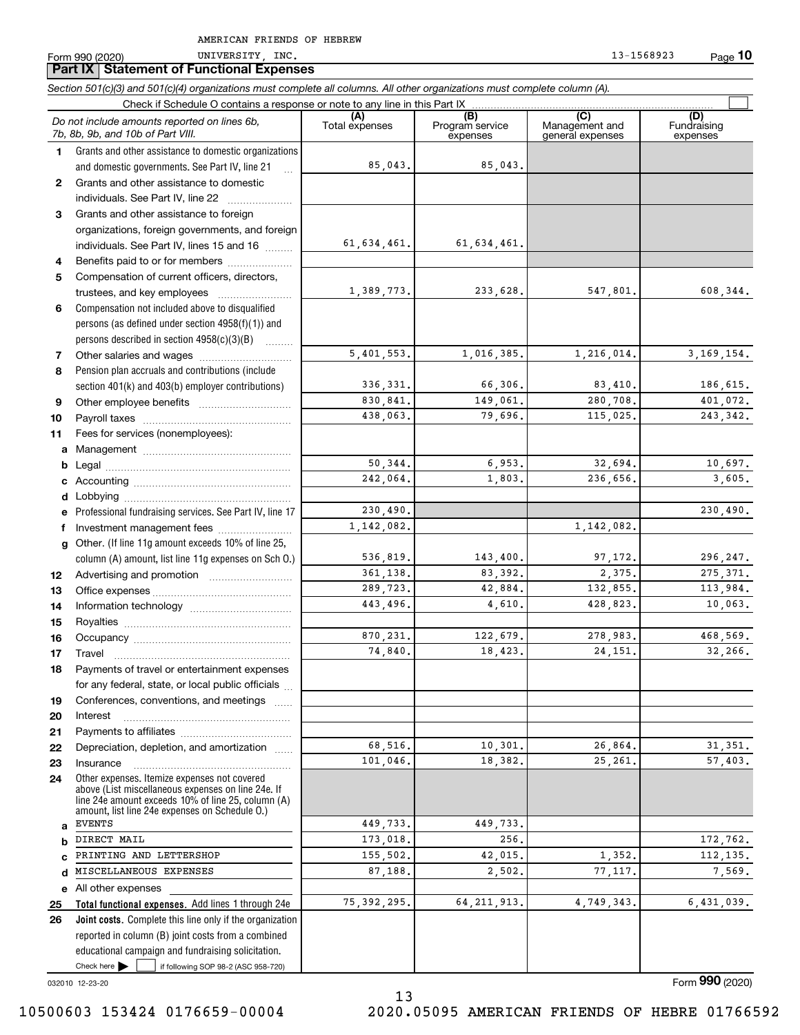AMERICAN FRIENDS OF HEBREW UNIVERSITY, INC. 13-1568923

Form 990 (2020)

## Part IX Statement of Functional Expenses

*Section 501(c)(3) and 501(c)(4) organizations must complete all columns. All other organizations must complete column (A).*

Check if Schedule O contains a response or note to any line in this Part IX ☐

| | Do not include amounts reported on lines 6b, 7b, 8b, 9b, and 10b of Part VIII. | (A) Total expenses | (B) Program service expenses | (C) Management and general expenses | (D) Fundraising expenses |
|---|---|---|---|---|---|
| 1 | Grants and other assistance to domestic organizations and domestic governments. See Part IV, line 21 | 85,043. | 85,043. | | |
| 2 | Grants and other assistance to domestic individuals. See Part IV, line 22 | | | | |
| 3 | Grants and other assistance to foreign organizations, foreign governments, and foreign individuals. See Part IV, lines 15 and 16 | 61,634,461. | 61,634,461. | | |
| 4 | Benefits paid to or for members | | | | |
| 5 | Compensation of current officers, directors, trustees, and key employees | 1,389,773. | 233,628. | 547,801. | 608,344. |
| 6 | Compensation not included above to disqualified persons (as defined under section 4958(f)(1)) and persons described in section 4958(c)(3)(B) | | | | |
| 7 | Other salaries and wages | 5,401,553. | 1,016,385. | 1,216,014. | 3,169,154. |
| 8 | Pension plan accruals and contributions (include section 401(k) and 403(b) employer contributions) | 336,331. | 66,306. | 83,410. | 186,615. |
| 9 | Other employee benefits | 830,841. | 149,061. | 280,708. | 401,072. |
| 10 | Payroll taxes | 438,063. | 79,696. | 115,025. | 243,342. |
| 11 | Fees for services (nonemployees): | | | | |
| a | Management | | | | |
| b | Legal | 50,344. | 6,953. | 32,694. | 10,697. |
| c | Accounting | 242,064. | 1,803. | 236,656. | 3,605. |
| d | Lobbying | | | | |
| e | Professional fundraising services. See Part IV, line 17 | 230,490. | | | 230,490. |
| f | Investment management fees | 1,142,082. | | 1,142,082. | |
| g | Other. (If line 11g amount exceeds 10% of line 25, column (A) amount, list line 11g expenses on Sch O.) | 536,819. | 143,400. | 97,172. | 296,247. |
| 12 | Advertising and promotion | 361,138. | 83,392. | 2,375. | 275,371. |
| 13 | Office expenses | 289,723. | 42,884. | 132,855. | 113,984. |
| 14 | Information technology | 443,496. | 4,610. | 428,823. | 10,063. |
| 15 | Royalties | | | | |
| 16 | Occupancy | 870,231. | 122,679. | 278,983. | 468,569. |
| 17 | Travel | 74,840. | 18,423. | 24,151. | 32,266. |
| 18 | Payments of travel or entertainment expenses for any federal, state, or local public officials | | | | |
| 19 | Conferences, conventions, and meetings | | | | |
| 20 | Interest | | | | |
| 21 | Payments to affiliates | | | | |
| 22 | Depreciation, depletion, and amortization | 68,516. | 10,301. | 26,864. | 31,351. |
| 23 | Insurance | 101,046. | 18,382. | 25,261. | 57,403. |
| 24 | Other expenses. Itemize expenses not covered above (List miscellaneous expenses on line 24e. If line 24e amount exceeds 10% of line 25, column (A) amount, list line 24e expenses on Schedule O.) | | | | |
| a | EVENTS | 449,733. | 449,733. | | |
| b | DIRECT MAIL | 173,018. | 256. | | 172,762. |
| c | PRINTING AND LETTERSHOP | 155,502. | 42,015. | 1,352. | 112,135. |
| d | MISCELLANEOUS EXPENSES | 87,188. | 2,502. | 77,117. | 7,569. |
| e | All other expenses | | | | |
| 25 | **Total functional expenses.** Add lines 1 through 24e | 75,392,295. | 64,211,913. | 4,749,343. | 6,431,039. |
| 26 | **Joint costs.** Complete this line only if the organization reported in column (B) joint costs from a combined educational campaign and fundraising solicitation. Check here ☐ if following SOP 98-2 (ASC 958-720) | | | | |

032010 12-23-20

Form **990** (2020)

10500603 153424 0176659-00004 2020.05095 AMERICAN FRIENDS OF HEBRE 01766592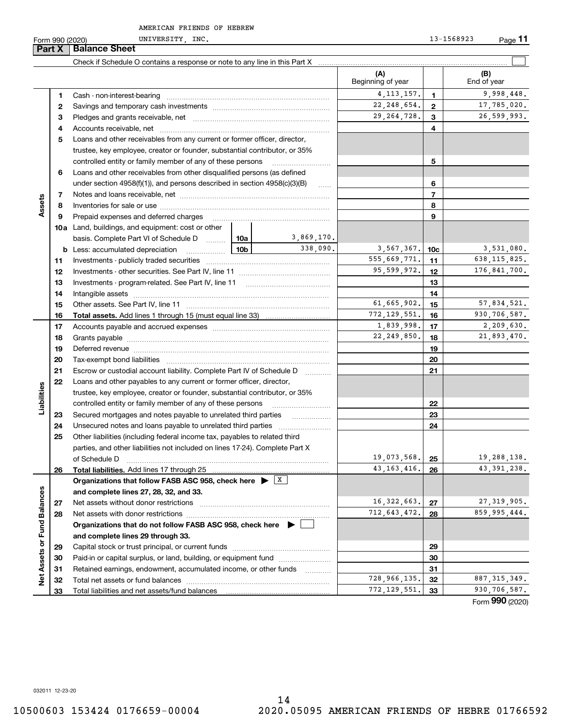AMERICAN FRIENDS OF HEBREW UNIVERSITY, INC. 13-1568923

Form 990 (2020)

## Part X Balance Sheet

Check if Schedule O contains a response or note to any line in this Part X ☐

| | | | (A) Beginning of year | | (B) End of year |
|---|---|---|---|---|---|
| **Assets** | 1 | Cash - non-interest-bearing | 4,113,157. | 1 | 9,998,448. |
| | 2 | Savings and temporary cash investments | 22,248,654. | 2 | 17,785,020. |
| | 3 | Pledges and grants receivable, net | 29,264,728. | 3 | 26,599,993. |
| | 4 | Accounts receivable, net | | 4 | |
| | 5 | Loans and other receivables from any current or former officer, director, trustee, key employee, creator or founder, substantial contributor, or 35% controlled entity or family member of any of these persons | | 5 | |
| | 6 | Loans and other receivables from other disqualified persons (as defined under section 4958(f)(1)), and persons described in section 4958(c)(3)(B) | | 6 | |
| | 7 | Notes and loans receivable, net | | 7 | |
| | 8 | Inventories for sale or use | | 8 | |
| | 9 | Prepaid expenses and deferred charges | | 9 | |
| | 10a | Land, buildings, and equipment: cost or other basis. Complete Part VI of Schedule D — 10a: 3,869,170. | | | |
| | b | Less: accumulated depreciation — 10b: 338,090. | 3,567,367. | 10c | 3,531,080. |
| | 11 | Investments - publicly traded securities | 555,669,771. | 11 | 638,115,825. |
| | 12 | Investments - other securities. See Part IV, line 11 | 95,599,972. | 12 | 176,841,700. |
| | 13 | Investments - program-related. See Part IV, line 11 | | 13 | |
| | 14 | Intangible assets | | 14 | |
| | 15 | Other assets. See Part IV, line 11 | 61,665,902. | 15 | 57,834,521. |
| | 16 | **Total assets.** Add lines 1 through 15 (must equal line 33) | 772,129,551. | 16 | 930,706,587. |
| **Liabilities** | 17 | Accounts payable and accrued expenses | 1,839,998. | 17 | 2,209,630. |
| | 18 | Grants payable | 22,249,850. | 18 | 21,893,470. |
| | 19 | Deferred revenue | | 19 | |
| | 20 | Tax-exempt bond liabilities | | 20 | |
| | 21 | Escrow or custodial account liability. Complete Part IV of Schedule D | | 21 | |
| | 22 | Loans and other payables to any current or former officer, director, trustee, key employee, creator or founder, substantial contributor, or 35% controlled entity or family member of any of these persons | | 22 | |
| | 23 | Secured mortgages and notes payable to unrelated third parties | | 23 | |
| | 24 | Unsecured notes and loans payable to unrelated third parties | | 24 | |
| | 25 | Other liabilities (including federal income tax, payables to related third parties, and other liabilities not included on lines 17-24). Complete Part X of Schedule D | 19,073,568. | 25 | 19,288,138. |
| | 26 | **Total liabilities.** Add lines 17 through 25 | 43,163,416. | 26 | 43,391,238. |
| **Net Assets or Fund Balances** | | **Organizations that follow FASB ASC 958, check here ▶ ☒ and complete lines 27, 28, 32, and 33.** | | | |
| | 27 | Net assets without donor restrictions | 16,322,663. | 27 | 27,319,905. |
| | 28 | Net assets with donor restrictions | 712,643,472. | 28 | 859,995,444. |
| | | **Organizations that do not follow FASB ASC 958, check here ▶ ☐ and complete lines 29 through 33.** | | | |
| | 29 | Capital stock or trust principal, or current funds | | 29 | |
| | 30 | Paid-in or capital surplus, or land, building, or equipment fund | | 30 | |
| | 31 | Retained earnings, endowment, accumulated income, or other funds | | 31 | |
| | 32 | Total net assets or fund balances | 728,966,135. | 32 | 887,315,349. |
| | 33 | Total liabilities and net assets/fund balances | 772,129,551. | 33 | 930,706,587. |

Form **990** (2020)

032011 12-23-20

10500603 153424 0176659-00004 2020.05095 AMERICAN FRIENDS OF HEBRE 01766592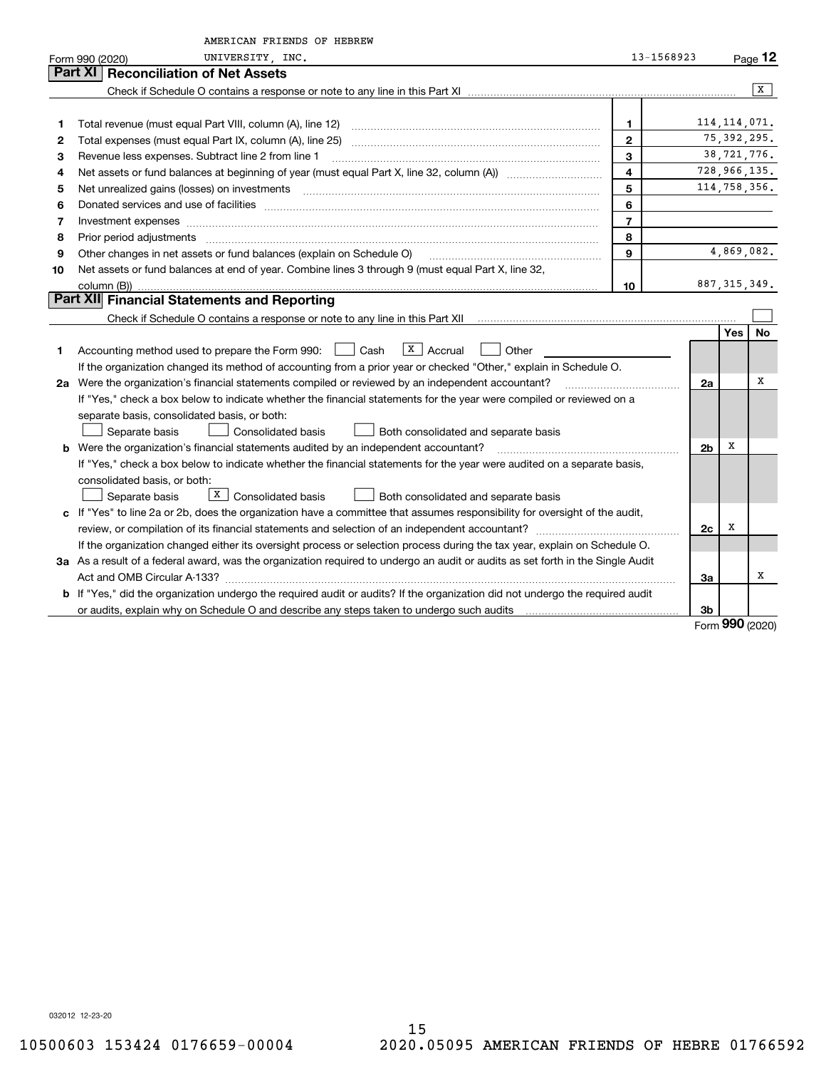AMERICAN FRIENDS OF HEBREW UNIVERSITY, INC. 13-1568923

Form 990 (2020)

## Part XI Reconciliation of Net Assets

Check if Schedule O contains a response or note to any line in this Part XI .......... [X]

| | | | |
|---|---|---|---|
| 1 | Total revenue (must equal Part VIII, column (A), line 12) | 1 | 114,114,071. |
| 2 | Total expenses (must equal Part IX, column (A), line 25) | 2 | 75,392,295. |
| 3 | Revenue less expenses. Subtract line 2 from line 1 | 3 | 38,721,776. |
| 4 | Net assets or fund balances at beginning of year (must equal Part X, line 32, column (A)) | 4 | 728,966,135. |
| 5 | Net unrealized gains (losses) on investments | 5 | 114,758,356. |
| 6 | Donated services and use of facilities | 6 | |
| 7 | Investment expenses | 7 | |
| 8 | Prior period adjustments | 8 | |
| 9 | Other changes in net assets or fund balances (explain on Schedule O) | 9 | 4,869,082. |
| 10 | Net assets or fund balances at end of year. Combine lines 3 through 9 (must equal Part X, line 32, column (B)) | 10 | 887,315,349. |

## Part XII Financial Statements and Reporting

Check if Schedule O contains a response or note to any line in this Part XII .......... [ ]

| | | | Yes | No |
|---|---|---|---|---|
| 1 | Accounting method used to prepare the Form 990: [ ] Cash [X] Accrual [ ] Other<br>If the organization changed its method of accounting from a prior year or checked "Other," explain in Schedule O. | | | |
| 2a | Were the organization's financial statements compiled or reviewed by an independent accountant?<br>If "Yes," check a box below to indicate whether the financial statements for the year were compiled or reviewed on a separate basis, consolidated basis, or both:<br>[ ] Separate basis [ ] Consolidated basis [ ] Both consolidated and separate basis | 2a | | X |
| b | Were the organization's financial statements audited by an independent accountant?<br>If "Yes," check a box below to indicate whether the financial statements for the year were audited on a separate basis, consolidated basis, or both:<br>[ ] Separate basis [X] Consolidated basis [ ] Both consolidated and separate basis | 2b | X | |
| c | If "Yes" to line 2a or 2b, does the organization have a committee that assumes responsibility for oversight of the audit, review, or compilation of its financial statements and selection of an independent accountant?<br>If the organization changed either its oversight process or selection process during the tax year, explain on Schedule O. | 2c | X | |
| 3a | As a result of a federal award, was the organization required to undergo an audit or audits as set forth in the Single Audit Act and OMB Circular A-133? | 3a | | X |
| b | If "Yes," did the organization undergo the required audit or audits? If the organization did not undergo the required audit or audits, explain why on Schedule O and describe any steps taken to undergo such audits | 3b | | |

Form **990** (2020)

032012 12-23-20

10500603 153424 0176659-00004 2020.05095 AMERICAN FRIENDS OF HEBRE 01766592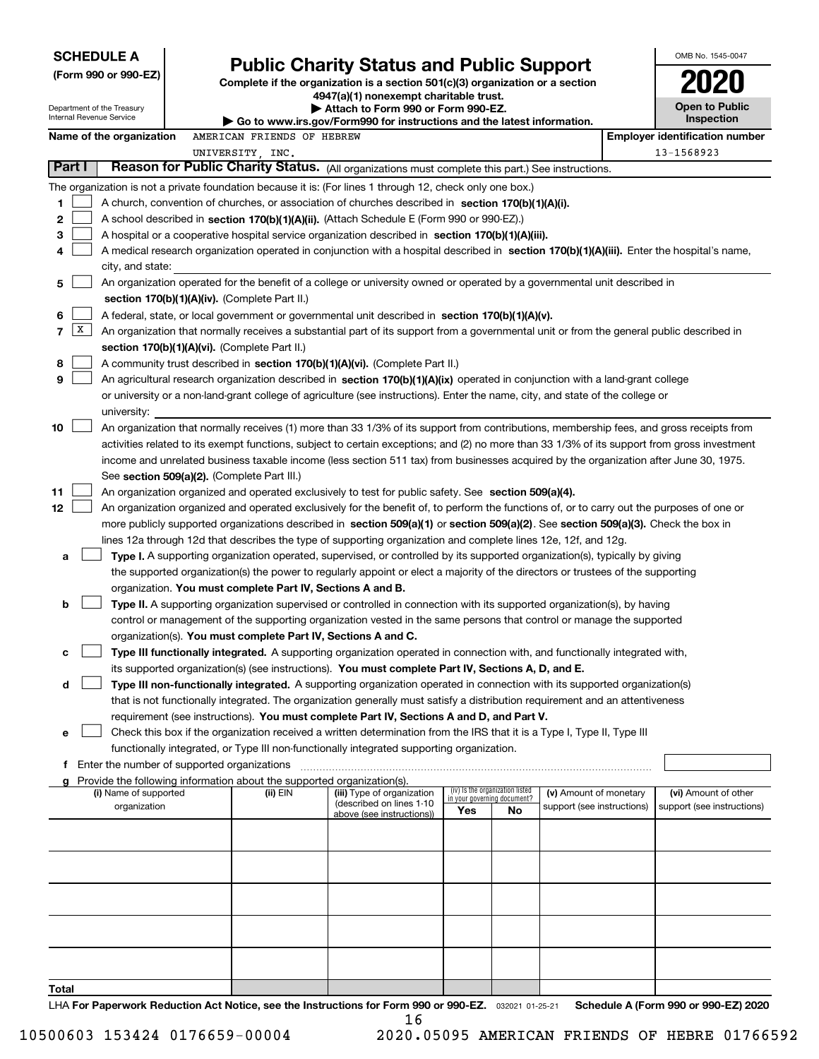**SCHEDULE A**
**(Form 990 or 990-EZ)**

Department of the Treasury
Internal Revenue Service

# Public Charity Status and Public Support

**Complete if the organization is a section 501(c)(3) organization or a section 4947(a)(1) nonexempt charitable trust.**
**▶ Attach to Form 990 or Form 990-EZ.**
**▶ Go to www.irs.gov/Form990 for instructions and the latest information.**

OMB No. 1545-0047

**2020**

**Open to Public Inspection**

**Name of the organization** AMERICAN FRIENDS OF HEBREW UNIVERSITY, INC.

**Employer identification number** 13-1568923

## Part I — Reason for Public Charity Status. (All organizations must complete this part.) See instructions.

The organization is not a private foundation because it is: (For lines 1 through 12, check only one box.)

1. [ ] A church, convention of churches, or association of churches described in **section 170(b)(1)(A)(i).**
2. [ ] A school described in **section 170(b)(1)(A)(ii).** (Attach Schedule E (Form 990 or 990-EZ).)
3. [ ] A hospital or a cooperative hospital service organization described in **section 170(b)(1)(A)(iii).**
4. [ ] A medical research organization operated in conjunction with a hospital described in **section 170(b)(1)(A)(iii).** Enter the hospital's name, city, and state:
5. [ ] An organization operated for the benefit of a college or university owned or operated by a governmental unit described in **section 170(b)(1)(A)(iv).** (Complete Part II.)
6. [ ] A federal, state, or local government or governmental unit described in **section 170(b)(1)(A)(v).**
7. [X] An organization that normally receives a substantial part of its support from a governmental unit or from the general public described in **section 170(b)(1)(A)(vi).** (Complete Part II.)
8. [ ] A community trust described in **section 170(b)(1)(A)(vi).** (Complete Part II.)
9. [ ] An agricultural research organization described in **section 170(b)(1)(A)(ix)** operated in conjunction with a land-grant college or university or a non-land-grant college of agriculture (see instructions). Enter the name, city, and state of the college or university:
10. [ ] An organization that normally receives (1) more than 33 1/3% of its support from contributions, membership fees, and gross receipts from activities related to its exempt functions, subject to certain exceptions; and (2) no more than 33 1/3% of its support from gross investment income and unrelated business taxable income (less section 511 tax) from businesses acquired by the organization after June 30, 1975. See **section 509(a)(2).** (Complete Part III.)
11. [ ] An organization organized and operated exclusively to test for public safety. See **section 509(a)(4).**
12. [ ] An organization organized and operated exclusively for the benefit of, to perform the functions of, or to carry out the purposes of one or more publicly supported organizations described in **section 509(a)(1)** or **section 509(a)(2).** See **section 509(a)(3).** Check the box in lines 12a through 12d that describes the type of supporting organization and complete lines 12e, 12f, and 12g.
   - **a** [ ] **Type I.** A supporting organization operated, supervised, or controlled by its supported organization(s), typically by giving the supported organization(s) the power to regularly appoint or elect a majority of the directors or trustees of the supporting organization. **You must complete Part IV, Sections A and B.**
   - **b** [ ] **Type II.** A supporting organization supervised or controlled in connection with its supported organization(s), by having control or management of the supporting organization vested in the same persons that control or manage the supported organization(s). **You must complete Part IV, Sections A and C.**
   - **c** [ ] **Type III functionally integrated.** A supporting organization operated in connection with, and functionally integrated with, its supported organization(s) (see instructions). **You must complete Part IV, Sections A, D, and E.**
   - **d** [ ] **Type III non-functionally integrated.** A supporting organization operated in connection with its supported organization(s) that is not functionally integrated. The organization generally must satisfy a distribution requirement and an attentiveness requirement (see instructions). **You must complete Part IV, Sections A and D, and Part V.**
   - **e** [ ] Check this box if the organization received a written determination from the IRS that it is a Type I, Type II, Type III functionally integrated, or Type III non-functionally integrated supporting organization.
   - **f** Enter the number of supported organizations
   - **g** Provide the following information about the supported organization(s).

| (i) Name of supported organization | (ii) EIN | (iii) Type of organization (described on lines 1-10 above (see instructions)) | (iv) Is the organization listed in your governing document? Yes | No | (v) Amount of monetary support (see instructions) | (vi) Amount of other support (see instructions) |
|---|---|---|---|---|---|---|
| | | | | | | |
| | | | | | | |
| | | | | | | |
| | | | | | | |
| | | | | | | |
| **Total** | | | | | | |

LHA **For Paperwork Reduction Act Notice, see the Instructions for Form 990 or 990-EZ.** 032021 01-25-21 **Schedule A (Form 990 or 990-EZ) 2020**

10500603 153424 0176659-00004 2020.05095 AMERICAN FRIENDS OF HEBRE 01766592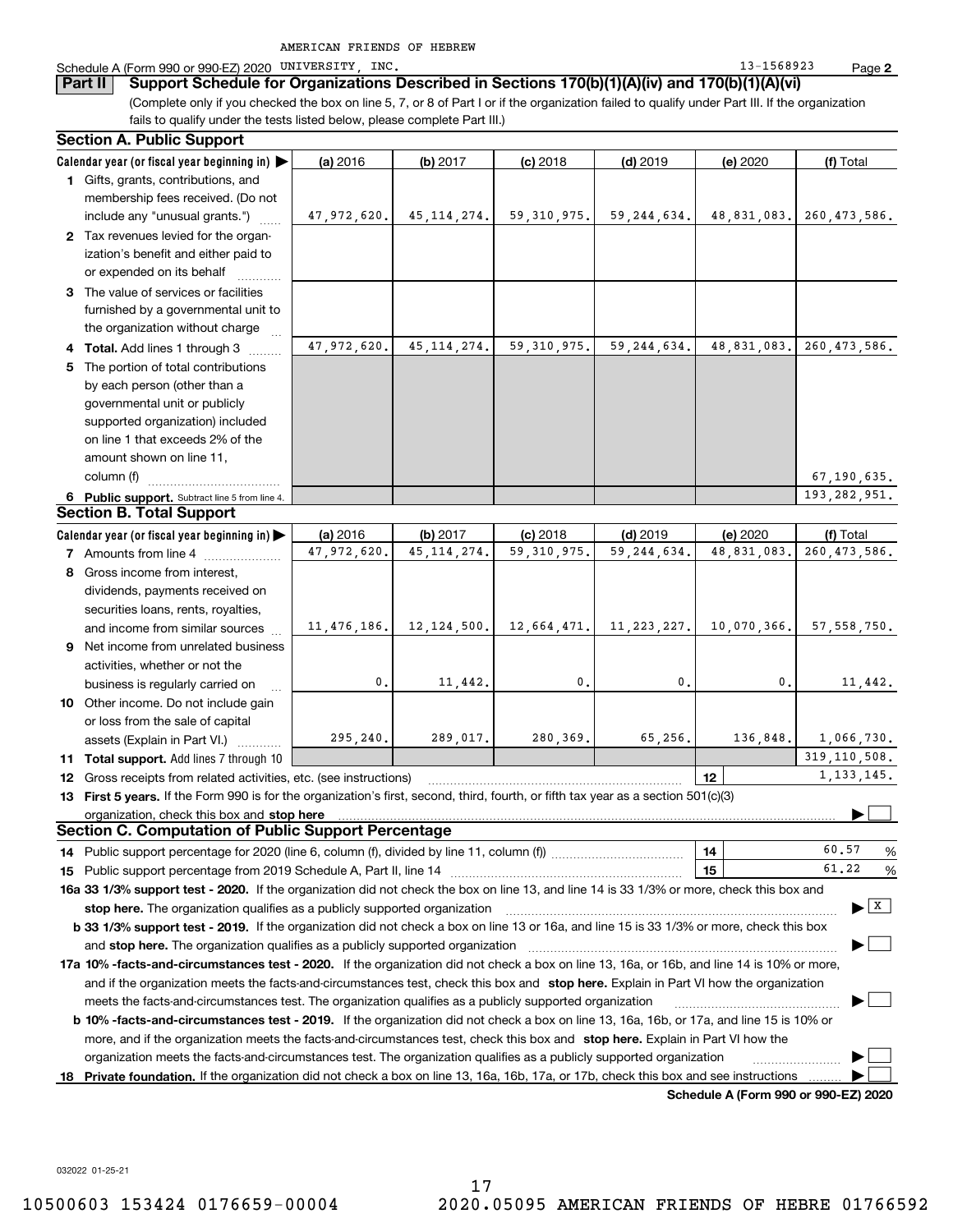AMERICAN FRIENDS OF HEBREW

Schedule A (Form 990 or 990-EZ) 2020 UNIVERSITY, INC. 13-1568923 Page **2**

## Part II Support Schedule for Organizations Described in Sections 170(b)(1)(A)(iv) and 170(b)(1)(A)(vi)

(Complete only if you checked the box on line 5, 7, or 8 of Part I or if the organization failed to qualify under Part III. If the organization fails to qualify under the tests listed below, please complete Part III.)

### Section A. Public Support

| Calendar year (or fiscal year beginning in) ▶ | (a) 2016 | (b) 2017 | (c) 2018 | (d) 2019 | (e) 2020 | (f) Total |
|---|---|---|---|---|---|---|
| **1** Gifts, grants, contributions, and membership fees received. (Do not include any "unusual grants.") | 47,972,620. | 45,114,274. | 59,310,975. | 59,244,634. | 48,831,083. | 260,473,586. |
| **2** Tax revenues levied for the organization's benefit and either paid to or expended on its behalf | | | | | | |
| **3** The value of services or facilities furnished by a governmental unit to the organization without charge | | | | | | |
| **4 Total.** Add lines 1 through 3 | 47,972,620. | 45,114,274. | 59,310,975. | 59,244,634. | 48,831,083. | 260,473,586. |
| **5** The portion of total contributions by each person (other than a governmental unit or publicly supported organization) included on line 1 that exceeds 2% of the amount shown on line 11, column (f) | | | | | | 67,190,635. |
| **6 Public support.** Subtract line 5 from line 4. | | | | | | 193,282,951. |

### Section B. Total Support

| Calendar year (or fiscal year beginning in) ▶ | (a) 2016 | (b) 2017 | (c) 2018 | (d) 2019 | (e) 2020 | (f) Total |
|---|---|---|---|---|---|---|
| **7** Amounts from line 4 | 47,972,620. | 45,114,274. | 59,310,975. | 59,244,634. | 48,831,083. | 260,473,586. |
| **8** Gross income from interest, dividends, payments received on securities loans, rents, royalties, and income from similar sources | 11,476,186. | 12,124,500. | 12,664,471. | 11,223,227. | 10,070,366. | 57,558,750. |
| **9** Net income from unrelated business activities, whether or not the business is regularly carried on | 0. | 11,442. | 0. | 0. | 0. | 11,442. |
| **10** Other income. Do not include gain or loss from the sale of capital assets (Explain in Part VI.) | 295,240. | 289,017. | 280,369. | 65,256. | 136,848. | 1,066,730. |
| **11 Total support.** Add lines 7 through 10 | | | | | | 319,110,508. |

**12** Gross receipts from related activities, etc. (see instructions) — **12** — 1,133,145.

**13 First 5 years.** If the Form 990 is for the organization's first, second, third, fourth, or fifth tax year as a section 501(c)(3) organization, check this box and **stop here** ▶ ☐

### Section C. Computation of Public Support Percentage

**14** Public support percentage for 2020 (line 6, column (f), divided by line 11, column (f)) — **14** — 60.57 %

**15** Public support percentage from 2019 Schedule A, Part II, line 14 — **15** — 61.22 %

**16a 33 1/3% support test - 2020.** If the organization did not check the box on line 13, and line 14 is 33 1/3% or more, check this box and **stop here.** The organization qualifies as a publicly supported organization ▶ ☒

**b 33 1/3% support test - 2019.** If the organization did not check a box on line 13 or 16a, and line 15 is 33 1/3% or more, check this box and **stop here.** The organization qualifies as a publicly supported organization ▶ ☐

**17a 10% -facts-and-circumstances test - 2020.** If the organization did not check a box on line 13, 16a, or 16b, and line 14 is 10% or more, and if the organization meets the facts-and-circumstances test, check this box and **stop here.** Explain in Part VI how the organization meets the facts-and-circumstances test. The organization qualifies as a publicly supported organization ▶ ☐

**b 10% -facts-and-circumstances test - 2019.** If the organization did not check a box on line 13, 16a, 16b, or 17a, and line 15 is 10% or more, and if the organization meets the facts-and-circumstances test, check this box and **stop here.** Explain in Part VI how the organization meets the facts-and-circumstances test. The organization qualifies as a publicly supported organization ▶ ☐

**18 Private foundation.** If the organization did not check a box on line 13, 16a, 16b, 17a, or 17b, check this box and see instructions ▶ ☐

**Schedule A (Form 990 or 990-EZ) 2020**

032022 01-25-21

10500603 153424 0176659-00004 2020.05095 AMERICAN FRIENDS OF HEBRE 01766592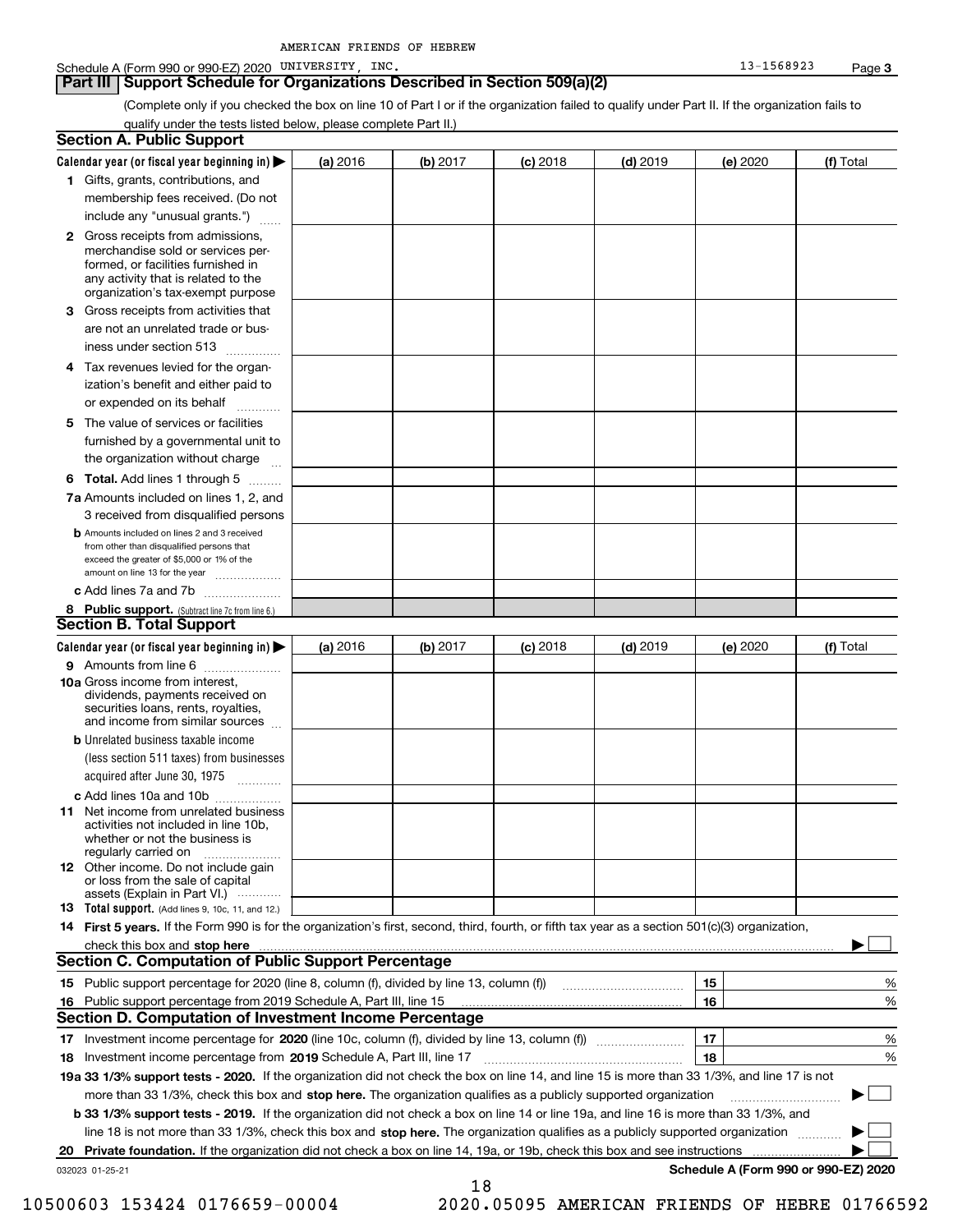AMERICAN FRIENDS OF HEBREW

Schedule A (Form 990 or 990-EZ) 2020 UNIVERSITY, INC. 13-1568923 Page **3**

## Part III Support Schedule for Organizations Described in Section 509(a)(2)

(Complete only if you checked the box on line 10 of Part I or if the organization failed to qualify under Part II. If the organization fails to qualify under the tests listed below, please complete Part II.)

### Section A. Public Support

| Calendar year (or fiscal year beginning in) ▶ | (a) 2016 | (b) 2017 | (c) 2018 | (d) 2019 | (e) 2020 | (f) Total |
|---|---|---|---|---|---|---|
| **1** Gifts, grants, contributions, and membership fees received. (Do not include any "unusual grants.") | | | | | | |
| **2** Gross receipts from admissions, merchandise sold or services performed, or facilities furnished in any activity that is related to the organization's tax-exempt purpose | | | | | | |
| **3** Gross receipts from activities that are not an unrelated trade or business under section 513 | | | | | | |
| **4** Tax revenues levied for the organization's benefit and either paid to or expended on its behalf | | | | | | |
| **5** The value of services or facilities furnished by a governmental unit to the organization without charge | | | | | | |
| **6 Total.** Add lines 1 through 5 | | | | | | |
| **7a** Amounts included on lines 1, 2, and 3 received from disqualified persons | | | | | | |
| **b** Amounts included on lines 2 and 3 received from other than disqualified persons that exceed the greater of $5,000 or 1% of the amount on line 13 for the year | | | | | | |
| **c** Add lines 7a and 7b | | | | | | |
| **8 Public support.** (Subtract line 7c from line 6.) | | | | | | |

### Section B. Total Support

| Calendar year (or fiscal year beginning in) ▶ | (a) 2016 | (b) 2017 | (c) 2018 | (d) 2019 | (e) 2020 | (f) Total |
|---|---|---|---|---|---|---|
| **9** Amounts from line 6 | | | | | | |
| **10a** Gross income from interest, dividends, payments received on securities loans, rents, royalties, and income from similar sources | | | | | | |
| **b** Unrelated business taxable income (less section 511 taxes) from businesses acquired after June 30, 1975 | | | | | | |
| **c** Add lines 10a and 10b | | | | | | |
| **11** Net income from unrelated business activities not included in line 10b, whether or not the business is regularly carried on | | | | | | |
| **12** Other income. Do not include gain or loss from the sale of capital assets (Explain in Part VI.) | | | | | | |
| **13 Total support.** (Add lines 9, 10c, 11, and 12.) | | | | | | |

**14 First 5 years.** If the Form 990 is for the organization's first, second, third, fourth, or fifth tax year as a section 501(c)(3) organization, check this box and **stop here** ▶ ☐

### Section C. Computation of Public Support Percentage

| | | | |
|---|---|---|---|
| **15** | Public support percentage for 2020 (line 8, column (f), divided by line 13, column (f)) | **15** | % |
| **16** | Public support percentage from 2019 Schedule A, Part III, line 15 | **16** | % |

### Section D. Computation of Investment Income Percentage

| | | | |
|---|---|---|---|
| **17** | Investment income percentage for **2020** (line 10c, column (f), divided by line 13, column (f)) | **17** | % |
| **18** | Investment income percentage from **2019** Schedule A, Part III, line 17 | **18** | % |

**19a 33 1/3% support tests - 2020.** If the organization did not check the box on line 14, and line 15 is more than 33 1/3%, and line 17 is not more than 33 1/3%, check this box and **stop here.** The organization qualifies as a publicly supported organization ▶ ☐

**b 33 1/3% support tests - 2019.** If the organization did not check a box on line 14 or line 19a, and line 16 is more than 33 1/3%, and line 18 is not more than 33 1/3%, check this box and **stop here.** The organization qualifies as a publicly supported organization ▶ ☐

**20 Private foundation.** If the organization did not check a box on line 14, 19a, or 19b, check this box and see instructions ▶ ☐

032023 01-25-21 **Schedule A (Form 990 or 990-EZ) 2020**

10500603 153424 0176659-00004 2020.05095 AMERICAN FRIENDS OF HEBRE 01766592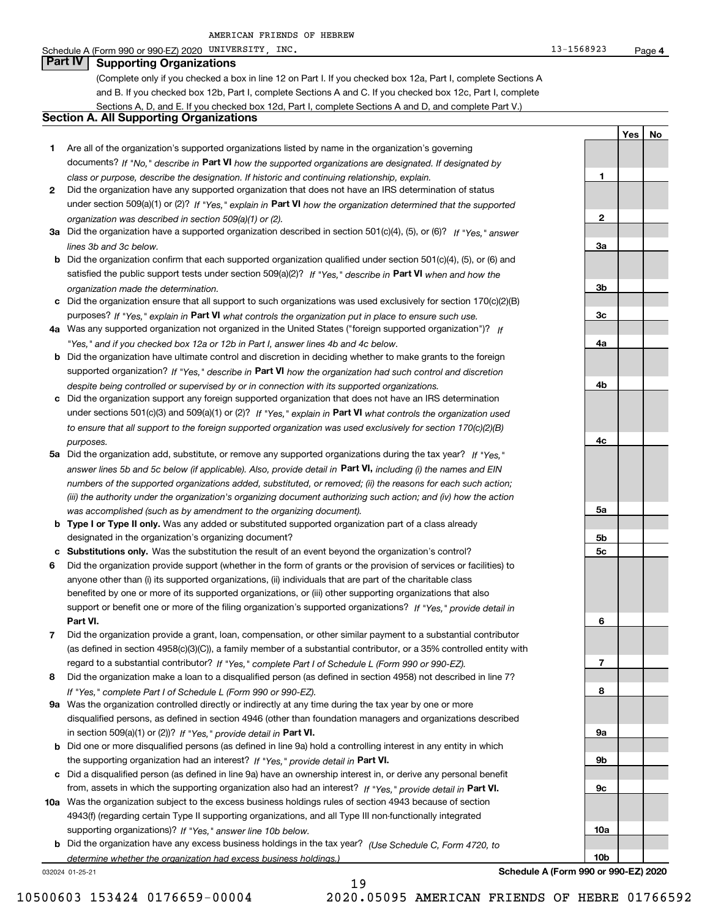AMERICAN FRIENDS OF HEBREW

Schedule A (Form 990 or 990-EZ) 2020 UNIVERSITY, INC. 13-1568923 Page 4

## Part IV Supporting Organizations

(Complete only if you checked a box in line 12 on Part I. If you checked box 12a, Part I, complete Sections A and B. If you checked box 12b, Part I, complete Sections A and C. If you checked box 12c, Part I, complete Sections A, D, and E. If you checked box 12d, Part I, complete Sections A and D, and complete Part V.)

### Section A. All Supporting Organizations

| | | | Yes | No |
|---|---|---|---|---|
| **1** | Are all of the organization's supported organizations listed by name in the organization's governing documents? *If "No," describe in* **Part VI** *how the supported organizations are designated. If designated by class or purpose, describe the designation. If historic and continuing relationship, explain.* | 1 | | |
| **2** | Did the organization have any supported organization that does not have an IRS determination of status under section 509(a)(1) or (2)? *If "Yes," explain in* **Part VI** *how the organization determined that the supported organization was described in section 509(a)(1) or (2).* | 2 | | |
| **3a** | Did the organization have a supported organization described in section 501(c)(4), (5), or (6)? *If "Yes," answer lines 3b and 3c below.* | 3a | | |
| **b** | Did the organization confirm that each supported organization qualified under section 501(c)(4), (5), or (6) and satisfied the public support tests under section 509(a)(2)? *If "Yes," describe in* **Part VI** *when and how the organization made the determination.* | 3b | | |
| **c** | Did the organization ensure that all support to such organizations was used exclusively for section 170(c)(2)(B) purposes? *If "Yes," explain in* **Part VI** *what controls the organization put in place to ensure such use.* | 3c | | |
| **4a** | Was any supported organization not organized in the United States ("foreign supported organization")? *If "Yes," and if you checked box 12a or 12b in Part I, answer lines 4b and 4c below.* | 4a | | |
| **b** | Did the organization have ultimate control and discretion in deciding whether to make grants to the foreign supported organization? *If "Yes," describe in* **Part VI** *how the organization had such control and discretion despite being controlled or supervised by or in connection with its supported organizations.* | 4b | | |
| **c** | Did the organization support any foreign supported organization that does not have an IRS determination under sections 501(c)(3) and 509(a)(1) or (2)? *If "Yes," explain in* **Part VI** *what controls the organization used to ensure that all support to the foreign supported organization was used exclusively for section 170(c)(2)(B) purposes.* | 4c | | |
| **5a** | Did the organization add, substitute, or remove any supported organizations during the tax year? *If "Yes," answer lines 5b and 5c below (if applicable). Also, provide detail in* **Part VI,** *including (i) the names and EIN numbers of the supported organizations added, substituted, or removed; (ii) the reasons for each such action; (iii) the authority under the organization's organizing document authorizing such action; and (iv) how the action was accomplished (such as by amendment to the organizing document).* | 5a | | |
| **b** | **Type I or Type II only.** Was any added or substituted supported organization part of a class already designated in the organization's organizing document? | 5b | | |
| **c** | **Substitutions only.** Was the substitution the result of an event beyond the organization's control? | 5c | | |
| **6** | Did the organization provide support (whether in the form of grants or the provision of services or facilities) to anyone other than (i) its supported organizations, (ii) individuals that are part of the charitable class benefited by one or more of its supported organizations, or (iii) other supporting organizations that also support or benefit one or more of the filing organization's supported organizations? *If "Yes," provide detail in* **Part VI.** | 6 | | |
| **7** | Did the organization provide a grant, loan, compensation, or other similar payment to a substantial contributor (as defined in section 4958(c)(3)(C)), a family member of a substantial contributor, or a 35% controlled entity with regard to a substantial contributor? *If "Yes," complete Part I of Schedule L (Form 990 or 990-EZ).* | 7 | | |
| **8** | Did the organization make a loan to a disqualified person (as defined in section 4958) not described in line 7? *If "Yes," complete Part I of Schedule L (Form 990 or 990-EZ).* | 8 | | |
| **9a** | Was the organization controlled directly or indirectly at any time during the tax year by one or more disqualified persons, as defined in section 4946 (other than foundation managers and organizations described in section 509(a)(1) or (2))? *If "Yes," provide detail in* **Part VI.** | 9a | | |
| **b** | Did one or more disqualified persons (as defined in line 9a) hold a controlling interest in any entity in which the supporting organization had an interest? *If "Yes," provide detail in* **Part VI.** | 9b | | |
| **c** | Did a disqualified person (as defined in line 9a) have an ownership interest in, or derive any personal benefit from, assets in which the supporting organization also had an interest? *If "Yes," provide detail in* **Part VI.** | 9c | | |
| **10a** | Was the organization subject to the excess business holdings rules of section 4943 because of section 4943(f) (regarding certain Type II supporting organizations, and all Type III non-functionally integrated supporting organizations)? *If "Yes," answer line 10b below.* | 10a | | |
| **b** | Did the organization have any excess business holdings in the tax year? *(Use Schedule C, Form 4720, to determine whether the organization had excess business holdings.)* | 10b | | |

032024 01-25-21 **Schedule A (Form 990 or 990-EZ) 2020**

10500603 153424 0176659-00004 2020.05095 AMERICAN FRIENDS OF HEBRE 01766592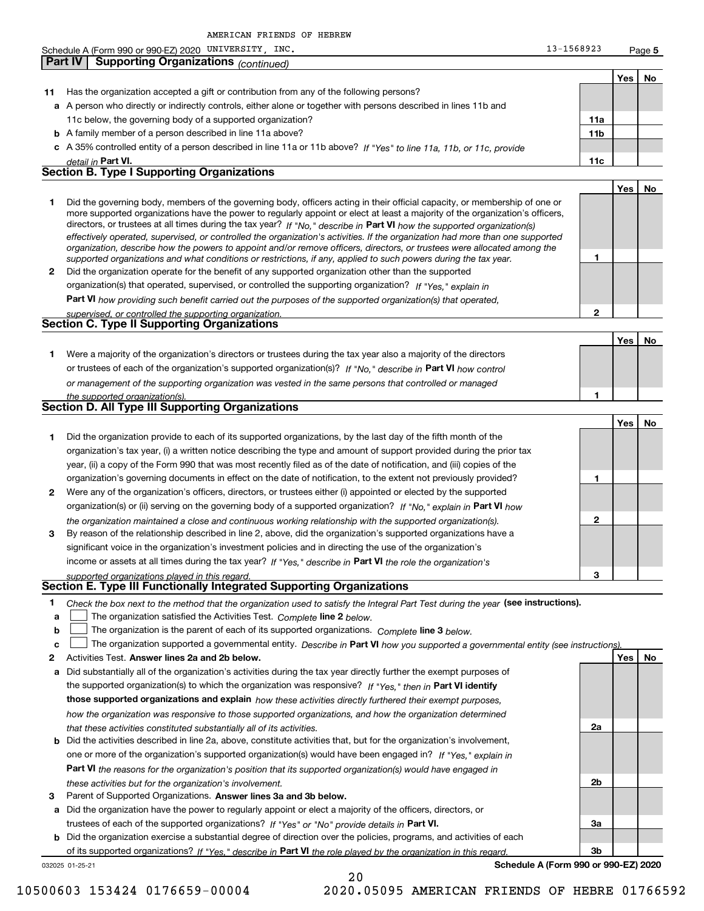AMERICAN FRIENDS OF HEBREW

Schedule A (Form 990 or 990-EZ) 2020 UNIVERSITY, INC. 13-1568923 Page 5

## Part IV Supporting Organizations *(continued)*

| | | | Yes | No |
|---|---|---|---|---|
| **11** | Has the organization accepted a gift or contribution from any of the following persons? | | | |
| **a** | A person who directly or indirectly controls, either alone or together with persons described in lines 11b and 11c below, the governing body of a supported organization? | **11a** | | |
| **b** | A family member of a person described in line 11a above? | **11b** | | |
| **c** | A 35% controlled entity of a person described in line 11a or 11b above? *If "Yes" to line 11a, 11b, or 11c, provide detail in* **Part VI.** | **11c** | | |

### Section B. Type I Supporting Organizations

| | | | Yes | No |
|---|---|---|---|---|
| **1** | Did the governing body, members of the governing body, officers acting in their official capacity, or membership of one or more supported organizations have the power to regularly appoint or elect at least a majority of the organization's officers, directors, or trustees at all times during the tax year? *If "No," describe in* **Part VI** *how the supported organization(s) effectively operated, supervised, or controlled the organization's activities. If the organization had more than one supported organization, describe how the powers to appoint and/or remove officers, directors, or trustees were allocated among the supported organizations and what conditions or restrictions, if any, applied to such powers during the tax year.* | **1** | | |
| **2** | Did the organization operate for the benefit of any supported organization other than the supported organization(s) that operated, supervised, or controlled the supporting organization? *If "Yes," explain in* **Part VI** *how providing such benefit carried out the purposes of the supported organization(s) that operated, supervised, or controlled the supporting organization.* | **2** | | |

### Section C. Type II Supporting Organizations

| | | | Yes | No |
|---|---|---|---|---|
| **1** | Were a majority of the organization's directors or trustees during the tax year also a majority of the directors or trustees of each of the organization's supported organization(s)? *If "No," describe in* **Part VI** *how control or management of the supporting organization was vested in the same persons that controlled or managed the supported organization(s).* | **1** | | |

### Section D. All Type III Supporting Organizations

| | | | Yes | No |
|---|---|---|---|---|
| **1** | Did the organization provide to each of its supported organizations, by the last day of the fifth month of the organization's tax year, (i) a written notice describing the type and amount of support provided during the prior tax year, (ii) a copy of the Form 990 that was most recently filed as of the date of notification, and (iii) copies of the organization's governing documents in effect on the date of notification, to the extent not previously provided? | **1** | | |
| **2** | Were any of the organization's officers, directors, or trustees either (i) appointed or elected by the supported organization(s) or (ii) serving on the governing body of a supported organization? *If "No," explain in* **Part VI** *how the organization maintained a close and continuous working relationship with the supported organization(s).* | **2** | | |
| **3** | By reason of the relationship described in line 2, above, did the organization's supported organizations have a significant voice in the organization's investment policies and in directing the use of the organization's income or assets at all times during the tax year? *If "Yes," describe in* **Part VI** *the role the organization's supported organizations played in this regard.* | **3** | | |

### Section E. Type III Functionally Integrated Supporting Organizations

**1** *Check the box next to the method that the organization used to satisfy the Integral Part Test during the year* **(see instructions).**

- **a** ☐ The organization satisfied the Activities Test. *Complete* **line 2** *below.*
- **b** ☐ The organization is the parent of each of its supported organizations. *Complete* **line 3** *below.*
- **c** ☐ The organization supported a governmental entity. *Describe in* **Part VI** *how you supported a governmental entity (see instructions).*

| | | | Yes | No |
|---|---|---|---|---|
| **2** | Activities Test. **Answer lines 2a and 2b below.** | | | |
| **a** | Did substantially all of the organization's activities during the tax year directly further the exempt purposes of the supported organization(s) to which the organization was responsive? *If "Yes," then in* **Part VI identify those supported organizations and explain** *how these activities directly furthered their exempt purposes, how the organization was responsive to those supported organizations, and how the organization determined that these activities constituted substantially all of its activities.* | **2a** | | |
| **b** | Did the activities described in line 2a, above, constitute activities that, but for the organization's involvement, one or more of the organization's supported organization(s) would have been engaged in? *If "Yes," explain in* **Part VI** *the reasons for the organization's position that its supported organization(s) would have engaged in these activities but for the organization's involvement.* | **2b** | | |
| **3** | Parent of Supported Organizations. **Answer lines 3a and 3b below.** | | | |
| **a** | Did the organization have the power to regularly appoint or elect a majority of the officers, directors, or trustees of each of the supported organizations? *If "Yes" or "No" provide details in* **Part VI.** | **3a** | | |
| **b** | Did the organization exercise a substantial degree of direction over the policies, programs, and activities of each of its supported organizations? *If "Yes," describe in* **Part VI** *the role played by the organization in this regard.* | **3b** | | |

032025 01-25-21 **Schedule A (Form 990 or 990-EZ) 2020**

10500603 153424 0176659-00004 2020.05095 AMERICAN FRIENDS OF HEBRE 01766592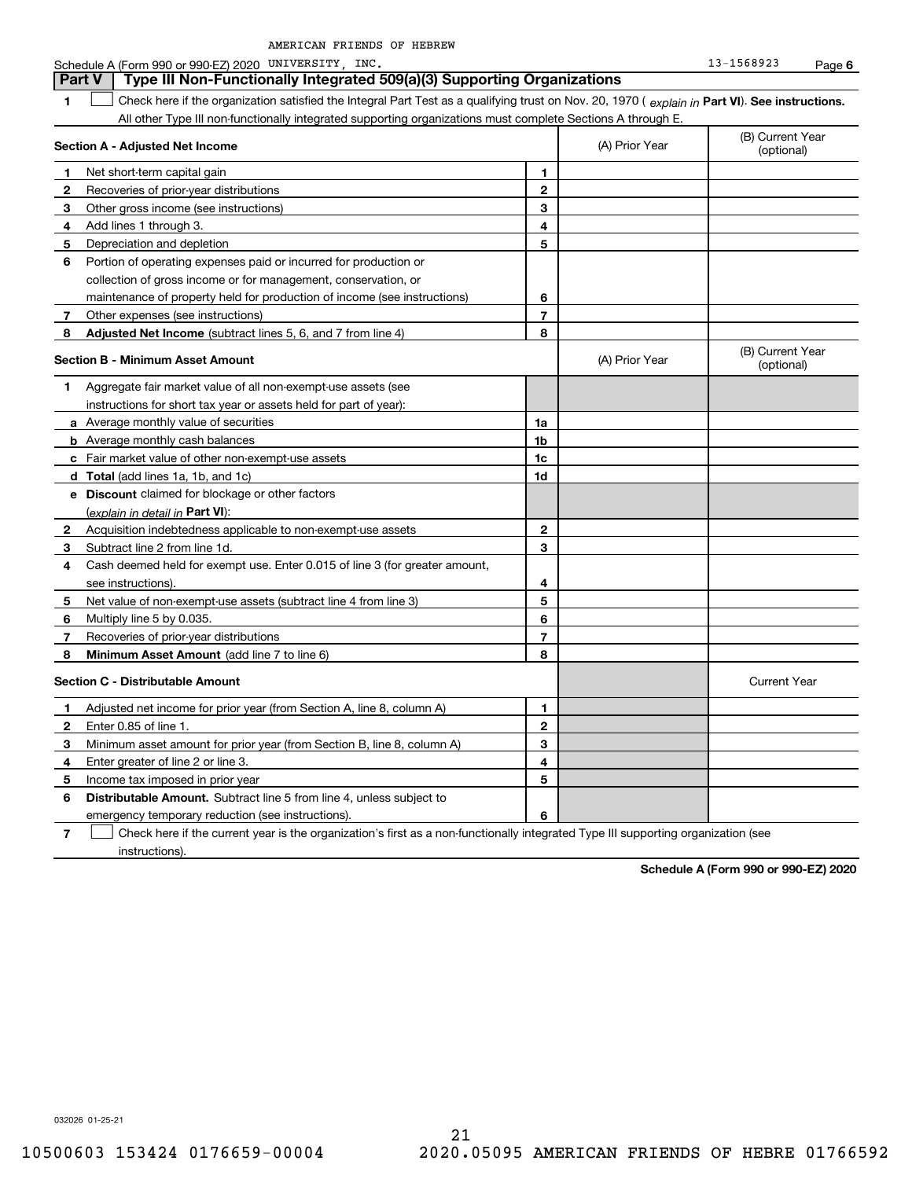AMERICAN FRIENDS OF HEBREW

Schedule A (Form 990 or 990-EZ) 2020 UNIVERSITY, INC. 13-1568923 Page **6**

## Part V Type III Non-Functionally Integrated 509(a)(3) Supporting Organizations

**1** ☐ Check here if the organization satisfied the Integral Part Test as a qualifying trust on Nov. 20, 1970 ( *explain in* **Part VI**). **See instructions.** All other Type III non-functionally integrated supporting organizations must complete Sections A through E.

| **Section A - Adjusted Net Income** | | (A) Prior Year | (B) Current Year (optional) |
|---|---|---|---|
| **1** Net short-term capital gain | **1** | | |
| **2** Recoveries of prior-year distributions | **2** | | |
| **3** Other gross income (see instructions) | **3** | | |
| **4** Add lines 1 through 3. | **4** | | |
| **5** Depreciation and depletion | **5** | | |
| **6** Portion of operating expenses paid or incurred for production or collection of gross income or for management, conservation, or maintenance of property held for production of income (see instructions) | **6** | | |
| **7** Other expenses (see instructions) | **7** | | |
| **8** **Adjusted Net Income** (subtract lines 5, 6, and 7 from line 4) | **8** | | |

| **Section B - Minimum Asset Amount** | | (A) Prior Year | (B) Current Year (optional) |
|---|---|---|---|
| **1** Aggregate fair market value of all non-exempt-use assets (see instructions for short tax year or assets held for part of year): | | | |
| **a** Average monthly value of securities | **1a** | | |
| **b** Average monthly cash balances | **1b** | | |
| **c** Fair market value of other non-exempt-use assets | **1c** | | |
| **d** **Total** (add lines 1a, 1b, and 1c) | **1d** | | |
| **e** **Discount** claimed for blockage or other factors (*explain in detail in* **Part VI**): | | | |
| **2** Acquisition indebtedness applicable to non-exempt-use assets | **2** | | |
| **3** Subtract line 2 from line 1d. | **3** | | |
| **4** Cash deemed held for exempt use. Enter 0.015 of line 3 (for greater amount, see instructions). | **4** | | |
| **5** Net value of non-exempt-use assets (subtract line 4 from line 3) | **5** | | |
| **6** Multiply line 5 by 0.035. | **6** | | |
| **7** Recoveries of prior-year distributions | **7** | | |
| **8** **Minimum Asset Amount** (add line 7 to line 6) | **8** | | |

| **Section C - Distributable Amount** | | | Current Year |
|---|---|---|---|
| **1** Adjusted net income for prior year (from Section A, line 8, column A) | **1** | | |
| **2** Enter 0.85 of line 1. | **2** | | |
| **3** Minimum asset amount for prior year (from Section B, line 8, column A) | **3** | | |
| **4** Enter greater of line 2 or line 3. | **4** | | |
| **5** Income tax imposed in prior year | **5** | | |
| **6** **Distributable Amount.** Subtract line 5 from line 4, unless subject to emergency temporary reduction (see instructions). | **6** | | |

**7** ☐ Check here if the current year is the organization's first as a non-functionally integrated Type III supporting organization (see instructions).

**Schedule A (Form 990 or 990-EZ) 2020**

032026 01-25-21

10500603 153424 0176659-00004 2020.05095 AMERICAN FRIENDS OF HEBRE 01766592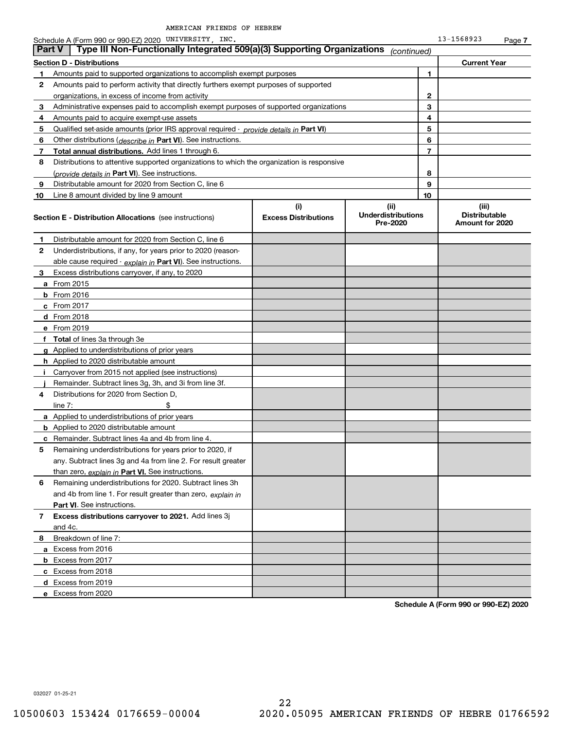AMERICAN FRIENDS OF HEBREW

Schedule A (Form 990 or 990-EZ) 2020 UNIVERSITY, INC. 13-1568923 Page 7

## Part V Type III Non-Functionally Integrated 509(a)(3) Supporting Organizations *(continued)*

| Section D - Distributions | | | Current Year |
|---|---|---|---|
| 1 | Amounts paid to supported organizations to accomplish exempt purposes | 1 | |
| 2 | Amounts paid to perform activity that directly furthers exempt purposes of supported organizations, in excess of income from activity | 2 | |
| 3 | Administrative expenses paid to accomplish exempt purposes of supported organizations | 3 | |
| 4 | Amounts paid to acquire exempt-use assets | 4 | |
| 5 | Qualified set-aside amounts (prior IRS approval required - *provide details in* **Part VI**) | 5 | |
| 6 | Other distributions (*describe in* **Part VI**). See instructions. | 6 | |
| 7 | **Total annual distributions.** Add lines 1 through 6. | 7 | |
| 8 | Distributions to attentive supported organizations to which the organization is responsive (*provide details in* **Part VI**). See instructions. | 8 | |
| 9 | Distributable amount for 2020 from Section C, line 6 | 9 | |
| 10 | Line 8 amount divided by line 9 amount | 10 | |

| Section E - Distribution Allocations (see instructions) | (i) Excess Distributions | (ii) Underdistributions Pre-2020 | (iii) Distributable Amount for 2020 |
|---|---|---|---|
| **1** Distributable amount for 2020 from Section C, line 6 | | | |
| **2** Underdistributions, if any, for years prior to 2020 (reasonable cause required - *explain in* **Part VI**). See instructions. | | | |
| **3** Excess distributions carryover, if any, to 2020 | | | |
| **a** From 2015 | | | |
| **b** From 2016 | | | |
| **c** From 2017 | | | |
| **d** From 2018 | | | |
| **e** From 2019 | | | |
| **f Total** of lines 3a through 3e | | | |
| **g** Applied to underdistributions of prior years | | | |
| **h** Applied to 2020 distributable amount | | | |
| **i** Carryover from 2015 not applied (see instructions) | | | |
| **j** Remainder. Subtract lines 3g, 3h, and 3i from line 3f. | | | |
| **4** Distributions for 2020 from Section D, line 7: $ | | | |
| **a** Applied to underdistributions of prior years | | | |
| **b** Applied to 2020 distributable amount | | | |
| **c** Remainder. Subtract lines 4a and 4b from line 4. | | | |
| **5** Remaining underdistributions for years prior to 2020, if any. Subtract lines 3g and 4a from line 2. For result greater than zero, *explain in* **Part VI.** See instructions. | | | |
| **6** Remaining underdistributions for 2020. Subtract lines 3h and 4b from line 1. For result greater than zero, *explain in* **Part VI**. See instructions. | | | |
| **7 Excess distributions carryover to 2021.** Add lines 3j and 4c. | | | |
| **8** Breakdown of line 7: | | | |
| **a** Excess from 2016 | | | |
| **b** Excess from 2017 | | | |
| **c** Excess from 2018 | | | |
| **d** Excess from 2019 | | | |
| **e** Excess from 2020 | | | |

**Schedule A (Form 990 or 990-EZ) 2020**

032027 01-25-21

10500603 153424 0176659-00004 2020.05095 AMERICAN FRIENDS OF HEBRE 01766592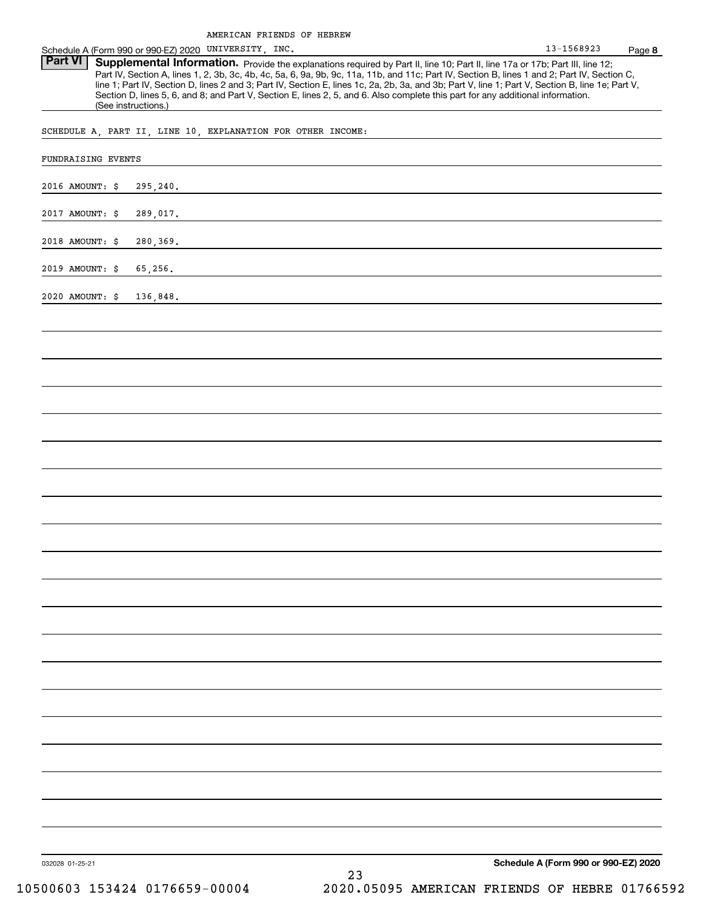## Part VI Supplemental Information.

Provide the explanations required by Part II, line 10; Part II, line 17a or 17b; Part III, line 12; Part IV, Section A, lines 1, 2, 3b, 3c, 4b, 4c, 5a, 6, 9a, 9b, 9c, 11a, 11b, and 11c; Part IV, Section B, lines 1 and 2; Part IV, Section C, line 1; Part IV, Section D, lines 2 and 3; Part IV, Section E, lines 1c, 2a, 2b, 3a, and 3b; Part V, line 1; Part V, Section B, line 1e; Part V, Section D, lines 5, 6, and 8; and Part V, Section E, lines 2, 5, and 6. Also complete this part for any additional information. (See instructions.)

SCHEDULE A, PART II, LINE 10, EXPLANATION FOR OTHER INCOME:

FUNDRAISING EVENTS

2016 AMOUNT: $ 295,240.

2017 AMOUNT: $ 289,017.

2018 AMOUNT: $ 280,369.

2019 AMOUNT: $ 65,256.

2020 AMOUNT: $ 136,848.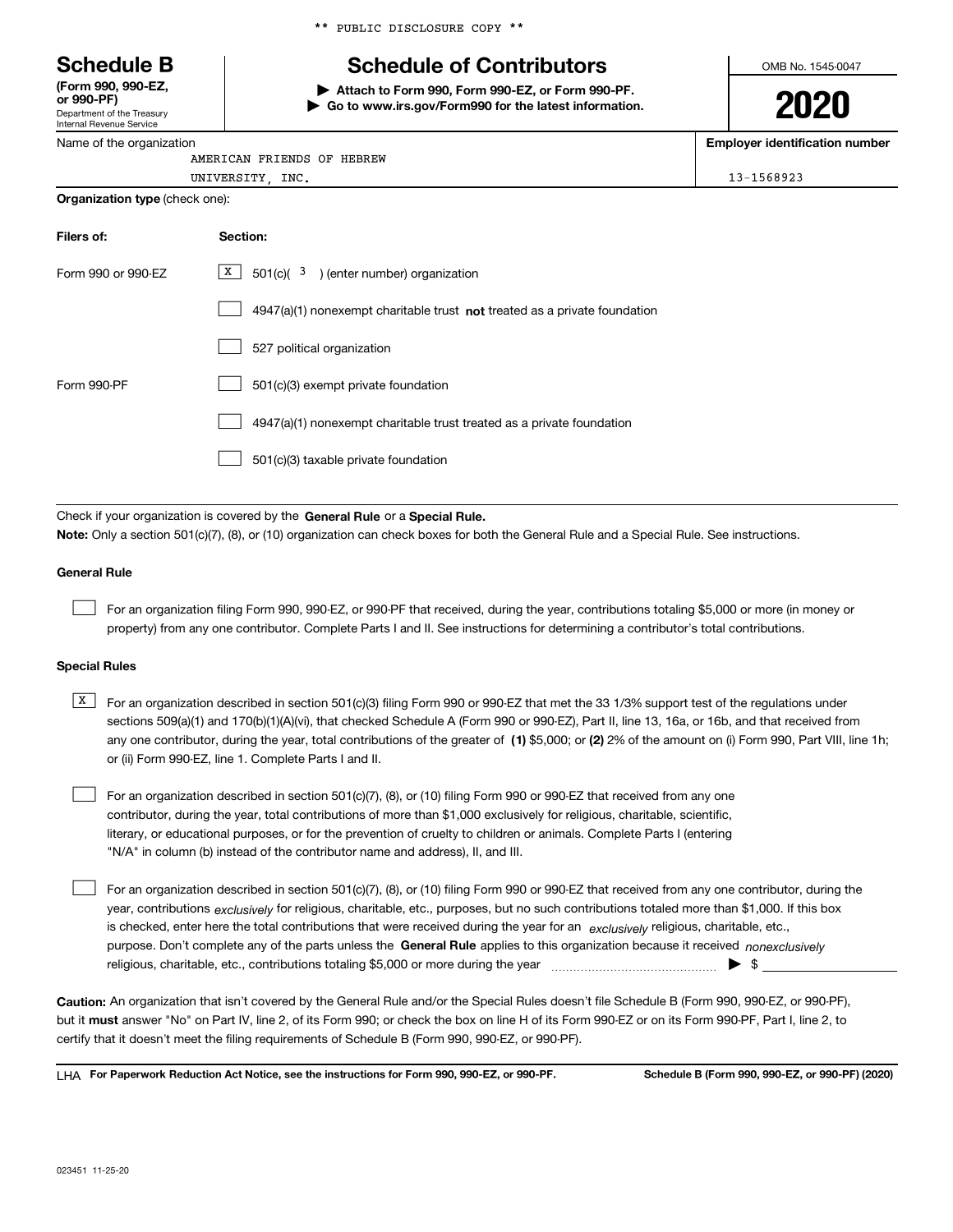\*\* PUBLIC DISCLOSURE COPY \*\*

# Schedule B

**(Form 990, 990-EZ, or 990-PF)**
Department of the Treasury
Internal Revenue Service

## Schedule of Contributors

▶ **Attach to Form 990, Form 990-EZ, or Form 990-PF.**
▶ **Go to www.irs.gov/Form990 for the latest information.**

OMB No. 1545-0047

**2020**

Name of the organization: AMERICAN FRIENDS OF HEBREW UNIVERSITY, INC.

**Employer identification number:** 13-1568923

**Organization type** (check one):

| **Filers of:** | **Section:** |
|---|---|
| Form 990 or 990-EZ | [X] 501(c)( 3 ) (enter number) organization |
| | [ ] 4947(a)(1) nonexempt charitable trust **not** treated as a private foundation |
| | [ ] 527 political organization |
| Form 990-PF | [ ] 501(c)(3) exempt private foundation |
| | [ ] 4947(a)(1) nonexempt charitable trust treated as a private foundation |
| | [ ] 501(c)(3) taxable private foundation |

Check if your organization is covered by the **General Rule** or a **Special Rule.**

**Note:** Only a section 501(c)(7), (8), or (10) organization can check boxes for both the General Rule and a Special Rule. See instructions.

### General Rule

[ ] For an organization filing Form 990, 990-EZ, or 990-PF that received, during the year, contributions totaling $5,000 or more (in money or property) from any one contributor. Complete Parts I and II. See instructions for determining a contributor's total contributions.

### Special Rules

[X] For an organization described in section 501(c)(3) filing Form 990 or 990-EZ that met the 33 1/3% support test of the regulations under sections 509(a)(1) and 170(b)(1)(A)(vi), that checked Schedule A (Form 990 or 990-EZ), Part II, line 13, 16a, or 16b, and that received from any one contributor, during the year, total contributions of the greater of **(1)** $5,000; or **(2)** 2% of the amount on (i) Form 990, Part VIII, line 1h; or (ii) Form 990-EZ, line 1. Complete Parts I and II.

[ ] For an organization described in section 501(c)(7), (8), or (10) filing Form 990 or 990-EZ that received from any one contributor, during the year, total contributions of more than $1,000 exclusively for religious, charitable, scientific, literary, or educational purposes, or for the prevention of cruelty to children or animals. Complete Parts I (entering "N/A" in column (b) instead of the contributor name and address), II, and III.

[ ] For an organization described in section 501(c)(7), (8), or (10) filing Form 990 or 990-EZ that received from any one contributor, during the year, contributions *exclusively* for religious, charitable, etc., purposes, but no such contributions totaled more than $1,000. If this box is checked, enter here the total contributions that were received during the year for an *exclusively* religious, charitable, etc., purpose. Don't complete any of the parts unless the **General Rule** applies to this organization because it received *nonexclusively* religious, charitable, etc., contributions totaling $5,000 or more during the year ▶ $

**Caution:** An organization that isn't covered by the General Rule and/or the Special Rules doesn't file Schedule B (Form 990, 990-EZ, or 990-PF), but it **must** answer "No" on Part IV, line 2, of its Form 990; or check the box on line H of its Form 990-EZ or on its Form 990-PF, Part I, line 2, to certify that it doesn't meet the filing requirements of Schedule B (Form 990, 990-EZ, or 990-PF).

LHA **For Paperwork Reduction Act Notice, see the instructions for Form 990, 990-EZ, or 990-PF.** **Schedule B (Form 990, 990-EZ, or 990-PF) (2020)**

023451 11-25-20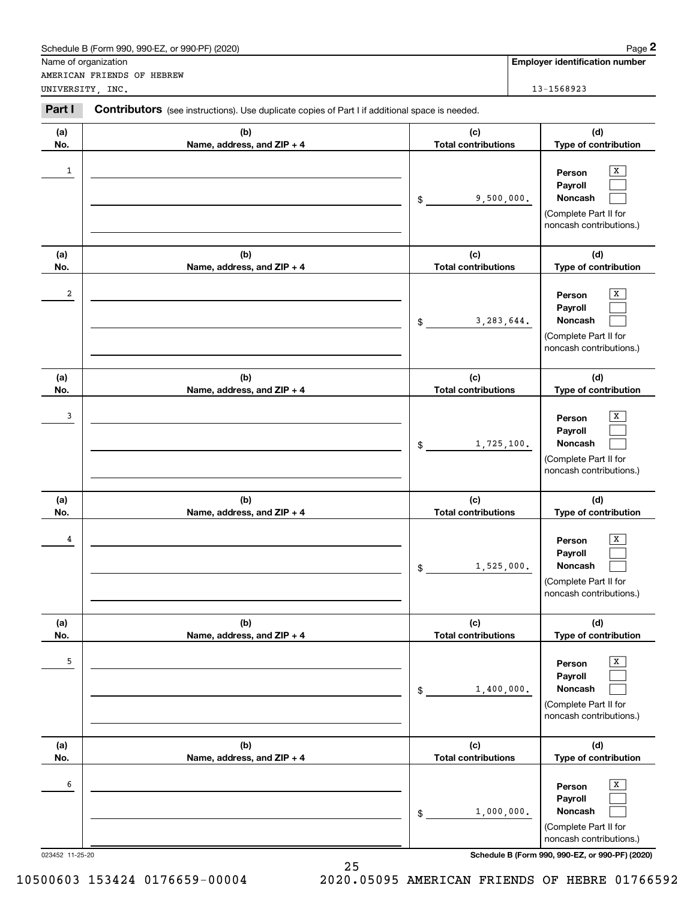Schedule B (Form 990, 990-EZ, or 990-PF) (2020)

Name of organization: AMERICAN FRIENDS OF HEBREW UNIVERSITY, INC.

**Employer identification number:** 13-1568923

**Part I** **Contributors** (see instructions). Use duplicate copies of Part I if additional space is needed.

| (a) No. | (b) Name, address, and ZIP + 4 | (c) Total contributions | (d) Type of contribution |
|---|---|---|---|
| 1 | | $ 9,500,000. | Person [X] Payroll [ ] Noncash [ ] (Complete Part II for noncash contributions.) |
| 2 | | $ 3,283,644. | Person [X] Payroll [ ] Noncash [ ] (Complete Part II for noncash contributions.) |
| 3 | | $ 1,725,100. | Person [X] Payroll [ ] Noncash [ ] (Complete Part II for noncash contributions.) |
| 4 | | $ 1,525,000. | Person [X] Payroll [ ] Noncash [ ] (Complete Part II for noncash contributions.) |
| 5 | | $ 1,400,000. | Person [X] Payroll [ ] Noncash [ ] (Complete Part II for noncash contributions.) |
| 6 | | $ 1,000,000. | Person [X] Payroll [ ] Noncash [ ] (Complete Part II for noncash contributions.) |

023452 11-25-20

Schedule B (Form 990, 990-EZ, or 990-PF) (2020)

10500603 153424 0176659-00004 2020.05095 AMERICAN FRIENDS OF HEBRE 01766592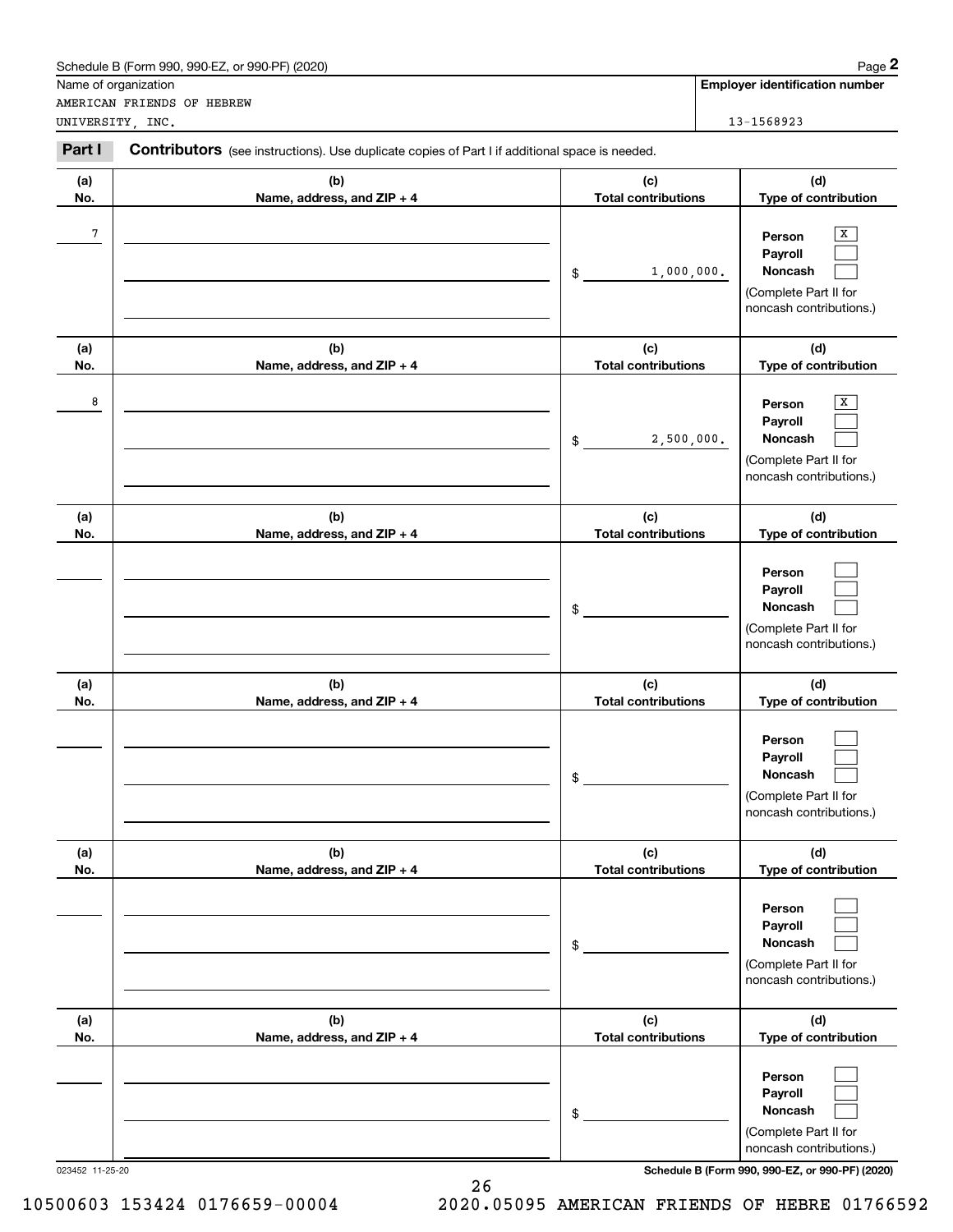Schedule B (Form 990, 990-EZ, or 990-PF) (2020)

Name of organization: AMERICAN FRIENDS OF HEBREW UNIVERSITY, INC.

Employer identification number: 13-1568923

**Part I** **Contributors** (see instructions). Use duplicate copies of Part I if additional space is needed.

| (a) No. | (b) Name, address, and ZIP + 4 | (c) Total contributions | (d) Type of contribution |
|---|---|---|---|
| 7 | | $ 1,000,000. | Person [X] Payroll [ ] Noncash [ ] (Complete Part II for noncash contributions.) |
| 8 | | $ 2,500,000. | Person [X] Payroll [ ] Noncash [ ] (Complete Part II for noncash contributions.) |
| | | $ | Person [ ] Payroll [ ] Noncash [ ] (Complete Part II for noncash contributions.) |
| | | $ | Person [ ] Payroll [ ] Noncash [ ] (Complete Part II for noncash contributions.) |
| | | $ | Person [ ] Payroll [ ] Noncash [ ] (Complete Part II for noncash contributions.) |
| | | $ | Person [ ] Payroll [ ] Noncash [ ] (Complete Part II for noncash contributions.) |

023452 11-25-20

10500603 153424 0176659-00004 2020.05095 AMERICAN FRIENDS OF HEBRE 01766592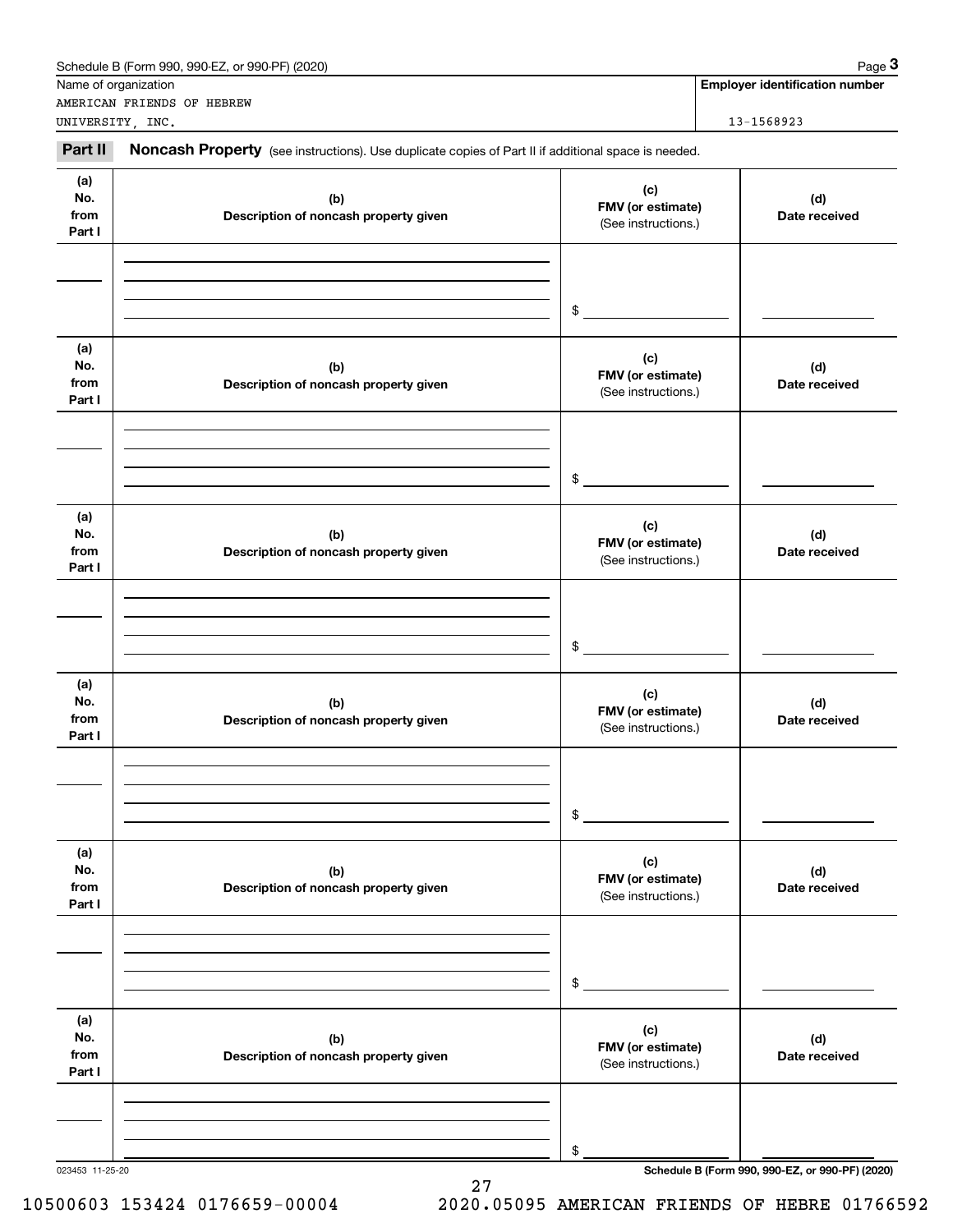Name of organization

AMERICAN FRIENDS OF HEBREW UNIVERSITY, INC.

**Employer identification number**

13-1568923

**Part II** **Noncash Property** (see instructions). Use duplicate copies of Part II if additional space is needed.

| (a) No. from Part I | (b) Description of noncash property given | (c) FMV (or estimate) (See instructions.) | (d) Date received |
|---|---|---|---|
| | | $ | |

| (a) No. from Part I | (b) Description of noncash property given | (c) FMV (or estimate) (See instructions.) | (d) Date received |
|---|---|---|---|
| | | $ | |

| (a) No. from Part I | (b) Description of noncash property given | (c) FMV (or estimate) (See instructions.) | (d) Date received |
|---|---|---|---|
| | | $ | |

| (a) No. from Part I | (b) Description of noncash property given | (c) FMV (or estimate) (See instructions.) | (d) Date received |
|---|---|---|---|
| | | $ | |

| (a) No. from Part I | (b) Description of noncash property given | (c) FMV (or estimate) (See instructions.) | (d) Date received |
|---|---|---|---|
| | | $ | |

| (a) No. from Part I | (b) Description of noncash property given | (c) FMV (or estimate) (See instructions.) | (d) Date received |
|---|---|---|---|
| | | $ | |

023453 11-25-20

**Schedule B (Form 990, 990-EZ, or 990-PF) (2020)**

10500603 153424 0176659-00004 2020.05095 AMERICAN FRIENDS OF HEBRE 01766592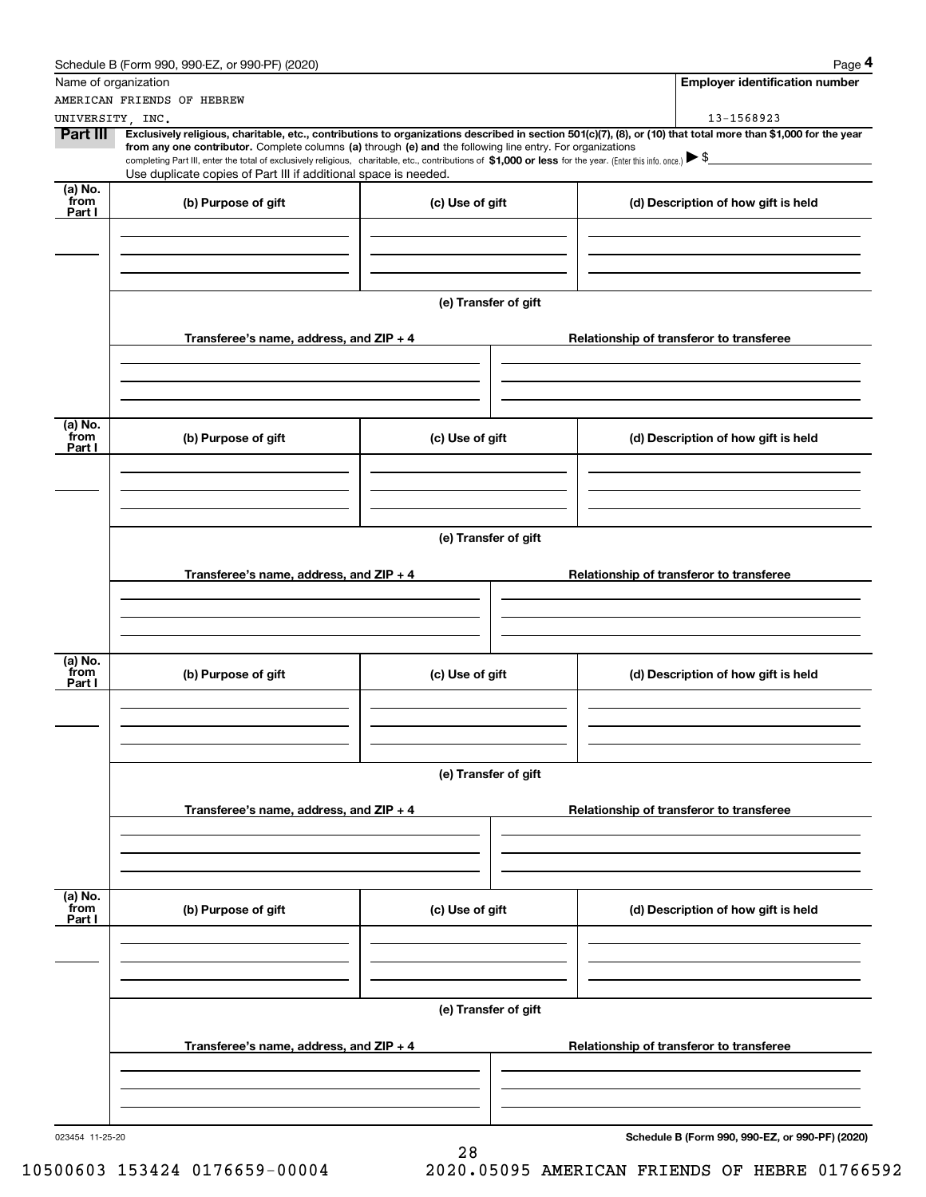Schedule B (Form 990, 990-EZ, or 990-PF) (2020)

| Name of organization | Employer identification number |
|---|---|
| AMERICAN FRIENDS OF HEBREW UNIVERSITY, INC. | 13-1568923 |

**Part III** **Exclusively religious, charitable, etc., contributions to organizations described in section 501(c)(7), (8), or (10) that total more than $1,000 for the year from any one contributor.** Complete columns **(a)** through **(e)** and the following line entry. For organizations completing Part III, enter the total of exclusively religious, charitable, etc., contributions of **$1,000 or less** for the year. (Enter this info. once.) ▶ $

Use duplicate copies of Part III if additional space is needed.

| (a) No. from Part I | (b) Purpose of gift | (c) Use of gift | (d) Description of how gift is held |
|---|---|---|---|
| | | | |

**(e) Transfer of gift**

| Transferee's name, address, and ZIP + 4 | Relationship of transferor to transferee |
|---|---|
| | |

| (a) No. from Part I | (b) Purpose of gift | (c) Use of gift | (d) Description of how gift is held |
|---|---|---|---|
| | | | |

**(e) Transfer of gift**

| Transferee's name, address, and ZIP + 4 | Relationship of transferor to transferee |
|---|---|
| | |

| (a) No. from Part I | (b) Purpose of gift | (c) Use of gift | (d) Description of how gift is held |
|---|---|---|---|
| | | | |

**(e) Transfer of gift**

| Transferee's name, address, and ZIP + 4 | Relationship of transferor to transferee |
|---|---|
| | |

| (a) No. from Part I | (b) Purpose of gift | (c) Use of gift | (d) Description of how gift is held |
|---|---|---|---|
| | | | |

**(e) Transfer of gift**

| Transferee's name, address, and ZIP + 4 | Relationship of transferor to transferee |
|---|---|
| | |

023454 11-25-20 **Schedule B (Form 990, 990-EZ, or 990-PF) (2020)**

10500603 153424 0176659-00004 2020.05095 AMERICAN FRIENDS OF HEBRE 01766592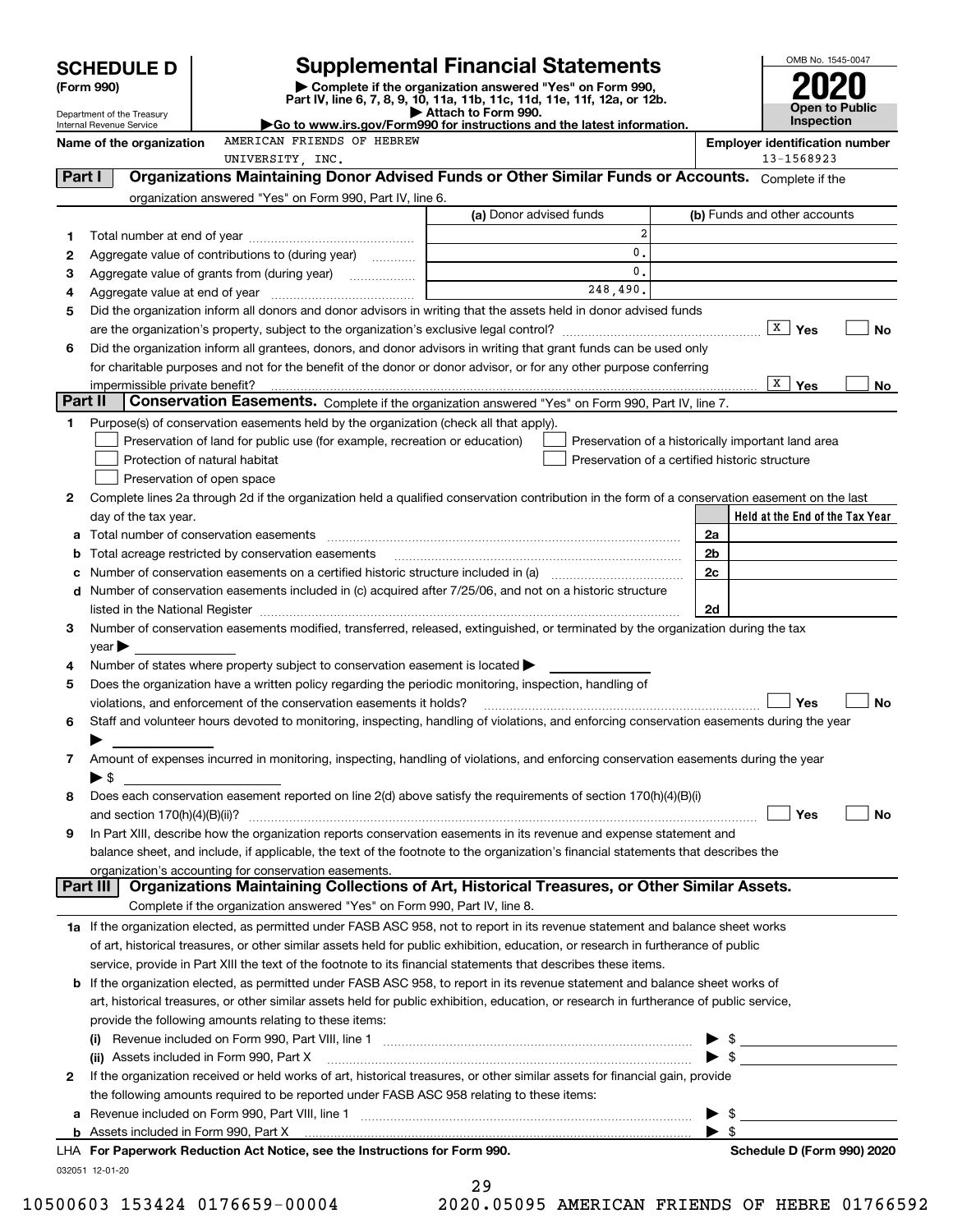# SCHEDULE D (Form 990)

Department of the Treasury
Internal Revenue Service

# Supplemental Financial Statements

▶ Complete if the organization answered "Yes" on Form 990, Part IV, line 6, 7, 8, 9, 10, 11a, 11b, 11c, 11d, 11e, 11f, 12a, or 12b.
▶ Attach to Form 990.
▶Go to www.irs.gov/Form990 for instructions and the latest information.

OMB No. 1545-0047

**2020**

**Open to Public Inspection**

**Name of the organization** AMERICAN FRIENDS OF HEBREW UNIVERSITY, INC.

**Employer identification number** 13-1568923

## Part I Organizations Maintaining Donor Advised Funds or Other Similar Funds or Accounts. Complete if the organization answered "Yes" on Form 990, Part IV, line 6.

| | | (a) Donor advised funds | (b) Funds and other accounts |
|---|---|---|---|
| 1 | Total number at end of year | 2 | |
| 2 | Aggregate value of contributions to (during year) | 0. | |
| 3 | Aggregate value of grants from (during year) | 0. | |
| 4 | Aggregate value at end of year | 248,490. | |

5 Did the organization inform all donors and donor advisors in writing that the assets held in donor advised funds are the organization's property, subject to the organization's exclusive legal control? [X] Yes [ ] No

6 Did the organization inform all grantees, donors, and donor advisors in writing that grant funds can be used only for charitable purposes and not for the benefit of the donor or donor advisor, or for any other purpose conferring impermissible private benefit? [X] Yes [ ] No

## Part II Conservation Easements. Complete if the organization answered "Yes" on Form 990, Part IV, line 7.

1 Purpose(s) of conservation easements held by the organization (check all that apply).

- [ ] Preservation of land for public use (for example, recreation or education)
- [ ] Protection of natural habitat
- [ ] Preservation of open space
- [ ] Preservation of a historically important land area
- [ ] Preservation of a certified historic structure

2 Complete lines 2a through 2d if the organization held a qualified conservation contribution in the form of a conservation easement on the last day of the tax year.

| | | | Held at the End of the Tax Year |
|---|---|---|---|
| a | Total number of conservation easements | 2a | |
| b | Total acreage restricted by conservation easements | 2b | |
| c | Number of conservation easements on a certified historic structure included in (a) | 2c | |
| d | Number of conservation easements included in (c) acquired after 7/25/06, and not on a historic structure listed in the National Register | 2d | |

3 Number of conservation easements modified, transferred, released, extinguished, or terminated by the organization during the tax year ▶

4 Number of states where property subject to conservation easement is located ▶

5 Does the organization have a written policy regarding the periodic monitoring, inspection, handling of violations, and enforcement of the conservation easements it holds? [ ] Yes [ ] No

6 Staff and volunteer hours devoted to monitoring, inspecting, handling of violations, and enforcing conservation easements during the year ▶

7 Amount of expenses incurred in monitoring, inspecting, handling of violations, and enforcing conservation easements during the year ▶ $

8 Does each conservation easement reported on line 2(d) above satisfy the requirements of section 170(h)(4)(B)(i) and section 170(h)(4)(B)(ii)? [ ] Yes [ ] No

9 In Part XIII, describe how the organization reports conservation easements in its revenue and expense statement and balance sheet, and include, if applicable, the text of the footnote to the organization's financial statements that describes the organization's accounting for conservation easements.

## Part III Organizations Maintaining Collections of Art, Historical Treasures, or Other Similar Assets.

Complete if the organization answered "Yes" on Form 990, Part IV, line 8.

1a If the organization elected, as permitted under FASB ASC 958, not to report in its revenue statement and balance sheet works of art, historical treasures, or other similar assets held for public exhibition, education, or research in furtherance of public service, provide in Part XIII the text of the footnote to its financial statements that describes these items.

b If the organization elected, as permitted under FASB ASC 958, to report in its revenue statement and balance sheet works of art, historical treasures, or other similar assets held for public exhibition, education, or research in furtherance of public service, provide the following amounts relating to these items:

(i) Revenue included on Form 990, Part VIII, line 1 ▶ $

(ii) Assets included in Form 990, Part X ▶ $

2 If the organization received or held works of art, historical treasures, or other similar assets for financial gain, provide the following amounts required to be reported under FASB ASC 958 relating to these items:

a Revenue included on Form 990, Part VIII, line 1 ▶ $

b Assets included in Form 990, Part X ▶ $

LHA **For Paperwork Reduction Act Notice, see the Instructions for Form 990.** **Schedule D (Form 990) 2020**

032051 12-01-20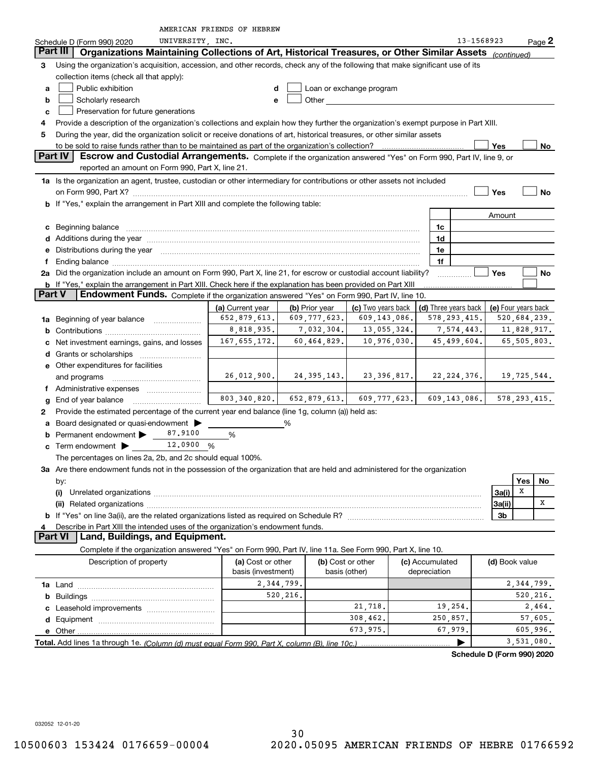AMERICAN FRIENDS OF HEBREW UNIVERSITY, INC. 13-1568923

Schedule D (Form 990) 2020 Page 2

## Part III Organizations Maintaining Collections of Art, Historical Treasures, or Other Similar Assets *(continued)*

**3** Using the organization's acquisition, accession, and other records, check any of the following that make significant use of its collection items (check all that apply):

- **a** ☐ Public exhibition
- **b** ☐ Scholarly research
- **c** ☐ Preservation for future generations
- **d** ☐ Loan or exchange program
- **e** ☐ Other

**4** Provide a description of the organization's collections and explain how they further the organization's exempt purpose in Part XIII.

**5** During the year, did the organization solicit or receive donations of art, historical treasures, or other similar assets to be sold to raise funds rather than to be maintained as part of the organization's collection? ☐ Yes ☐ No

## Part IV Escrow and Custodial Arrangements.

Complete if the organization answered "Yes" on Form 990, Part IV, line 9, or reported an amount on Form 990, Part X, line 21.

**1a** Is the organization an agent, trustee, custodian or other intermediary for contributions or other assets not included on Form 990, Part X? ☐ Yes ☐ No

**b** If "Yes," explain the arrangement in Part XIII and complete the following table:

| | | Amount |
|---|---|---|
| **c** Beginning balance | 1c | |
| **d** Additions during the year | 1d | |
| **e** Distributions during the year | 1e | |
| **f** Ending balance | 1f | |

**2a** Did the organization include an amount on Form 990, Part X, line 21, for escrow or custodial account liability? ☐ Yes ☐ No

**b** If "Yes," explain the arrangement in Part XIII. Check here if the explanation has been provided on Part XIII ☐

## Part V Endowment Funds.

Complete if the organization answered "Yes" on Form 990, Part IV, line 10.

| | (a) Current year | (b) Prior year | (c) Two years back | (d) Three years back | (e) Four years back |
|---|---|---|---|---|---|
| **1a** Beginning of year balance | 652,879,613. | 609,777,623. | 609,143,086. | 578,293,415. | 520,684,239. |
| **b** Contributions | 8,818,935. | 7,032,304. | 13,055,324. | 7,574,443. | 11,828,917. |
| **c** Net investment earnings, gains, and losses | 167,655,172. | 60,464,829. | 10,976,030. | 45,499,604. | 65,505,803. |
| **d** Grants or scholarships | | | | | |
| **e** Other expenditures for facilities and programs | 26,012,900. | 24,395,143. | 23,396,817. | 22,224,376. | 19,725,544. |
| **f** Administrative expenses | | | | | |
| **g** End of year balance | 803,340,820. | 652,879,613. | 609,777,623. | 609,143,086. | 578,293,415. |

**2** Provide the estimated percentage of the current year end balance (line 1g, column (a)) held as:

- **a** Board designated or quasi-endowment ▶ %
- **b** Permanent endowment ▶ 87.9100 %
- **c** Term endowment ▶ 12.0900 %

The percentages on lines 2a, 2b, and 2c should equal 100%.

**3a** Are there endowment funds not in the possession of the organization that are held and administered for the organization by:

| | | Yes | No |
|---|---|---|---|
| **(i)** Unrelated organizations | 3a(i) | X | |
| **(ii)** Related organizations | 3a(ii) | | X |
| **b** If "Yes" on line 3a(ii), are the related organizations listed as required on Schedule R? | 3b | | |

**4** Describe in Part XIII the intended uses of the organization's endowment funds.

## Part VI Land, Buildings, and Equipment.

Complete if the organization answered "Yes" on Form 990, Part IV, line 11a. See Form 990, Part X, line 10.

| Description of property | (a) Cost or other basis (investment) | (b) Cost or other basis (other) | (c) Accumulated depreciation | (d) Book value |
|---|---|---|---|---|
| **1a** Land | 2,344,799. | | | 2,344,799. |
| **b** Buildings | 520,216. | | | 520,216. |
| **c** Leasehold improvements | | 21,718. | 19,254. | 2,464. |
| **d** Equipment | | 308,462. | 250,857. | 57,605. |
| **e** Other | | 673,975. | 67,979. | 605,996. |
| **Total.** Add lines 1a through 1e. *(Column (d) must equal Form 990, Part X, column (B), line 10c.)* ▶ | | | | 3,531,080. |

**Schedule D (Form 990) 2020**

032052 12-01-20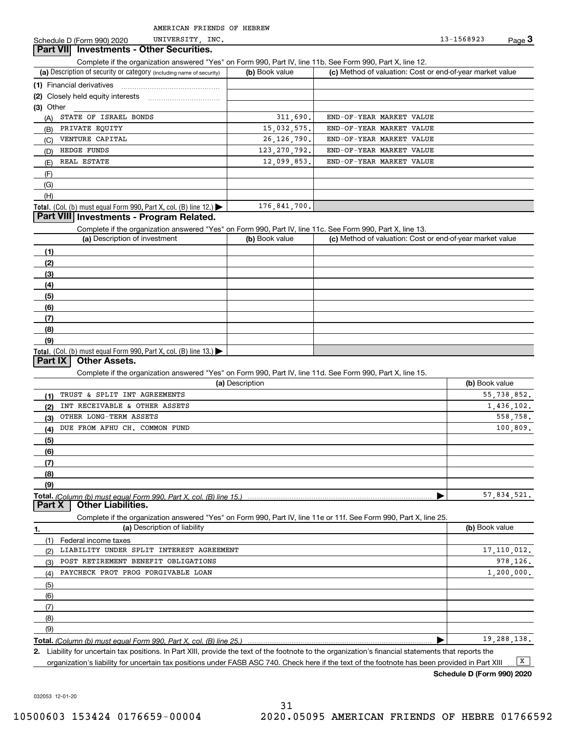AMERICAN FRIENDS OF HEBREW UNIVERSITY, INC. 13-1568923

Schedule D (Form 990) 2020

## Part VII Investments - Other Securities.

Complete if the organization answered "Yes" on Form 990, Part IV, line 11b. See Form 990, Part X, line 12.

| (a) Description of security or category (including name of security) | (b) Book value | (c) Method of valuation: Cost or end-of-year market value |
|---|---|---|
| (1) Financial derivatives | | |
| (2) Closely held equity interests | | |
| (3) Other | | |
| (A) STATE OF ISRAEL BONDS | 311,690. | END-OF-YEAR MARKET VALUE |
| (B) PRIVATE EQUITY | 15,032,575. | END-OF-YEAR MARKET VALUE |
| (C) VENTURE CAPITAL | 26,126,790. | END-OF-YEAR MARKET VALUE |
| (D) HEDGE FUNDS | 123,270,792. | END-OF-YEAR MARKET VALUE |
| (E) REAL ESTATE | 12,099,853. | END-OF-YEAR MARKET VALUE |
| (F) | | |
| (G) | | |
| (H) | | |
| **Total.** (Col. (b) must equal Form 990, Part X, col. (B) line 12.) | 176,841,700. | |

## Part VIII Investments - Program Related.

Complete if the organization answered "Yes" on Form 990, Part IV, line 11c. See Form 990, Part X, line 13.

| (a) Description of investment | (b) Book value | (c) Method of valuation: Cost or end-of-year market value |
|---|---|---|
| (1) | | |
| (2) | | |
| (3) | | |
| (4) | | |
| (5) | | |
| (6) | | |
| (7) | | |
| (8) | | |
| (9) | | |
| **Total.** (Col. (b) must equal Form 990, Part X, col. (B) line 13.) | | |

## Part IX Other Assets.

Complete if the organization answered "Yes" on Form 990, Part IV, line 11d. See Form 990, Part X, line 15.

| (a) Description | (b) Book value |
|---|---|
| (1) TRUST & SPLIT INT AGREEMENTS | 55,738,852. |
| (2) INT RECEIVABLE & OTHER ASSETS | 1,436,102. |
| (3) OTHER LONG-TERM ASSETS | 558,758. |
| (4) DUE FROM AFHU CH. COMMON FUND | 100,809. |
| (5) | |
| (6) | |
| (7) | |
| (8) | |
| (9) | |
| **Total.** *(Column (b) must equal Form 990, Part X, col. (B) line 15.)* | 57,834,521. |

## Part X Other Liabilities.

Complete if the organization answered "Yes" on Form 990, Part IV, line 11e or 11f. See Form 990, Part X, line 25.

| 1. (a) Description of liability | (b) Book value |
|---|---|
| (1) Federal income taxes | |
| (2) LIABILITY UNDER SPLIT INTEREST AGREEMENT | 17,110,012. |
| (3) POST RETIREMENT BENEFIT OBLIGATIONS | 978,126. |
| (4) PAYCHECK PROT PROG FORGIVABLE LOAN | 1,200,000. |
| (5) | |
| (6) | |
| (7) | |
| (8) | |
| (9) | |
| **Total.** *(Column (b) must equal Form 990, Part X, col. (B) line 25.)* | 19,288,138. |

2. Liability for uncertain tax positions. In Part XIII, provide the text of the footnote to the organization's financial statements that reports the organization's liability for uncertain tax positions under FASB ASC 740. Check here if the text of the footnote has been provided in Part XIII [X]

**Schedule D (Form 990) 2020**

032053 12-01-20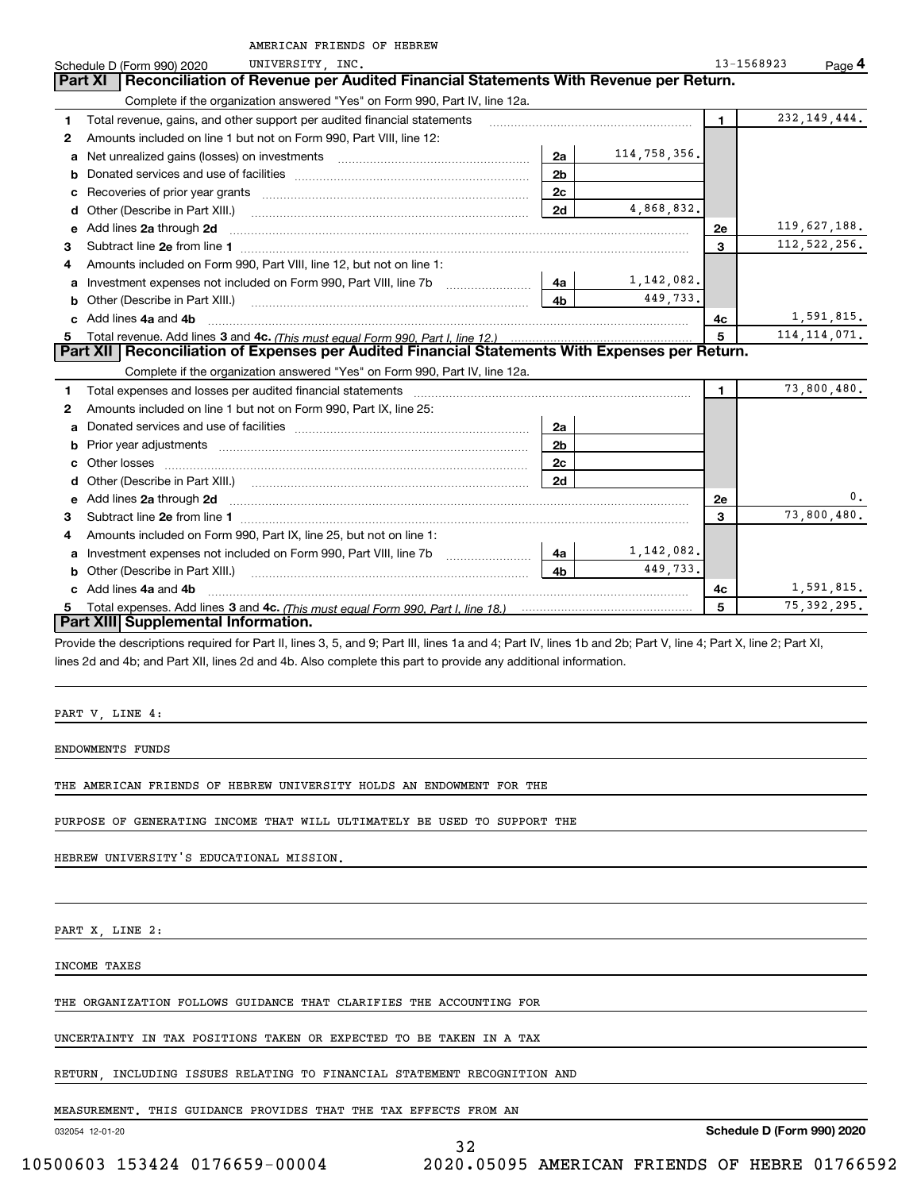AMERICAN FRIENDS OF HEBREW UNIVERSITY, INC. 13-1568923

Schedule D (Form 990) 2020 Page 4

## Part XI Reconciliation of Revenue per Audited Financial Statements With Revenue per Return.

Complete if the organization answered "Yes" on Form 990, Part IV, line 12a.

| | | | | | |
|---|---|---|---|---|---|
| 1 | Total revenue, gains, and other support per audited financial statements | | | 1 | 232,149,444. |
| 2 | Amounts included on line 1 but not on Form 990, Part VIII, line 12: | | | | |
| a | Net unrealized gains (losses) on investments | 2a | 114,758,356. | | |
| b | Donated services and use of facilities | 2b | | | |
| c | Recoveries of prior year grants | 2c | | | |
| d | Other (Describe in Part XIII.) | 2d | 4,868,832. | | |
| e | Add lines 2a through 2d | | | 2e | 119,627,188. |
| 3 | Subtract line 2e from line 1 | | | 3 | 112,522,256. |
| 4 | Amounts included on Form 990, Part VIII, line 12, but not on line 1: | | | | |
| a | Investment expenses not included on Form 990, Part VIII, line 7b | 4a | 1,142,082. | | |
| b | Other (Describe in Part XIII.) | 4b | 449,733. | | |
| c | Add lines 4a and 4b | | | 4c | 1,591,815. |
| 5 | Total revenue. Add lines 3 and 4c. *(This must equal Form 990, Part I, line 12.)* | | | 5 | 114,114,071. |

## Part XII Reconciliation of Expenses per Audited Financial Statements With Expenses per Return.

Complete if the organization answered "Yes" on Form 990, Part IV, line 12a.

| | | | | | |
|---|---|---|---|---|---|
| 1 | Total expenses and losses per audited financial statements | | | 1 | 73,800,480. |
| 2 | Amounts included on line 1 but not on Form 990, Part IX, line 25: | | | | |
| a | Donated services and use of facilities | 2a | | | |
| b | Prior year adjustments | 2b | | | |
| c | Other losses | 2c | | | |
| d | Other (Describe in Part XIII.) | 2d | | | |
| e | Add lines 2a through 2d | | | 2e | 0. |
| 3 | Subtract line 2e from line 1 | | | 3 | 73,800,480. |
| 4 | Amounts included on Form 990, Part IX, line 25, but not on line 1: | | | | |
| a | Investment expenses not included on Form 990, Part VIII, line 7b | 4a | 1,142,082. | | |
| b | Other (Describe in Part XIII.) | 4b | 449,733. | | |
| c | Add lines 4a and 4b | | | 4c | 1,591,815. |
| 5 | Total expenses. Add lines 3 and 4c. *(This must equal Form 990, Part I, line 18.)* | | | 5 | 75,392,295. |

## Part XIII Supplemental Information.

Provide the descriptions required for Part II, lines 3, 5, and 9; Part III, lines 1a and 4; Part IV, lines 1b and 2b; Part V, line 4; Part X, line 2; Part XI, lines 2d and 4b; and Part XII, lines 2d and 4b. Also complete this part to provide any additional information.

PART V, LINE 4:

ENDOWMENTS FUNDS

THE AMERICAN FRIENDS OF HEBREW UNIVERSITY HOLDS AN ENDOWMENT FOR THE PURPOSE OF GENERATING INCOME THAT WILL ULTIMATELY BE USED TO SUPPORT THE HEBREW UNIVERSITY'S EDUCATIONAL MISSION.

PART X, LINE 2:

INCOME TAXES

THE ORGANIZATION FOLLOWS GUIDANCE THAT CLARIFIES THE ACCOUNTING FOR UNCERTAINTY IN TAX POSITIONS TAKEN OR EXPECTED TO BE TAKEN IN A TAX RETURN, INCLUDING ISSUES RELATING TO FINANCIAL STATEMENT RECOGNITION AND MEASUREMENT. THIS GUIDANCE PROVIDES THAT THE TAX EFFECTS FROM AN

032054 12-01-20 Schedule D (Form 990) 2020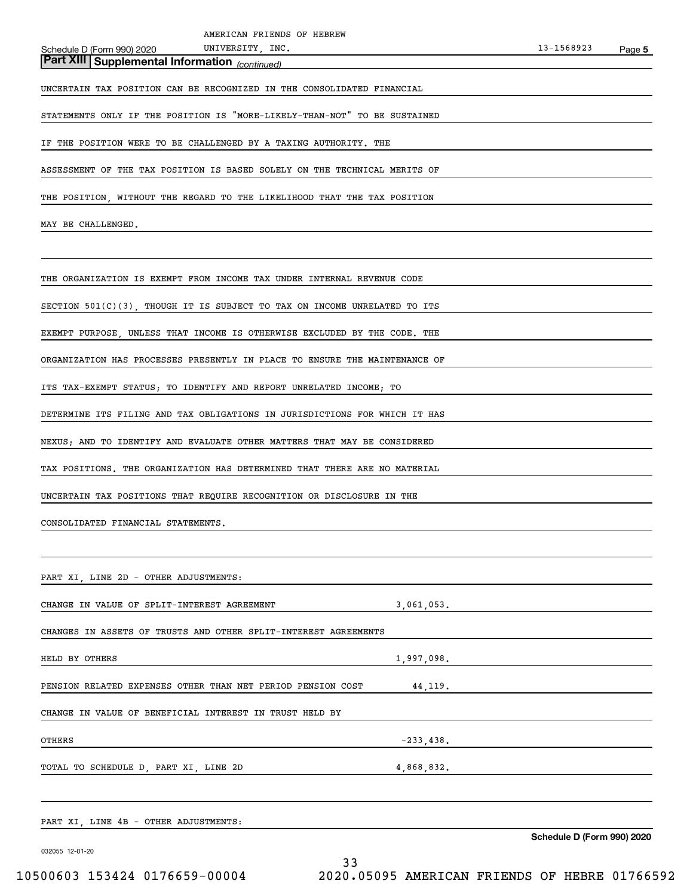## Part XIII Supplemental Information *(continued)*

UNCERTAIN TAX POSITION CAN BE RECOGNIZED IN THE CONSOLIDATED FINANCIAL STATEMENTS ONLY IF THE POSITION IS "MORE-LIKELY-THAN-NOT" TO BE SUSTAINED IF THE POSITION WERE TO BE CHALLENGED BY A TAXING AUTHORITY. THE ASSESSMENT OF THE TAX POSITION IS BASED SOLELY ON THE TECHNICAL MERITS OF THE POSITION, WITHOUT THE REGARD TO THE LIKELIHOOD THAT THE TAX POSITION MAY BE CHALLENGED.

THE ORGANIZATION IS EXEMPT FROM INCOME TAX UNDER INTERNAL REVENUE CODE SECTION 501(C)(3), THOUGH IT IS SUBJECT TO TAX ON INCOME UNRELATED TO ITS EXEMPT PURPOSE, UNLESS THAT INCOME IS OTHERWISE EXCLUDED BY THE CODE. THE ORGANIZATION HAS PROCESSES PRESENTLY IN PLACE TO ENSURE THE MAINTENANCE OF ITS TAX-EXEMPT STATUS; TO IDENTIFY AND REPORT UNRELATED INCOME; TO DETERMINE ITS FILING AND TAX OBLIGATIONS IN JURISDICTIONS FOR WHICH IT HAS NEXUS; AND TO IDENTIFY AND EVALUATE OTHER MATTERS THAT MAY BE CONSIDERED TAX POSITIONS. THE ORGANIZATION HAS DETERMINED THAT THERE ARE NO MATERIAL UNCERTAIN TAX POSITIONS THAT REQUIRE RECOGNITION OR DISCLOSURE IN THE CONSOLIDATED FINANCIAL STATEMENTS.

PART XI, LINE 2D - OTHER ADJUSTMENTS:

| | |
|---|---|
| CHANGE IN VALUE OF SPLIT-INTEREST AGREEMENT | 3,061,053. |
| CHANGES IN ASSETS OF TRUSTS AND OTHER SPLIT-INTEREST AGREEMENTS HELD BY OTHERS | 1,997,098. |
| PENSION RELATED EXPENSES OTHER THAN NET PERIOD PENSION COST | 44,119. |
| CHANGE IN VALUE OF BENEFICIAL INTEREST IN TRUST HELD BY OTHERS | -233,438. |
| TOTAL TO SCHEDULE D, PART XI, LINE 2D | 4,868,832. |

PART XI, LINE 4B - OTHER ADJUSTMENTS: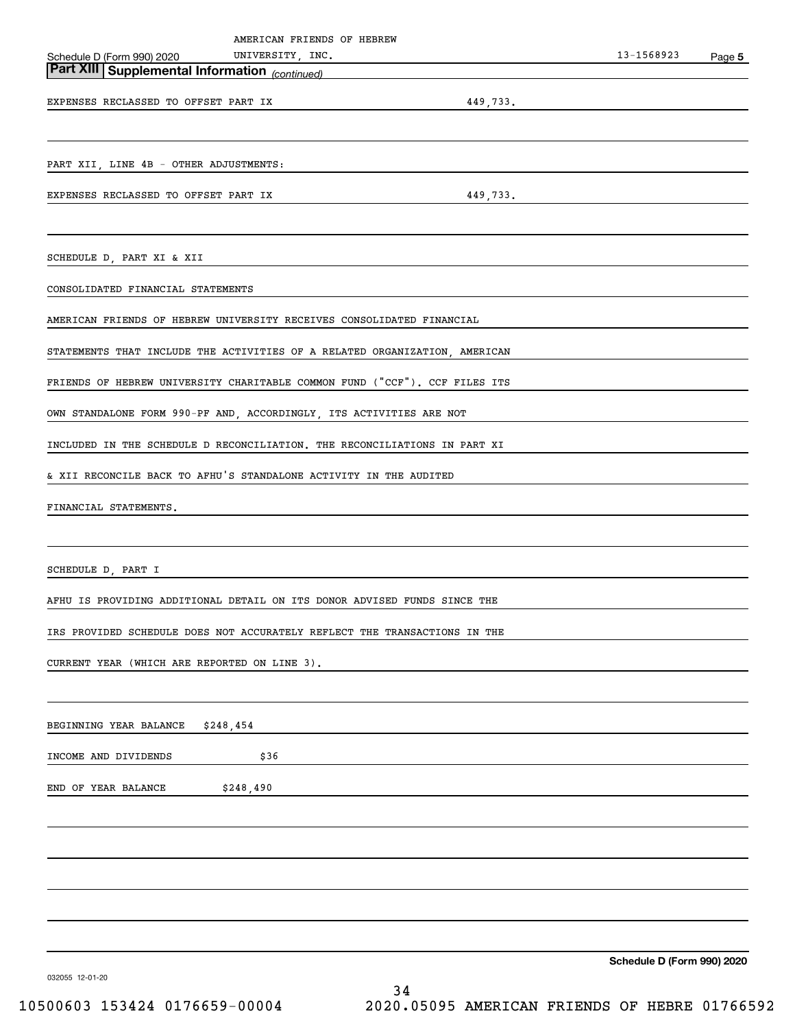AMERICAN FRIENDS OF HEBREW UNIVERSITY, INC. 13-1568923

## Part XIII Supplemental Information *(continued)*

EXPENSES RECLASSED TO OFFSET PART IX 449,733.

PART XII, LINE 4B - OTHER ADJUSTMENTS:

EXPENSES RECLASSED TO OFFSET PART IX 449,733.

SCHEDULE D, PART XI & XII

CONSOLIDATED FINANCIAL STATEMENTS

AMERICAN FRIENDS OF HEBREW UNIVERSITY RECEIVES CONSOLIDATED FINANCIAL STATEMENTS THAT INCLUDE THE ACTIVITIES OF A RELATED ORGANIZATION, AMERICAN FRIENDS OF HEBREW UNIVERSITY CHARITABLE COMMON FUND ("CCF"). CCF FILES ITS OWN STANDALONE FORM 990-PF AND, ACCORDINGLY, ITS ACTIVITIES ARE NOT INCLUDED IN THE SCHEDULE D RECONCILIATION. THE RECONCILIATIONS IN PART XI & XII RECONCILE BACK TO AFHU'S STANDALONE ACTIVITY IN THE AUDITED FINANCIAL STATEMENTS.

SCHEDULE D, PART I

AFHU IS PROVIDING ADDITIONAL DETAIL ON ITS DONOR ADVISED FUNDS SINCE THE IRS PROVIDED SCHEDULE DOES NOT ACCURATELY REFLECT THE TRANSACTIONS IN THE CURRENT YEAR (WHICH ARE REPORTED ON LINE 3).

| | |
|---|---|
| BEGINNING YEAR BALANCE | $248,454 |
| INCOME AND DIVIDENDS | $36 |
| END OF YEAR BALANCE | $248,490 |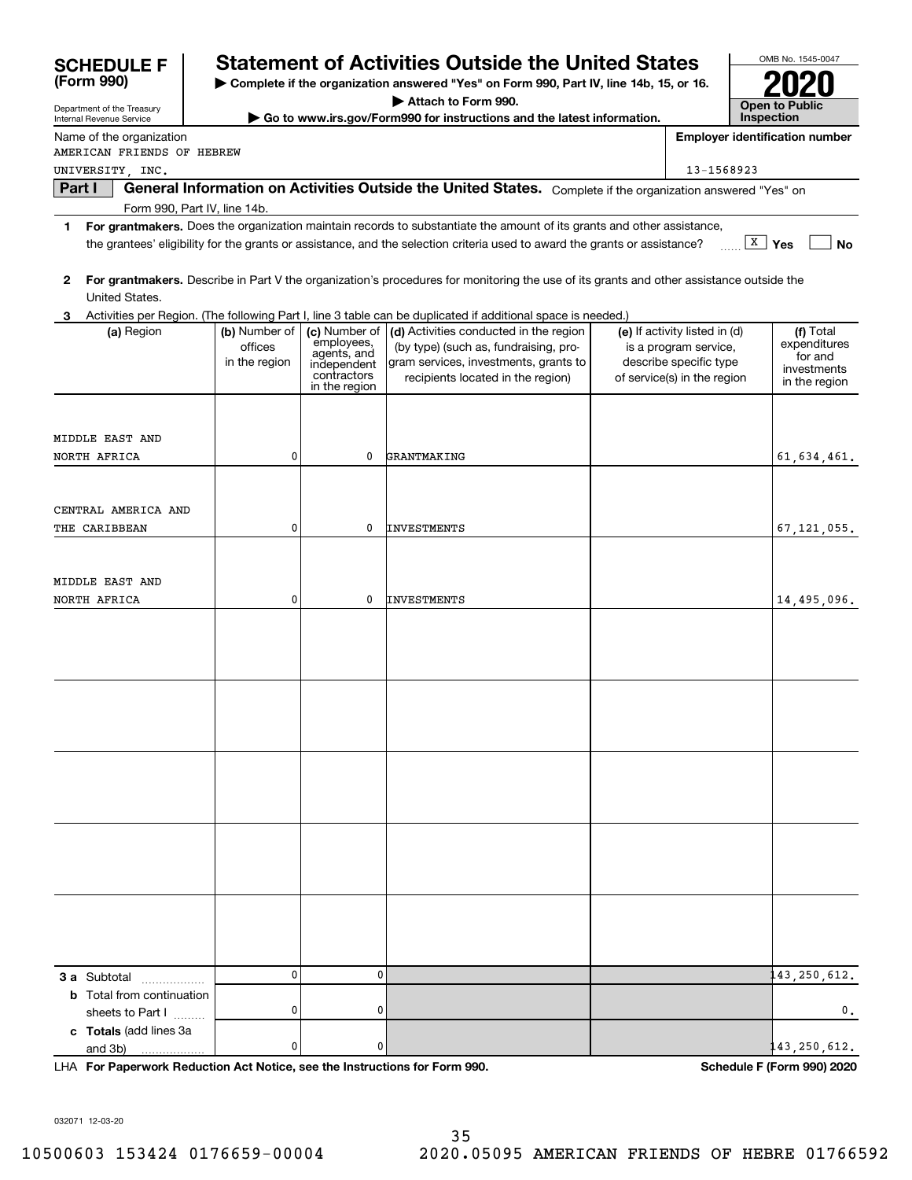# SCHEDULE F (Form 990)

Department of the Treasury
Internal Revenue Service

## Statement of Activities Outside the United States

▶ Complete if the organization answered "Yes" on Form 990, Part IV, line 14b, 15, or 16.
▶ Attach to Form 990.
▶ Go to www.irs.gov/Form990 for instructions and the latest information.

OMB No. 1545-0047

**2020**

**Open to Public Inspection**

Name of the organization: AMERICAN FRIENDS OF HEBREW UNIVERSITY, INC.

Employer identification number: 13-1568923

**Part I** **General Information on Activities Outside the United States.** Complete if the organization answered "Yes" on Form 990, Part IV, line 14b.

**1** **For grantmakers.** Does the organization maintain records to substantiate the amount of its grants and other assistance, the grantees' eligibility for the grants or assistance, and the selection criteria used to award the grants or assistance? [X] Yes [ ] No

**2** **For grantmakers.** Describe in Part V the organization's procedures for monitoring the use of its grants and other assistance outside the United States.

**3** Activities per Region. (The following Part I, line 3 table can be duplicated if additional space is needed.)

| (a) Region | (b) Number of offices in the region | (c) Number of employees, agents, and independent contractors in the region | (d) Activities conducted in the region (by type) (such as, fundraising, program services, investments, grants to recipients located in the region) | (e) If activity listed in (d) is a program service, describe specific type of service(s) in the region | (f) Total expenditures for and investments in the region |
|---|---|---|---|---|---|
| MIDDLE EAST AND NORTH AFRICA | 0 | 0 | GRANTMAKING | | 61,634,461. |
| CENTRAL AMERICA AND THE CARIBBEAN | 0 | 0 | INVESTMENTS | | 67,121,055. |
| MIDDLE EAST AND NORTH AFRICA | 0 | 0 | INVESTMENTS | | 14,495,096. |
| | | | | | |
| | | | | | |
| | | | | | |
| | | | | | |
| | | | | | |
| **3 a** Subtotal | 0 | 0 | | | 143,250,612. |
| **b** Total from continuation sheets to Part I | 0 | 0 | | | 0. |
| **c Totals** (add lines 3a and 3b) | 0 | 0 | | | 143,250,612. |

LHA **For Paperwork Reduction Act Notice, see the Instructions for Form 990.** **Schedule F (Form 990) 2020**

032071 12-03-20

10500603 153424 0176659-00004 2020.05095 AMERICAN FRIENDS OF HEBRE 01766592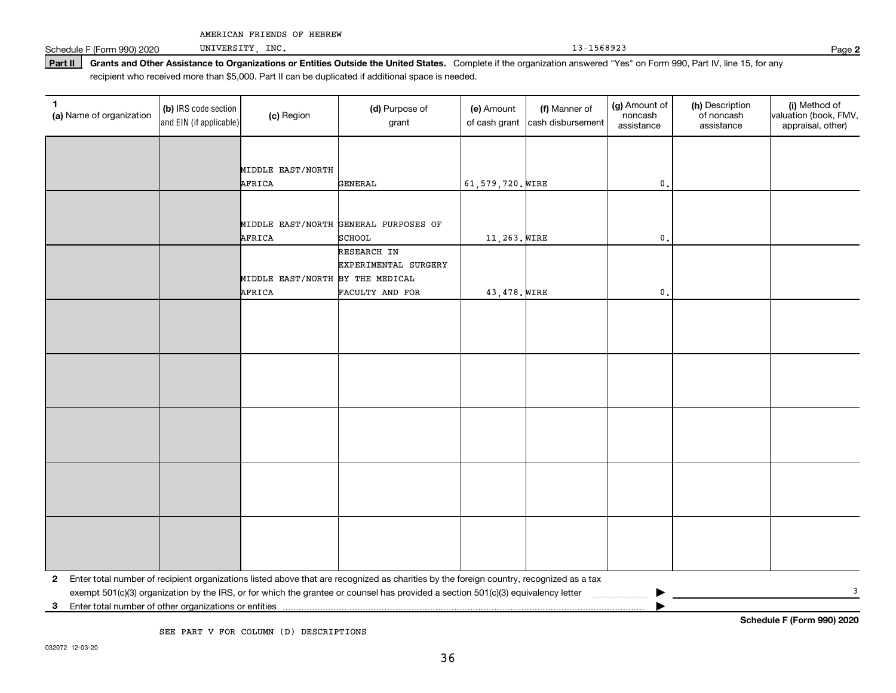AMERICAN FRIENDS OF HEBREW UNIVERSITY, INC. 13-1568923

Schedule F (Form 990) 2020

**Part II** **Grants and Other Assistance to Organizations or Entities Outside the United States.** Complete if the organization answered "Yes" on Form 990, Part IV, line 15, for any recipient who received more than $5,000. Part II can be duplicated if additional space is needed.

| 1 (a) Name of organization | (b) IRS code section and EIN (if applicable) | (c) Region | (d) Purpose of grant | (e) Amount of cash grant | (f) Manner of cash disbursement | (g) Amount of noncash assistance | (h) Description of noncash assistance | (i) Method of valuation (book, FMV, appraisal, other) |
|---|---|---|---|---|---|---|---|---|
| | | MIDDLE EAST/NORTH AFRICA | GENERAL | 61,579,720. | WIRE | 0. | | |
| | | MIDDLE EAST/NORTH AFRICA | GENERAL PURPOSES OF SCHOOL | 11,263. | WIRE | 0. | | |
| | | MIDDLE EAST/NORTH AFRICA | RESEARCH IN EXPERIMENTAL SURGERY BY THE MEDICAL FACULTY AND FOR | 43,478. | WIRE | 0. | | |
| | | | | | | | | |
| | | | | | | | | |
| | | | | | | | | |
| | | | | | | | | |
| | | | | | | | | |

**2** Enter total number of recipient organizations listed above that are recognized as charities by the foreign country, recognized as a tax exempt 501(c)(3) organization by the IRS, or for which the grantee or counsel has provided a section 501(c)(3) equivalency letter ▶ 3

**3** Enter total number of other organizations or entities ▶

**Schedule F (Form 990) 2020**

SEE PART V FOR COLUMN (D) DESCRIPTIONS

032072 12-03-20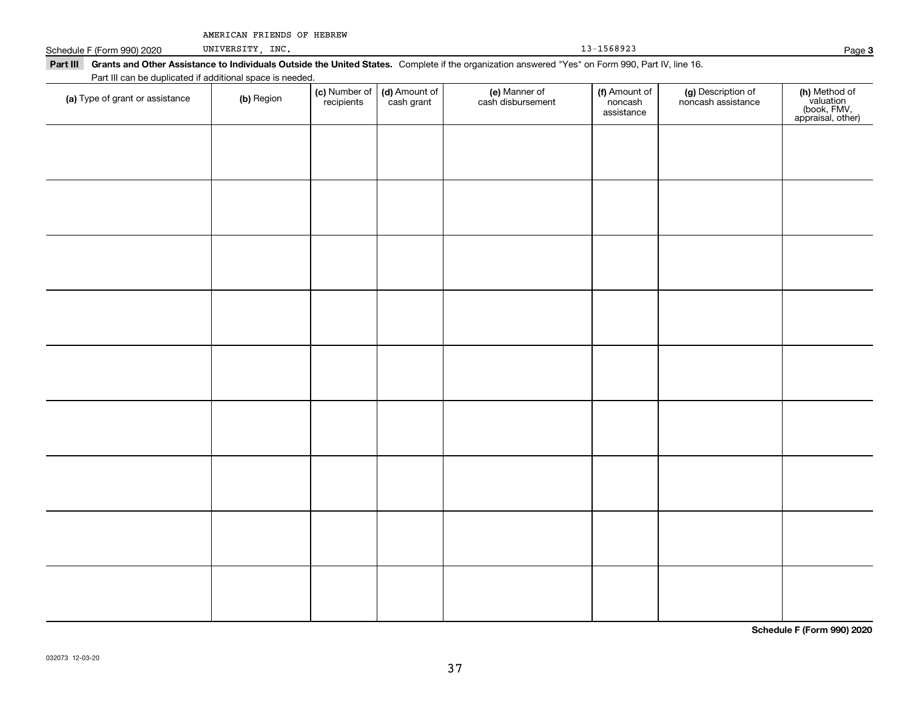AMERICAN FRIENDS OF HEBREW UNIVERSITY, INC. 13-1568923

Schedule F (Form 990) 2020

**Part III Grants and Other Assistance to Individuals Outside the United States.** Complete if the organization answered "Yes" on Form 990, Part IV, line 16.

Part III can be duplicated if additional space is needed.

| **(a)** Type of grant or assistance | **(b)** Region | **(c)** Number of recipients | **(d)** Amount of cash grant | **(e)** Manner of cash disbursement | **(f)** Amount of noncash assistance | **(g)** Description of noncash assistance | **(h)** Method of valuation (book, FMV, appraisal, other) |
|---|---|---|---|---|---|---|---|
| | | | | | | | |
| | | | | | | | |
| | | | | | | | |
| | | | | | | | |
| | | | | | | | |
| | | | | | | | |
| | | | | | | | |
| | | | | | | | |
| | | | | | | | |

**Schedule F (Form 990) 2020**

032073 12-03-20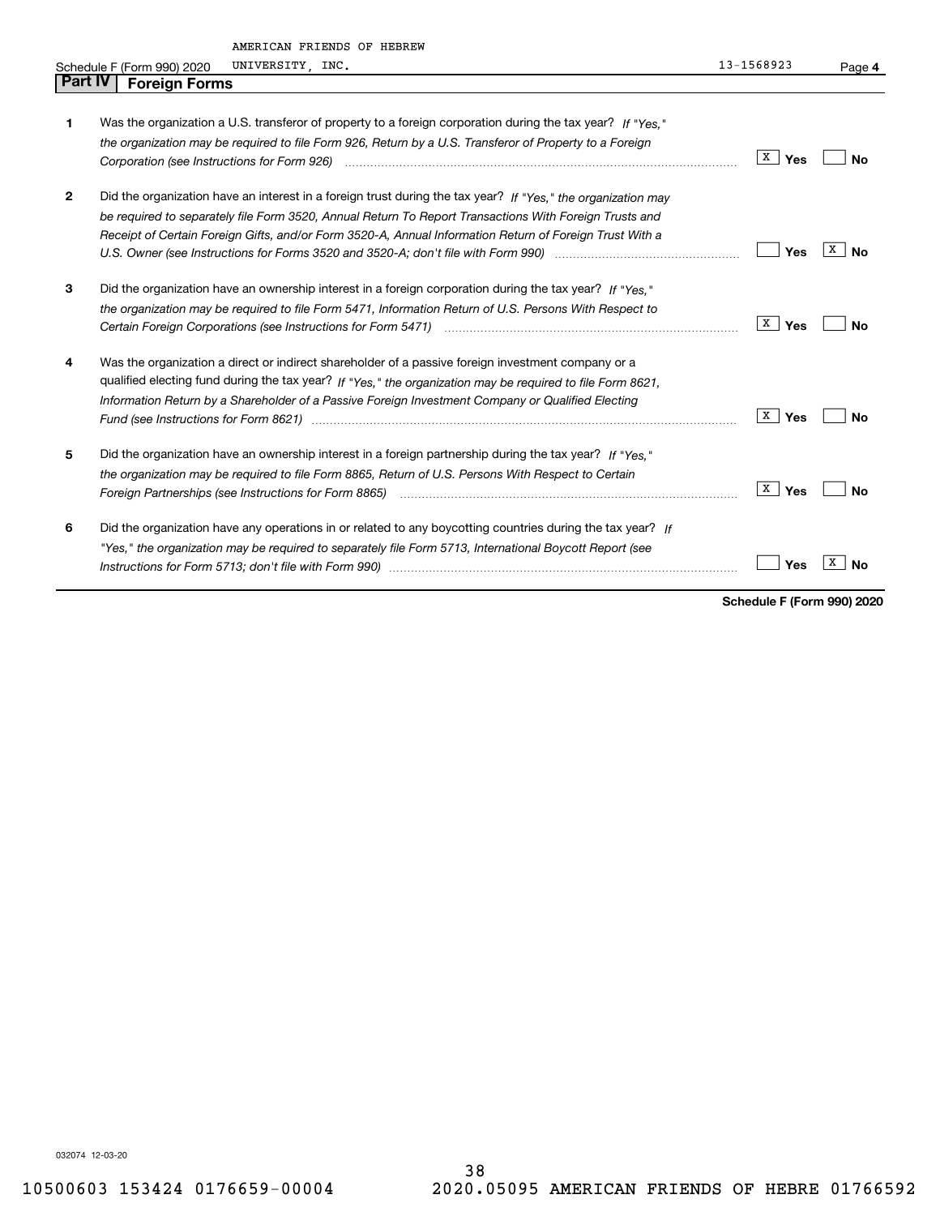AMERICAN FRIENDS OF HEBREW UNIVERSITY, INC. 13-1568923

## Part IV Foreign Forms

| | | Yes | No |
|---|---|---|---|
| 1 | Was the organization a U.S. transferor of property to a foreign corporation during the tax year? *If "Yes," the organization may be required to file Form 926, Return by a U.S. Transferor of Property to a Foreign Corporation (see Instructions for Form 926)* | X | |
| 2 | Did the organization have an interest in a foreign trust during the tax year? *If "Yes," the organization may be required to separately file Form 3520, Annual Return To Report Transactions With Foreign Trusts and Receipt of Certain Foreign Gifts, and/or Form 3520-A, Annual Information Return of Foreign Trust With a U.S. Owner (see Instructions for Forms 3520 and 3520-A; don't file with Form 990)* | | X |
| 3 | Did the organization have an ownership interest in a foreign corporation during the tax year? *If "Yes," the organization may be required to file Form 5471, Information Return of U.S. Persons With Respect to Certain Foreign Corporations (see Instructions for Form 5471)* | X | |
| 4 | Was the organization a direct or indirect shareholder of a passive foreign investment company or a qualified electing fund during the tax year? *If "Yes," the organization may be required to file Form 8621, Information Return by a Shareholder of a Passive Foreign Investment Company or Qualified Electing Fund (see Instructions for Form 8621)* | X | |
| 5 | Did the organization have an ownership interest in a foreign partnership during the tax year? *If "Yes," the organization may be required to file Form 8865, Return of U.S. Persons With Respect to Certain Foreign Partnerships (see Instructions for Form 8865)* | X | |
| 6 | Did the organization have any operations in or related to any boycotting countries during the tax year? *If "Yes," the organization may be required to separately file Form 5713, International Boycott Report (see Instructions for Form 5713; don't file with Form 990)* | | X |

**Schedule F (Form 990) 2020**

032074 12-03-20

10500603 153424 0176659-00004 2020.05095 AMERICAN FRIENDS OF HEBRE 01766592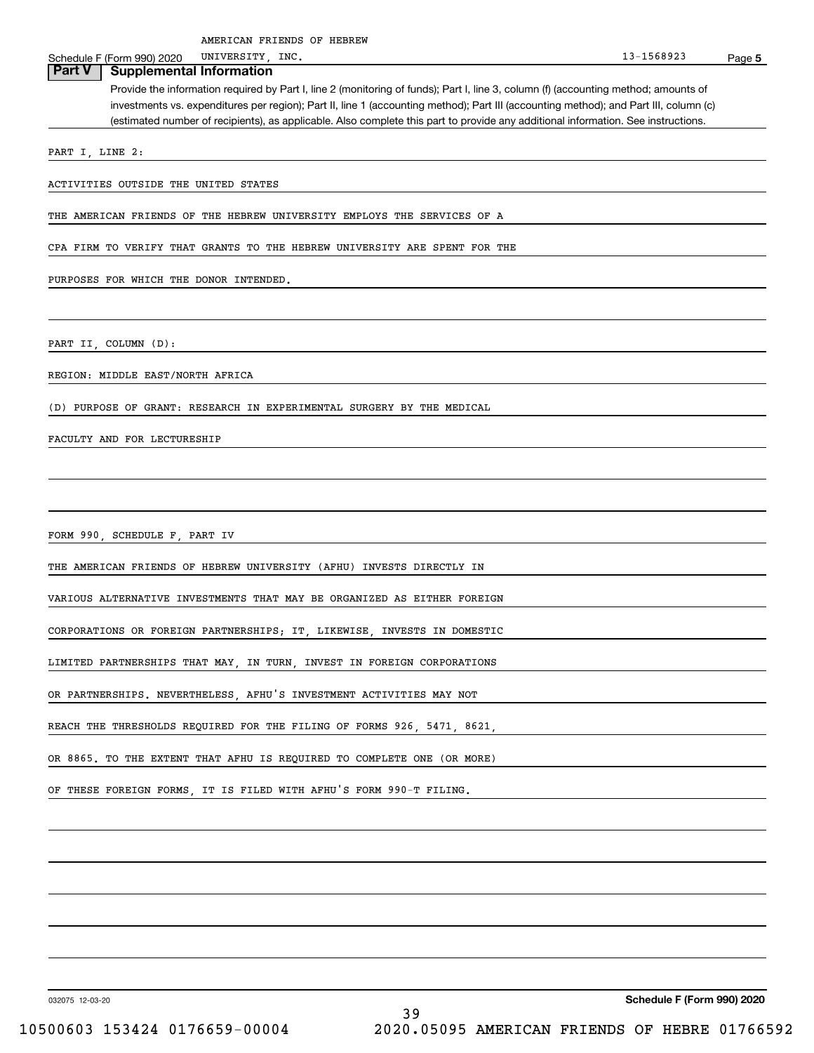AMERICAN FRIENDS OF HEBREW UNIVERSITY, INC. 13-1568923

## Part V Supplemental Information

Provide the information required by Part I, line 2 (monitoring of funds); Part I, line 3, column (f) (accounting method; amounts of investments vs. expenditures per region); Part II, line 1 (accounting method); Part III (accounting method); and Part III, column (c) (estimated number of recipients), as applicable. Also complete this part to provide any additional information. See instructions.

PART I, LINE 2:

ACTIVITIES OUTSIDE THE UNITED STATES

THE AMERICAN FRIENDS OF THE HEBREW UNIVERSITY EMPLOYS THE SERVICES OF A CPA FIRM TO VERIFY THAT GRANTS TO THE HEBREW UNIVERSITY ARE SPENT FOR THE PURPOSES FOR WHICH THE DONOR INTENDED.

PART II, COLUMN (D):

REGION: MIDDLE EAST/NORTH AFRICA

(D) PURPOSE OF GRANT: RESEARCH IN EXPERIMENTAL SURGERY BY THE MEDICAL FACULTY AND FOR LECTURESHIP

FORM 990, SCHEDULE F, PART IV

THE AMERICAN FRIENDS OF HEBREW UNIVERSITY (AFHU) INVESTS DIRECTLY IN VARIOUS ALTERNATIVE INVESTMENTS THAT MAY BE ORGANIZED AS EITHER FOREIGN CORPORATIONS OR FOREIGN PARTNERSHIPS; IT, LIKEWISE, INVESTS IN DOMESTIC LIMITED PARTNERSHIPS THAT MAY, IN TURN, INVEST IN FOREIGN CORPORATIONS OR PARTNERSHIPS. NEVERTHELESS, AFHU'S INVESTMENT ACTIVITIES MAY NOT REACH THE THRESHOLDS REQUIRED FOR THE FILING OF FORMS 926, 5471, 8621, OR 8865. TO THE EXTENT THAT AFHU IS REQUIRED TO COMPLETE ONE (OR MORE) OF THESE FOREIGN FORMS, IT IS FILED WITH AFHU'S FORM 990-T FILING.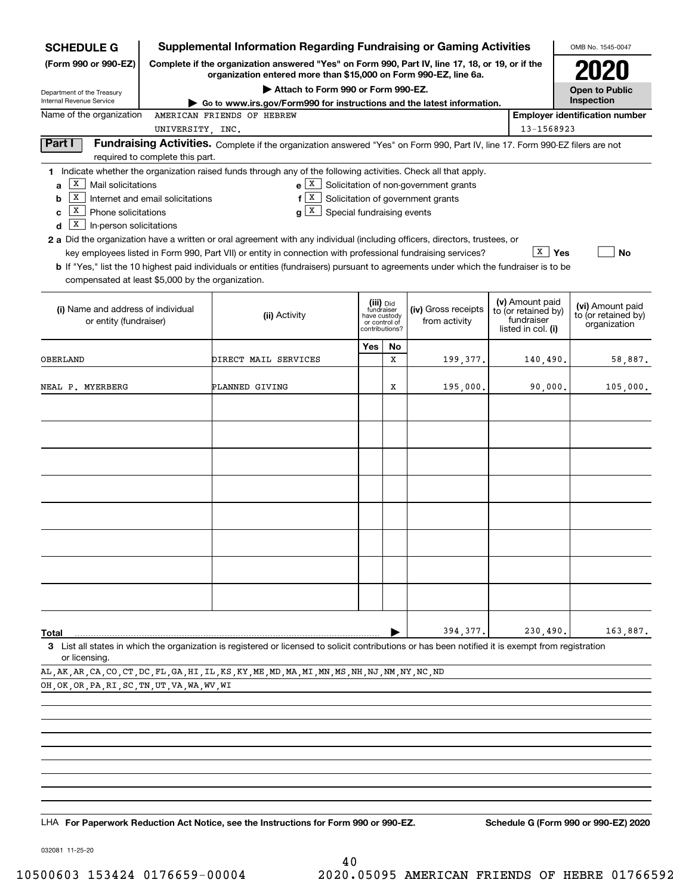**SCHEDULE G**
**(Form 990 or 990-EZ)**

Department of the Treasury
Internal Revenue Service

# Supplemental Information Regarding Fundraising or Gaming Activities

**Complete if the organization answered "Yes" on Form 990, Part IV, line 17, 18, or 19, or if the organization entered more than $15,000 on Form 990-EZ, line 6a.**

▶ Attach to Form 990 or Form 990-EZ.

▶ Go to www.irs.gov/Form990 for instructions and the latest information.

OMB No. 1545-0047

**2020**

**Open to Public Inspection**

Name of the organization: AMERICAN FRIENDS OF HEBREW UNIVERSITY, INC.

Employer identification number: 13-1568923

**Part I** **Fundraising Activities.** Complete if the organization answered "Yes" on Form 990, Part IV, line 17. Form 990-EZ filers are not required to complete this part.

1 Indicate whether the organization raised funds through any of the following activities. Check all that apply.

- a [X] Mail solicitations
- b [X] Internet and email solicitations
- c [X] Phone solicitations
- d [X] In-person solicitations
- e [X] Solicitation of non-government grants
- f [X] Solicitation of government grants
- g [X] Special fundraising events

2 a Did the organization have a written or oral agreement with any individual (including officers, directors, trustees, or key employees listed in Form 990, Part VII) or entity in connection with professional fundraising services? [X] Yes [ ] No

b If "Yes," list the 10 highest paid individuals or entities (fundraisers) pursuant to agreements under which the fundraiser is to be compensated at least $5,000 by the organization.

| (i) Name and address of individual or entity (fundraiser) | (ii) Activity | (iii) Did fundraiser have custody or control of contributions? Yes | No | (iv) Gross receipts from activity | (v) Amount paid to (or retained by) fundraiser listed in col. (i) | (vi) Amount paid to (or retained by) organization |
|---|---|---|---|---|---|---|
| OBERLAND | DIRECT MAIL SERVICES | | X | 199,377. | 140,490. | 58,887. |
| NEAL P. MYERBERG | PLANNED GIVING | | X | 195,000. | 90,000. | 105,000. |
| | | | | | | |
| | | | | | | |
| | | | | | | |
| | | | | | | |
| | | | | | | |
| | | | | | | |
| | | | | | | |
| | | | | | | |
| **Total** | | | | 394,377. | 230,490. | 163,887. |

3 List all states in which the organization is registered or licensed to solicit contributions or has been notified it is exempt from registration or licensing.

AL,AK,AR,CA,CO,CT,DC,FL,GA,HI,IL,KS,KY,ME,MD,MA,MI,MN,MS,NH,NJ,NM,NY,NC,ND
OH,OK,OR,PA,RI,SC,TN,UT,VA,WA,WV,WI

LHA **For Paperwork Reduction Act Notice, see the Instructions for Form 990 or 990-EZ.** **Schedule G (Form 990 or 990-EZ) 2020**

032081 11-25-20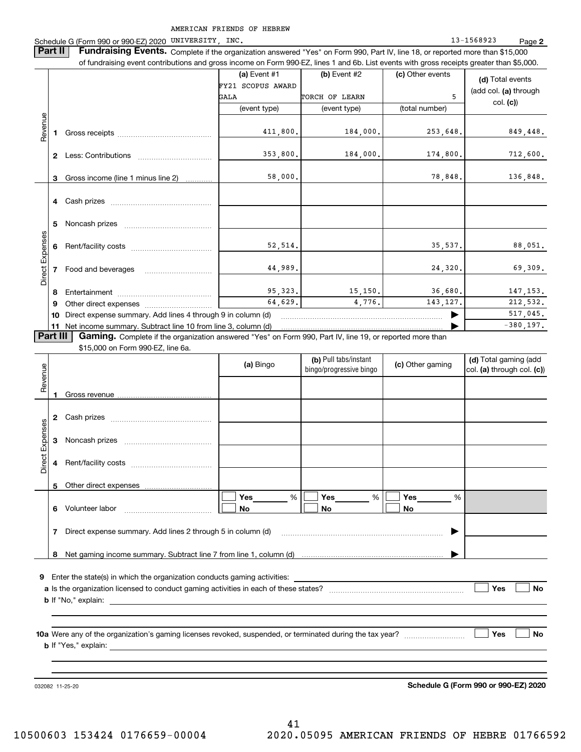AMERICAN FRIENDS OF HEBREW

Schedule G (Form 990 or 990-EZ) 2020 UNIVERSITY, INC. 13-1568923 Page 2

**Part II** **Fundraising Events.** Complete if the organization answered "Yes" on Form 990, Part IV, line 18, or reported more than $15,000 of fundraising event contributions and gross income on Form 990-EZ, lines 1 and 6b. List events with gross receipts greater than $5,000.

| | | (a) Event #1 FY21 SCOPUS AWARD GALA (event type) | (b) Event #2 TORCH OF LEARN (event type) | (c) Other events 5 (total number) | (d) Total events (add col. (a) through col. (c)) |
|---|---|---|---|---|---|
| Revenue | 1 Gross receipts | 411,800. | 184,000. | 253,648. | 849,448. |
| | 2 Less: Contributions | 353,800. | 184,000. | 174,800. | 712,600. |
| | 3 Gross income (line 1 minus line 2) | 58,000. | | 78,848. | 136,848. |
| Direct Expenses | 4 Cash prizes | | | | |
| | 5 Noncash prizes | | | | |
| | 6 Rent/facility costs | 52,514. | | 35,537. | 88,051. |
| | 7 Food and beverages | 44,989. | | 24,320. | 69,309. |
| | 8 Entertainment | 95,323. | 15,150. | 36,680. | 147,153. |
| | 9 Other direct expenses | 64,629. | 4,776. | 143,127. | 212,532. |
| | 10 Direct expense summary. Add lines 4 through 9 in column (d) | | | ▶ | 517,045. |
| | 11 Net income summary. Subtract line 10 from line 3, column (d) | | | ▶ | -380,197. |

**Part III** **Gaming.** Complete if the organization answered "Yes" on Form 990, Part IV, line 19, or reported more than $15,000 on Form 990-EZ, line 6a.

| | | (a) Bingo | (b) Pull tabs/instant bingo/progressive bingo | (c) Other gaming | (d) Total gaming (add col. (a) through col. (c)) |
|---|---|---|---|---|---|
| Revenue | 1 Gross revenue | | | | |
| Direct Expenses | 2 Cash prizes | | | | |
| | 3 Noncash prizes | | | | |
| | 4 Rent/facility costs | | | | |
| | 5 Other direct expenses | | | | |
| | 6 Volunteer labor | ☐ Yes ____ % ☐ No | ☐ Yes ____ % ☐ No | ☐ Yes ____ % ☐ No | |
| | 7 Direct expense summary. Add lines 2 through 5 in column (d) | | | ▶ | |
| | 8 Net gaming income summary. Subtract line 7 from line 1, column (d) | | | ▶ | |

**9** Enter the state(s) in which the organization conducts gaming activities: ____________

**a** Is the organization licensed to conduct gaming activities in each of these states? ☐ Yes ☐ No

**b** If "No," explain: ____________

**10a** Were any of the organization's gaming licenses revoked, suspended, or terminated during the tax year? ☐ Yes ☐ No

**b** If "Yes," explain: ____________

032082 11-25-20 **Schedule G (Form 990 or 990-EZ) 2020**

10500603 153424 0176659-00004 2020.05095 AMERICAN FRIENDS OF HEBRE 01766592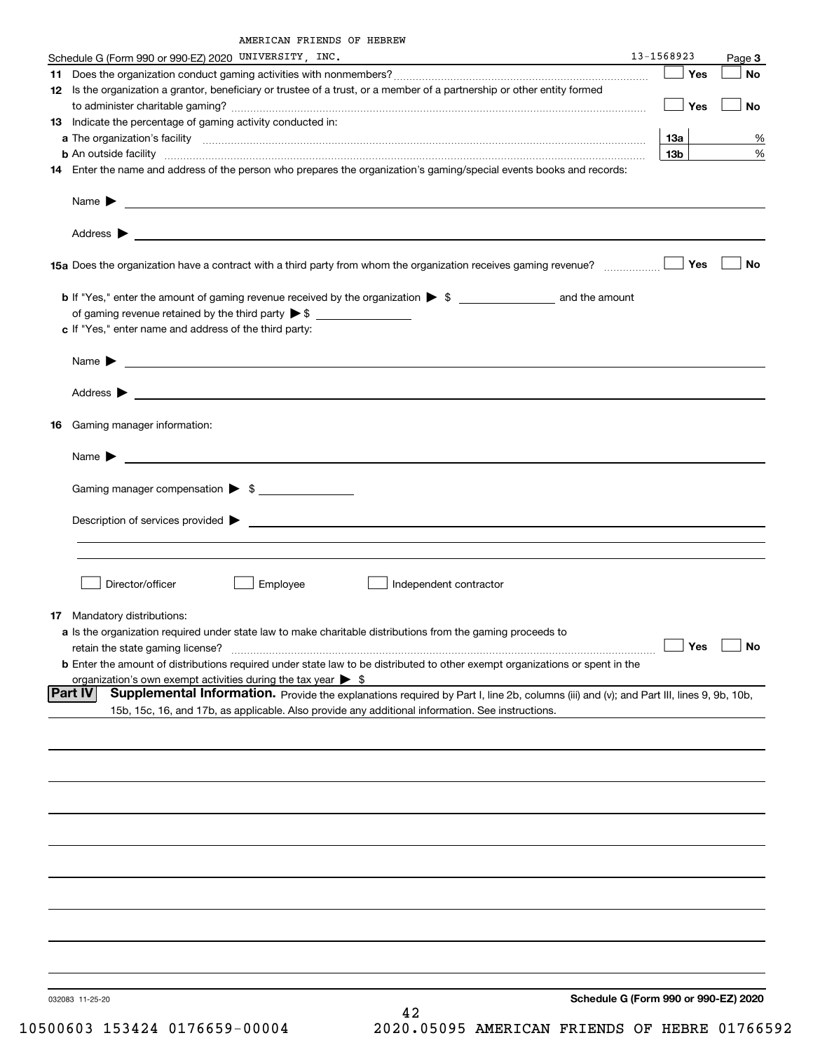AMERICAN FRIENDS OF HEBREW

Schedule G (Form 990 or 990-EZ) 2020 UNIVERSITY, INC. 13-1568923 Page **3**

**11** Does the organization conduct gaming activities with nonmembers? ☐ Yes ☐ No

**12** Is the organization a grantor, beneficiary or trustee of a trust, or a member of a partnership or other entity formed to administer charitable gaming? ☐ Yes ☐ No

**13** Indicate the percentage of gaming activity conducted in:

**a** The organization's facility **13a** %

**b** An outside facility **13b** %

**14** Enter the name and address of the person who prepares the organization's gaming/special events books and records:

Name ▶

Address ▶

**15a** Does the organization have a contract with a third party from whom the organization receives gaming revenue? ☐ Yes ☐ No

**b** If "Yes," enter the amount of gaming revenue received by the organization ▶ $ ______ and the amount of gaming revenue retained by the third party ▶ $ ______

**c** If "Yes," enter name and address of the third party:

Name ▶

Address ▶

**16** Gaming manager information:

Name ▶

Gaming manager compensation ▶ $ ______

Description of services provided ▶

☐ Director/officer ☐ Employee ☐ Independent contractor

**17** Mandatory distributions:

**a** Is the organization required under state law to make charitable distributions from the gaming proceeds to retain the state gaming license? ☐ Yes ☐ No

**b** Enter the amount of distributions required under state law to be distributed to other exempt organizations or spent in the organization's own exempt activities during the tax year ▶ $

**Part IV** **Supplemental Information.** Provide the explanations required by Part I, line 2b, columns (iii) and (v); and Part III, lines 9, 9b, 10b, 15b, 15c, 16, and 17b, as applicable. Also provide any additional information. See instructions.

032083 11-25-20 **Schedule G (Form 990 or 990-EZ) 2020**

10500603 153424 0176659-00004 2020.05095 AMERICAN FRIENDS OF HEBRE 01766592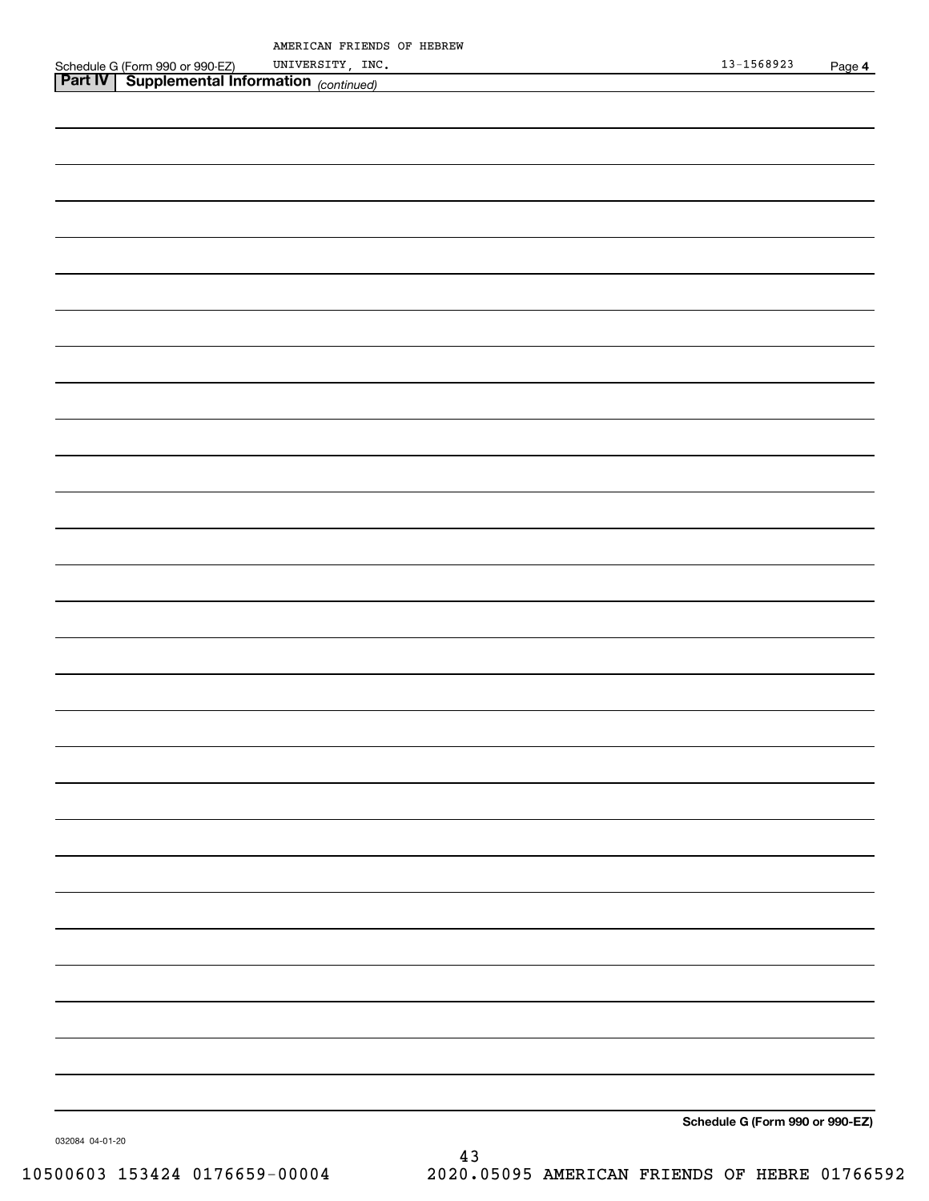AMERICAN FRIENDS OF HEBREW UNIVERSITY, INC. 13-1568923

Schedule G (Form 990 or 990-EZ)

**Part IV | Supplemental Information** *(continued)*

**Schedule G (Form 990 or 990-EZ)**

032084 04-01-20

10500603 153424 0176659-00004 2020.05095 AMERICAN FRIENDS OF HEBRE 01766592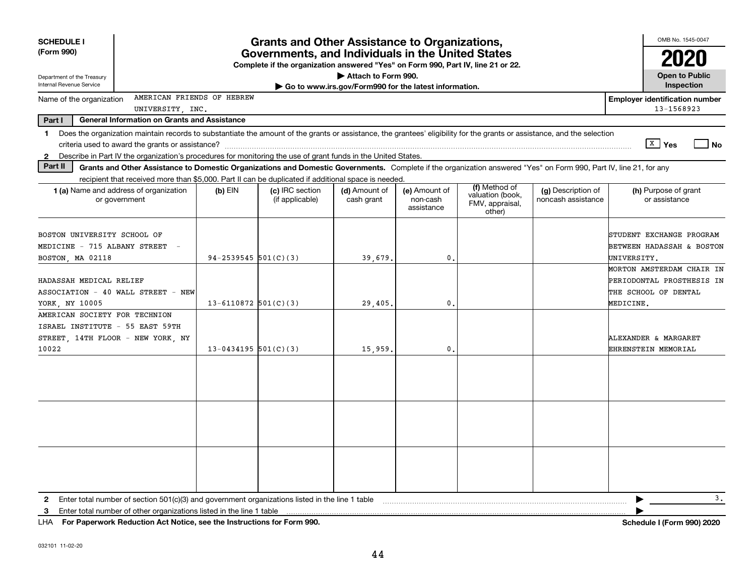**SCHEDULE I**
**(Form 990)**

Department of the Treasury
Internal Revenue Service

# Grants and Other Assistance to Organizations, Governments, and Individuals in the United States

**Complete if the organization answered "Yes" on Form 990, Part IV, line 21 or 22.**
**▶ Attach to Form 990.**
**▶ Go to www.irs.gov/Form990 for the latest information.**

OMB No. 1545-0047
**2020**
**Open to Public Inspection**

Name of the organization: AMERICAN FRIENDS OF HEBREW UNIVERSITY, INC.

**Employer identification number** 13-1568923

**Part I — General Information on Grants and Assistance**

1 Does the organization maintain records to substantiate the amount of the grants or assistance, the grantees' eligibility for the grants or assistance, and the selection criteria used to award the grants or assistance? [X] Yes [ ] No

2 Describe in Part IV the organization's procedures for monitoring the use of grant funds in the United States.

**Part II — Grants and Other Assistance to Domestic Organizations and Domestic Governments.** Complete if the organization answered "Yes" on Form 990, Part IV, line 21, for any recipient that received more than $5,000. Part II can be duplicated if additional space is needed.

| 1 (a) Name and address of organization or government | (b) EIN | (c) IRC section (if applicable) | (d) Amount of cash grant | (e) Amount of non-cash assistance | (f) Method of valuation (book, FMV, appraisal, other) | (g) Description of noncash assistance | (h) Purpose of grant or assistance |
|---|---|---|---|---|---|---|---|
| BOSTON UNIVERSITY SCHOOL OF MEDICINE - 715 ALBANY STREET - BOSTON, MA 02118 | 94-2539545 | 501(C)(3) | 39,679. | 0. | | | STUDENT EXCHANGE PROGRAM BETWEEN HADASSAH & BOSTON UNIVERSITY. |
| HADASSAH MEDICAL RELIEF ASSOCIATION - 40 WALL STREET - NEW YORK, NY 10005 | 13-6110872 | 501(C)(3) | 29,405. | 0. | | | MORTON AMSTERDAM CHAIR IN PERIODONTAL PROSTHESIS IN THE SCHOOL OF DENTAL MEDICINE. |
| AMERICAN SOCIETY FOR TECHNION ISRAEL INSTITUTE - 55 EAST 59TH STREET, 14TH FLOOR - NEW YORK, NY 10022 | 13-0434195 | 501(C)(3) | 15,959. | 0. | | | ALEXANDER & MARGARET EHRENSTEIN MEMORIAL |
| | | | | | | | |
| | | | | | | | |
| | | | | | | | |

2 Enter total number of section 501(c)(3) and government organizations listed in the line 1 table ▶ 3.

3 Enter total number of other organizations listed in the line 1 table ▶

LHA **For Paperwork Reduction Act Notice, see the Instructions for Form 990.** **Schedule I (Form 990) 2020**

032101 11-02-20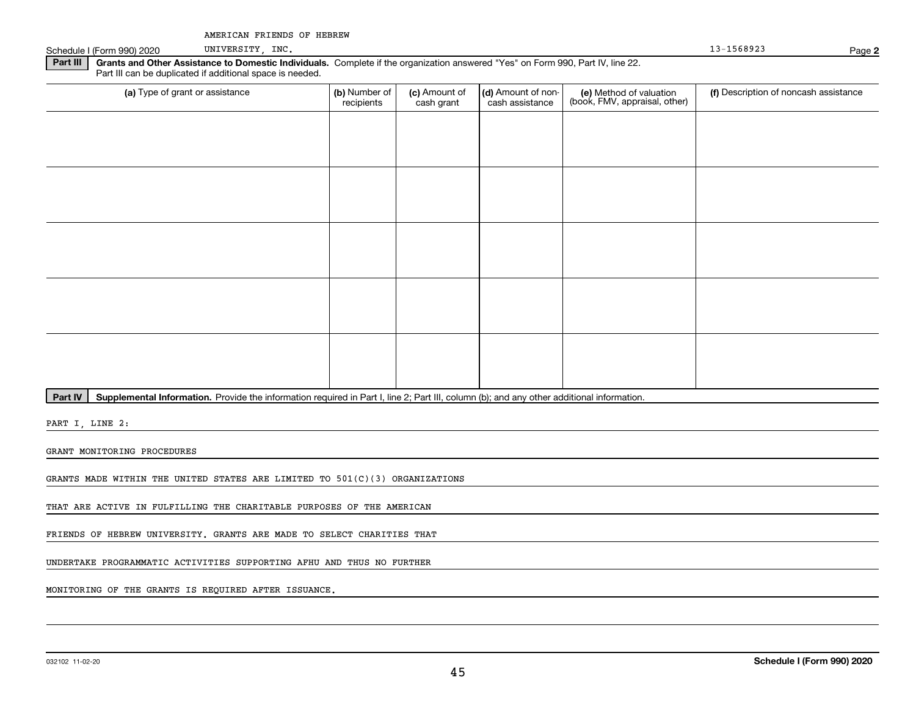AMERICAN FRIENDS OF HEBREW UNIVERSITY, INC. 13-1568923

Schedule I (Form 990) 2020 Page **2**

**Part III** **Grants and Other Assistance to Domestic Individuals.** Complete if the organization answered "Yes" on Form 990, Part IV, line 22. Part III can be duplicated if additional space is needed.

| (a) Type of grant or assistance | (b) Number of recipients | (c) Amount of cash grant | (d) Amount of non-cash assistance | (e) Method of valuation (book, FMV, appraisal, other) | (f) Description of noncash assistance |
|---|---|---|---|---|---|
| | | | | | |
| | | | | | |
| | | | | | |
| | | | | | |
| | | | | | |

**Part IV** **Supplemental Information.** Provide the information required in Part I, line 2; Part III, column (b); and any other additional information.

PART I, LINE 2:

GRANT MONITORING PROCEDURES

GRANTS MADE WITHIN THE UNITED STATES ARE LIMITED TO 501(C)(3) ORGANIZATIONS THAT ARE ACTIVE IN FULFILLING THE CHARITABLE PURPOSES OF THE AMERICAN FRIENDS OF HEBREW UNIVERSITY. GRANTS ARE MADE TO SELECT CHARITIES THAT UNDERTAKE PROGRAMMATIC ACTIVITIES SUPPORTING AFHU AND THUS NO FURTHER MONITORING OF THE GRANTS IS REQUIRED AFTER ISSUANCE.

032102 11-02-20 **Schedule I (Form 990) 2020**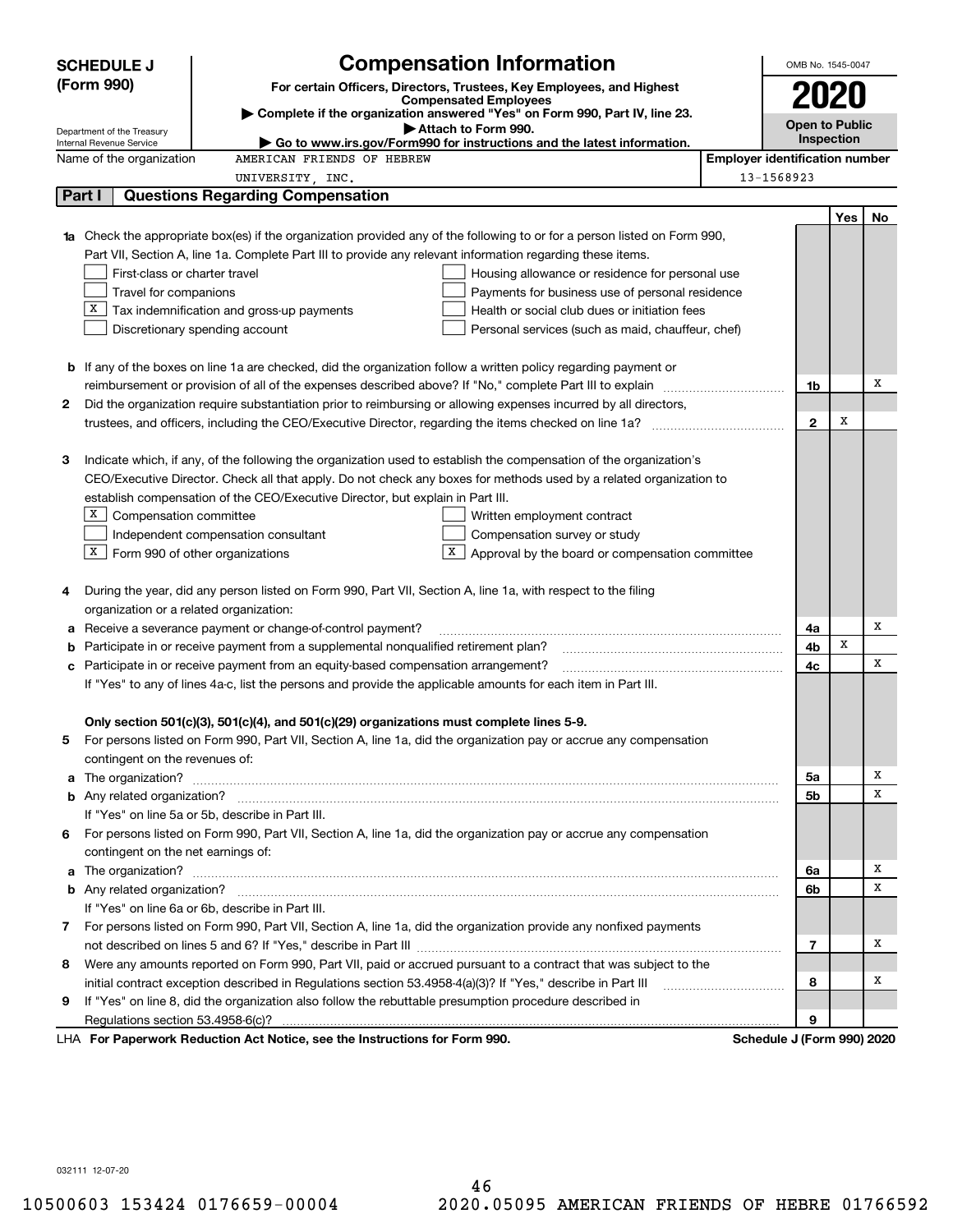**SCHEDULE J (Form 990)**

Department of the Treasury
Internal Revenue Service

# Compensation Information

**For certain Officers, Directors, Trustees, Key Employees, and Highest Compensated Employees**

▶ Complete if the organization answered "Yes" on Form 990, Part IV, line 23.
▶ Attach to Form 990.
▶ Go to www.irs.gov/Form990 for instructions and the latest information.

OMB No. 1545-0047

**2020**

**Open to Public Inspection**

| Name of the organization | Employer identification number |
|---|---|
| AMERICAN FRIENDS OF HEBREW UNIVERSITY, INC. | 13-1568923 |

## Part I — Questions Regarding Compensation

| | | Line | Yes | No |
|---|---|---|---|---|
| **1a** | Check the appropriate box(es) if the organization provided any of the following to or for a person listed on Form 990, Part VII, Section A, line 1a. Complete Part III to provide any relevant information regarding these items. | | | |
| | ☐ First-class or charter travel ☐ Housing allowance or residence for personal use | | | |
| | ☐ Travel for companions ☐ Payments for business use of personal residence | | | |
| | ☒ Tax indemnification and gross-up payments ☐ Health or social club dues or initiation fees | | | |
| | ☐ Discretionary spending account ☐ Personal services (such as maid, chauffeur, chef) | | | |
| **b** | If any of the boxes on line 1a are checked, did the organization follow a written policy regarding payment or reimbursement or provision of all of the expenses described above? If "No," complete Part III to explain | 1b | | X |
| **2** | Did the organization require substantiation prior to reimbursing or allowing expenses incurred by all directors, trustees, and officers, including the CEO/Executive Director, regarding the items checked on line 1a? | 2 | X | |
| **3** | Indicate which, if any, of the following the organization used to establish the compensation of the organization's CEO/Executive Director. Check all that apply. Do not check any boxes for methods used by a related organization to establish compensation of the CEO/Executive Director, but explain in Part III. | | | |
| | ☒ Compensation committee ☐ Written employment contract | | | |
| | ☐ Independent compensation consultant ☐ Compensation survey or study | | | |
| | ☒ Form 990 of other organizations ☒ Approval by the board or compensation committee | | | |
| **4** | During the year, did any person listed on Form 990, Part VII, Section A, line 1a, with respect to the filing organization or a related organization: | | | |
| **a** | Receive a severance payment or change-of-control payment? | 4a | | X |
| **b** | Participate in or receive payment from a supplemental nonqualified retirement plan? | 4b | X | |
| **c** | Participate in or receive payment from an equity-based compensation arrangement? | 4c | | X |
| | If "Yes" to any of lines 4a-c, list the persons and provide the applicable amounts for each item in Part III. | | | |
| | **Only section 501(c)(3), 501(c)(4), and 501(c)(29) organizations must complete lines 5-9.** | | | |
| **5** | For persons listed on Form 990, Part VII, Section A, line 1a, did the organization pay or accrue any compensation contingent on the revenues of: | | | |
| **a** | The organization? | 5a | | X |
| **b** | Any related organization? | 5b | | X |
| | If "Yes" on line 5a or 5b, describe in Part III. | | | |
| **6** | For persons listed on Form 990, Part VII, Section A, line 1a, did the organization pay or accrue any compensation contingent on the net earnings of: | | | |
| **a** | The organization? | 6a | | X |
| **b** | Any related organization? | 6b | | X |
| | If "Yes" on line 6a or 6b, describe in Part III. | | | |
| **7** | For persons listed on Form 990, Part VII, Section A, line 1a, did the organization provide any nonfixed payments not described on lines 5 and 6? If "Yes," describe in Part III | 7 | | X |
| **8** | Were any amounts reported on Form 990, Part VII, paid or accrued pursuant to a contract that was subject to the initial contract exception described in Regulations section 53.4958-4(a)(3)? If "Yes," describe in Part III | 8 | | X |
| **9** | If "Yes" on line 8, did the organization also follow the rebuttable presumption procedure described in Regulations section 53.4958-6(c)? | 9 | | |

LHA **For Paperwork Reduction Act Notice, see the Instructions for Form 990.** **Schedule J (Form 990) 2020**

032111 12-07-20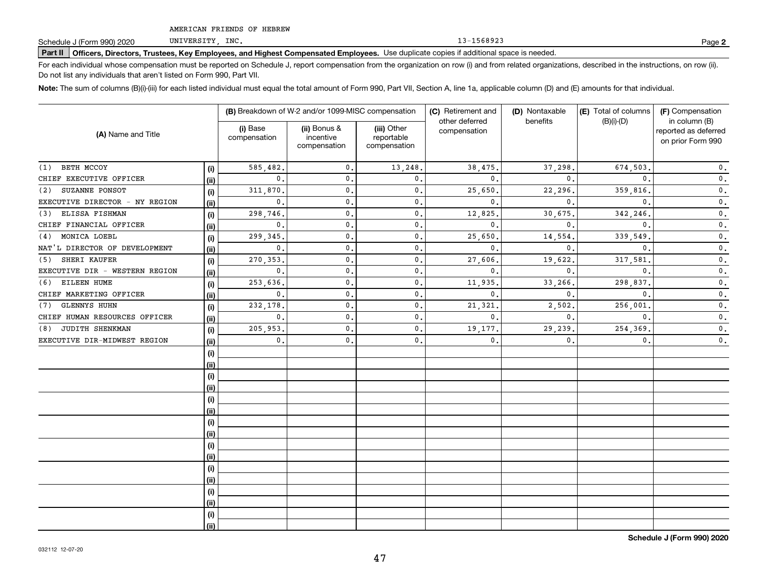AMERICAN FRIENDS OF HEBREW UNIVERSITY, INC. 13-1568923

**Part II | Officers, Directors, Trustees, Key Employees, and Highest Compensated Employees.** Use duplicate copies if additional space is needed.

For each individual whose compensation must be reported on Schedule J, report compensation from the organization on row (i) and from related organizations, described in the instructions, on row (ii). Do not list any individuals that aren't listed on Form 990, Part VII.

**Note:** The sum of columns (B)(i)-(iii) for each listed individual must equal the total amount of Form 990, Part VII, Section A, line 1a, applicable column (D) and (E) amounts for that individual.

| (A) Name and Title | | (B) Breakdown of W-2 and/or 1099-MISC compensation | | | (C) Retirement and other deferred compensation | (D) Nontaxable benefits | (E) Total of columns (B)(i)-(D) | (F) Compensation in column (B) reported as deferred on prior Form 990 |
|---|---|---|---|---|---|---|---|---|
| | | (i) Base compensation | (ii) Bonus & incentive compensation | (iii) Other reportable compensation | | | | |
| (1) BETH MCCOY | (i) | 585,482. | 0. | 13,248. | 38,475. | 37,298. | 674,503. | 0. |
| CHIEF EXECUTIVE OFFICER | (ii) | 0. | 0. | 0. | 0. | 0. | 0. | 0. |
| (2) SUZANNE PONSOT | (i) | 311,870. | 0. | 0. | 25,650. | 22,296. | 359,816. | 0. |
| EXECUTIVE DIRECTOR - NY REGION | (ii) | 0. | 0. | 0. | 0. | 0. | 0. | 0. |
| (3) ELISSA FISHMAN | (i) | 298,746. | 0. | 0. | 12,825. | 30,675. | 342,246. | 0. |
| CHIEF FINANCIAL OFFICER | (ii) | 0. | 0. | 0. | 0. | 0. | 0. | 0. |
| (4) MONICA LOEBL | (i) | 299,345. | 0. | 0. | 25,650. | 14,554. | 339,549. | 0. |
| NAT'L DIRECTOR OF DEVELOPMENT | (ii) | 0. | 0. | 0. | 0. | 0. | 0. | 0. |
| (5) SHERI KAUFER | (i) | 270,353. | 0. | 0. | 27,606. | 19,622. | 317,581. | 0. |
| EXECUTIVE DIR - WESTERN REGION | (ii) | 0. | 0. | 0. | 0. | 0. | 0. | 0. |
| (6) EILEEN HUME | (i) | 253,636. | 0. | 0. | 11,935. | 33,266. | 298,837. | 0. |
| CHIEF MARKETING OFFICER | (ii) | 0. | 0. | 0. | 0. | 0. | 0. | 0. |
| (7) GLENNYS HUHN | (i) | 232,178. | 0. | 0. | 21,321. | 2,502. | 256,001. | 0. |
| CHIEF HUMAN RESOURCES OFFICER | (ii) | 0. | 0. | 0. | 0. | 0. | 0. | 0. |
| (8) JUDITH SHENKMAN | (i) | 205,953. | 0. | 0. | 19,177. | 29,239. | 254,369. | 0. |
| EXECUTIVE DIR-MIDWEST REGION | (ii) | 0. | 0. | 0. | 0. | 0. | 0. | 0. |
| | (i) | | | | | | | |
| | (ii) | | | | | | | |
| | (i) | | | | | | | |
| | (ii) | | | | | | | |
| | (i) | | | | | | | |
| | (ii) | | | | | | | |
| | (i) | | | | | | | |
| | (ii) | | | | | | | |
| | (i) | | | | | | | |
| | (ii) | | | | | | | |
| | (i) | | | | | | | |
| | (ii) | | | | | | | |
| | (i) | | | | | | | |
| | (ii) | | | | | | | |
| | (i) | | | | | | | |
| | (ii) | | | | | | | |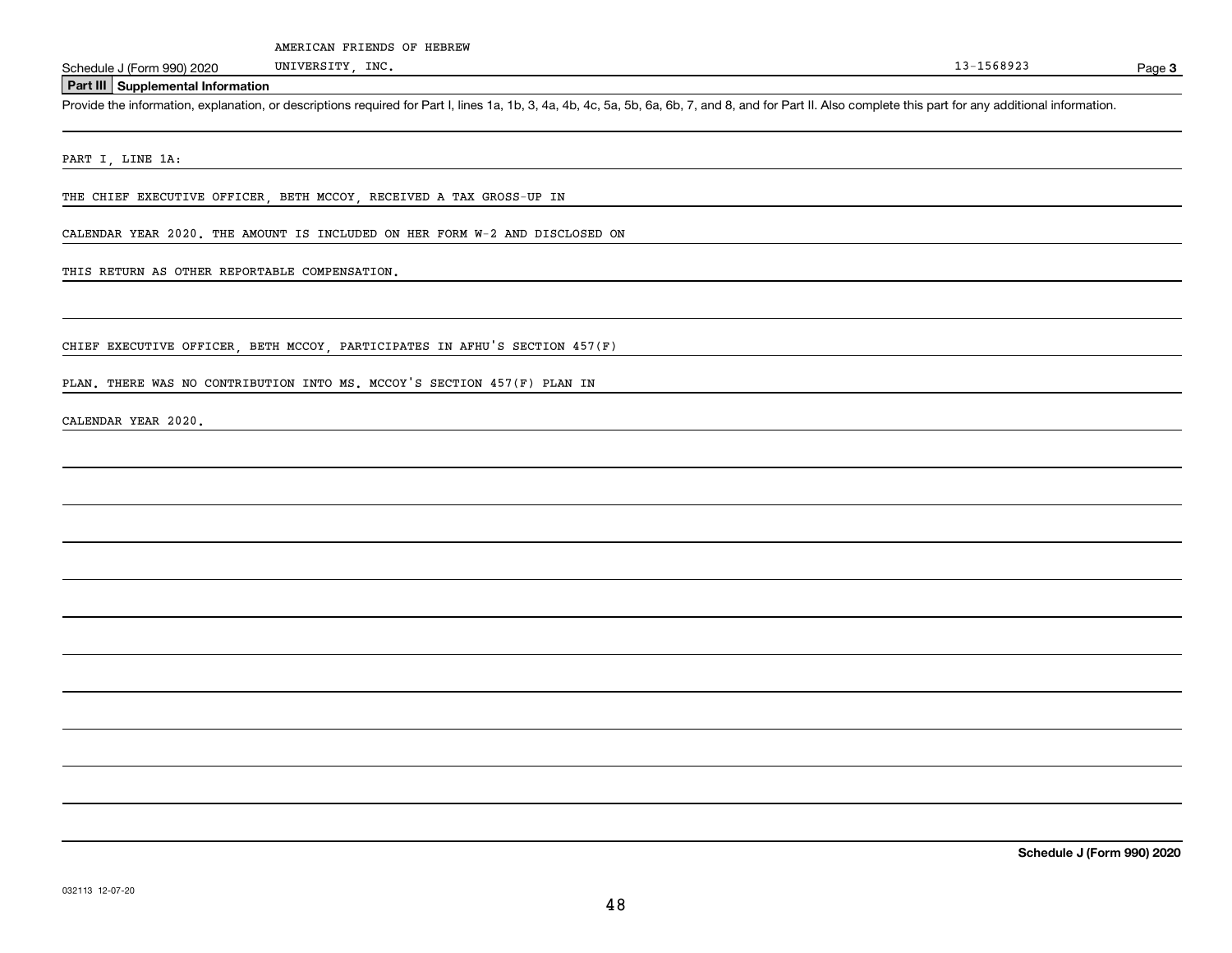AMERICAN FRIENDS OF HEBREW UNIVERSITY, INC. 13-1568923

## Part III Supplemental Information

Provide the information, explanation, or descriptions required for Part I, lines 1a, 1b, 3, 4a, 4b, 4c, 5a, 5b, 6a, 6b, 7, and 8, and for Part II. Also complete this part for any additional information.

PART I, LINE 1A:

THE CHIEF EXECUTIVE OFFICER, BETH MCCOY, RECEIVED A TAX GROSS-UP IN CALENDAR YEAR 2020. THE AMOUNT IS INCLUDED ON HER FORM W-2 AND DISCLOSED ON THIS RETURN AS OTHER REPORTABLE COMPENSATION.

CHIEF EXECUTIVE OFFICER, BETH MCCOY, PARTICIPATES IN AFHU'S SECTION 457(F) PLAN. THERE WAS NO CONTRIBUTION INTO MS. MCCOY'S SECTION 457(F) PLAN IN CALENDAR YEAR 2020.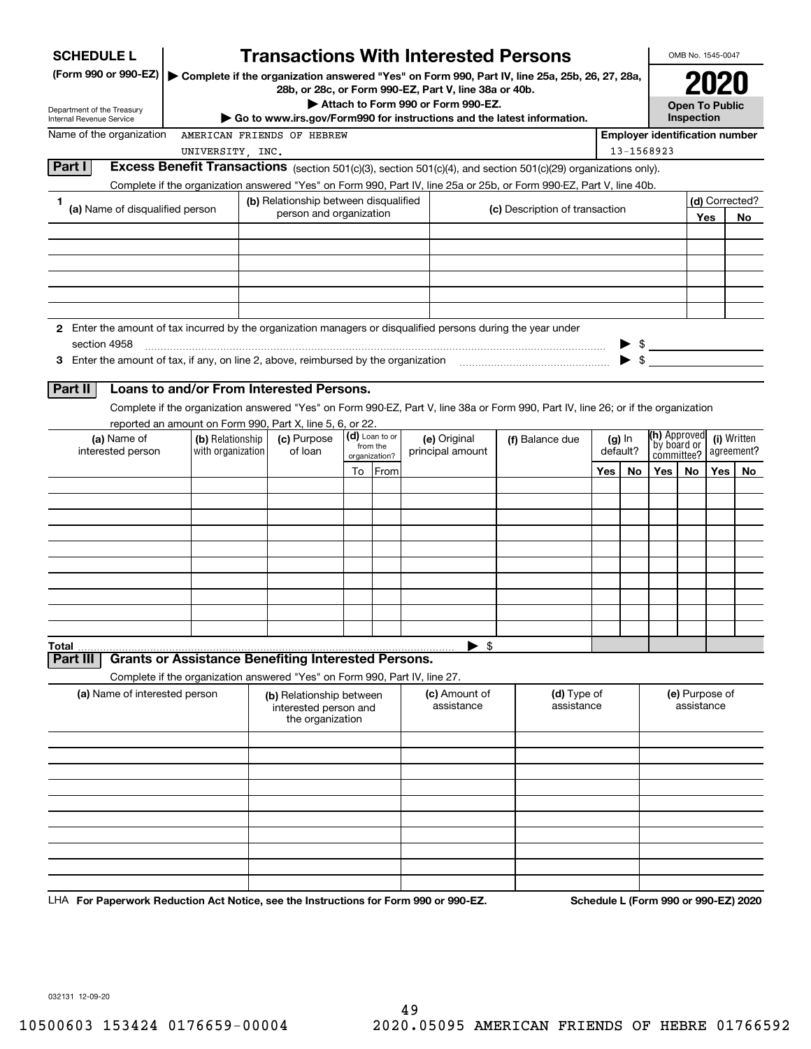**SCHEDULE L**
**(Form 990 or 990-EZ)**

Department of the Treasury
Internal Revenue Service

# Transactions With Interested Persons

▶ **Complete if the organization answered "Yes" on Form 990, Part IV, line 25a, 25b, 26, 27, 28a, 28b, or 28c, or Form 990-EZ, Part V, line 38a or 40b.**
▶ **Attach to Form 990 or Form 990-EZ.**
▶ **Go to www.irs.gov/Form990 for instructions and the latest information.**

OMB No. 1545-0047

**2020**

**Open To Public Inspection**

Name of the organization: AMERICAN FRIENDS OF HEBREW UNIVERSITY, INC.

**Employer identification number:** 13-1568923

## Part I Excess Benefit Transactions (section 501(c)(3), section 501(c)(4), and section 501(c)(29) organizations only).

Complete if the organization answered "Yes" on Form 990, Part IV, line 25a or 25b, or Form 990-EZ, Part V, line 40b.

| 1 (a) Name of disqualified person | (b) Relationship between disqualified person and organization | (c) Description of transaction | (d) Corrected? Yes | No |
|---|---|---|---|---|
| | | | | |
| | | | | |
| | | | | |
| | | | | |
| | | | | |

**2** Enter the amount of tax incurred by the organization managers or disqualified persons during the year under section 4958 ▶ $

**3** Enter the amount of tax, if any, on line 2, above, reimbursed by the organization ▶ $

## Part II Loans to and/or From Interested Persons.

Complete if the organization answered "Yes" on Form 990-EZ, Part V, line 38a or Form 990, Part IV, line 26; or if the organization reported an amount on Form 990, Part X, line 5, 6, or 22.

| (a) Name of interested person | (b) Relationship with organization | (c) Purpose of loan | (d) Loan to or from the organization? To | From | (e) Original principal amount | (f) Balance due | (g) In default? Yes | No | (h) Approved by board or committee? Yes | No | (i) Written agreement? Yes | No |
|---|---|---|---|---|---|---|---|---|---|---|---|---|
| | | | | | | | | | | | | |
| | | | | | | | | | | | | |
| | | | | | | | | | | | | |
| | | | | | | | | | | | | |
| | | | | | | | | | | | | |
| | | | | | | | | | | | | |
| | | | | | | | | | | | | |
| | | | | | | | | | | | | |
| | | | | | | | | | | | | |
| | | | | | | | | | | | | |
| **Total** | | | | | ▶ $ | | | | | | | |

## Part III Grants or Assistance Benefiting Interested Persons.

Complete if the organization answered "Yes" on Form 990, Part IV, line 27.

| (a) Name of interested person | (b) Relationship between interested person and the organization | (c) Amount of assistance | (d) Type of assistance | (e) Purpose of assistance |
|---|---|---|---|---|
| | | | | |
| | | | | |
| | | | | |
| | | | | |
| | | | | |
| | | | | |
| | | | | |
| | | | | |
| | | | | |
| | | | | |

LHA **For Paperwork Reduction Act Notice, see the Instructions for Form 990 or 990-EZ.** **Schedule L (Form 990 or 990-EZ) 2020**

032131 12-09-20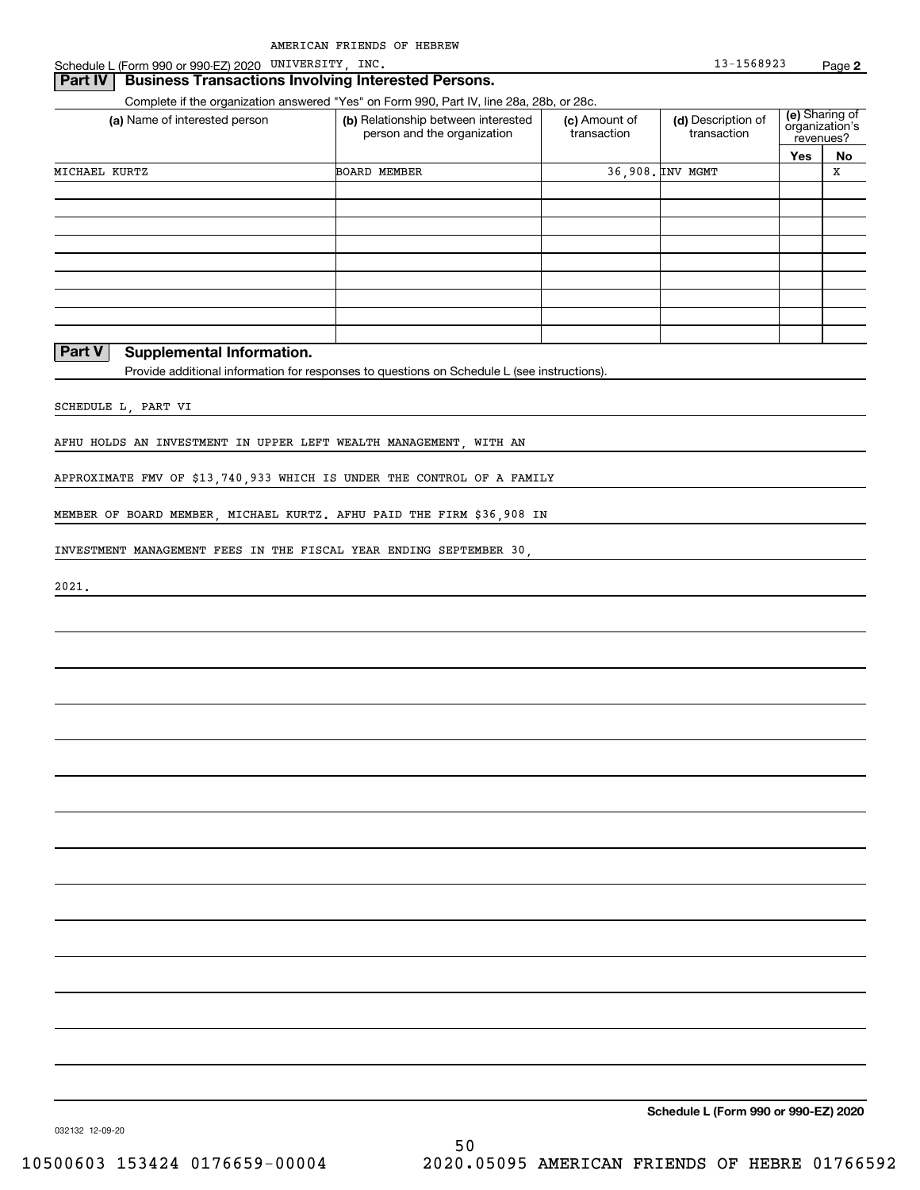AMERICAN FRIENDS OF HEBREW

Schedule L (Form 990 or 990-EZ) 2020 UNIVERSITY, INC. 13-1568923

## Part IV Business Transactions Involving Interested Persons.

Complete if the organization answered "Yes" on Form 990, Part IV, line 28a, 28b, or 28c.

| (a) Name of interested person | (b) Relationship between interested person and the organization | (c) Amount of transaction | (d) Description of transaction | (e) Sharing of organization's revenues? Yes | No |
|---|---|---|---|---|---|
| MICHAEL KURTZ | BOARD MEMBER | 36,908. | INV MGMT | | X |
| | | | | | |
| | | | | | |
| | | | | | |
| | | | | | |
| | | | | | |
| | | | | | |
| | | | | | |
| | | | | | |
| | | | | | |

## Part V Supplemental Information.

Provide additional information for responses to questions on Schedule L (see instructions).

SCHEDULE L, PART VI

AFHU HOLDS AN INVESTMENT IN UPPER LEFT WEALTH MANAGEMENT, WITH AN APPROXIMATE FMV OF $13,740,933 WHICH IS UNDER THE CONTROL OF A FAMILY MEMBER OF BOARD MEMBER, MICHAEL KURTZ. AFHU PAID THE FIRM $36,908 IN INVESTMENT MANAGEMENT FEES IN THE FISCAL YEAR ENDING SEPTEMBER 30, 2021.

**Schedule L (Form 990 or 990-EZ) 2020**

032132 12-09-20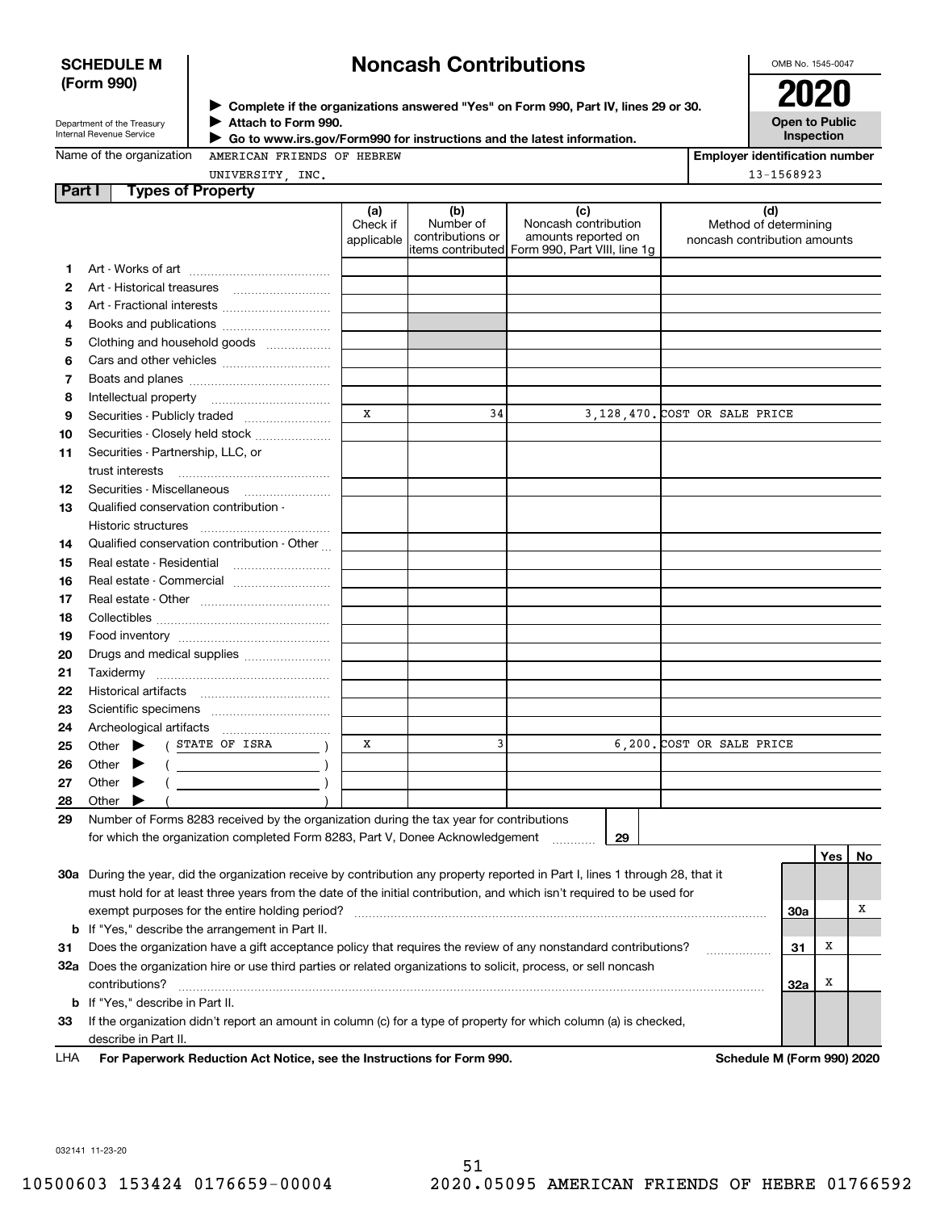**SCHEDULE M (Form 990)**

Department of the Treasury
Internal Revenue Service

# Noncash Contributions

▶ Complete if the organizations answered "Yes" on Form 990, Part IV, lines 29 or 30.
▶ Attach to Form 990.
▶ Go to www.irs.gov/Form990 for instructions and the latest information.

OMB No. 1545-0047

**2020**

**Open to Public Inspection**

Name of the organization: AMERICAN FRIENDS OF HEBREW UNIVERSITY, INC.

Employer identification number: 13-1568923

## Part I Types of Property

| | | (a) Check if applicable | (b) Number of contributions or items contributed | (c) Noncash contribution amounts reported on Form 990, Part VIII, line 1g | (d) Method of determining noncash contribution amounts |
|---|---|---|---|---|---|
| 1 | Art - Works of art | | | | |
| 2 | Art - Historical treasures | | | | |
| 3 | Art - Fractional interests | | | | |
| 4 | Books and publications | | | | |
| 5 | Clothing and household goods | | | | |
| 6 | Cars and other vehicles | | | | |
| 7 | Boats and planes | | | | |
| 8 | Intellectual property | | | | |
| 9 | Securities - Publicly traded | X | 34 | 3,128,470. | COST OR SALE PRICE |
| 10 | Securities - Closely held stock | | | | |
| 11 | Securities - Partnership, LLC, or trust interests | | | | |
| 12 | Securities - Miscellaneous | | | | |
| 13 | Qualified conservation contribution - Historic structures | | | | |
| 14 | Qualified conservation contribution - Other | | | | |
| 15 | Real estate - Residential | | | | |
| 16 | Real estate - Commercial | | | | |
| 17 | Real estate - Other | | | | |
| 18 | Collectibles | | | | |
| 19 | Food inventory | | | | |
| 20 | Drugs and medical supplies | | | | |
| 21 | Taxidermy | | | | |
| 22 | Historical artifacts | | | | |
| 23 | Scientific specimens | | | | |
| 24 | Archeological artifacts | | | | |
| 25 | Other ▶ ( STATE OF ISRA ) | X | 3 | 6,200. | COST OR SALE PRICE |
| 26 | Other ▶ ( ) | | | | |
| 27 | Other ▶ ( ) | | | | |
| 28 | Other ▶ ( ) | | | | |

29 Number of Forms 8283 received by the organization during the tax year for contributions for which the organization completed Form 8283, Part V, Donee Acknowledgement ..... **29**

| | | | Yes | No |
|---|---|---|---|---|
| 30a | During the year, did the organization receive by contribution any property reported in Part I, lines 1 through 28, that it must hold for at least three years from the date of the initial contribution, and which isn't required to be used for exempt purposes for the entire holding period? | 30a | | X |
| b | If "Yes," describe the arrangement in Part II. | | | |
| 31 | Does the organization have a gift acceptance policy that requires the review of any nonstandard contributions? | 31 | X | |
| 32a | Does the organization hire or use third parties or related organizations to solicit, process, or sell noncash contributions? | 32a | X | |
| b | If "Yes," describe in Part II. | | | |
| 33 | If the organization didn't report an amount in column (c) for a type of property for which column (a) is checked, describe in Part II. | | | |

LHA For Paperwork Reduction Act Notice, see the Instructions for Form 990. Schedule M (Form 990) 2020

032141 11-23-20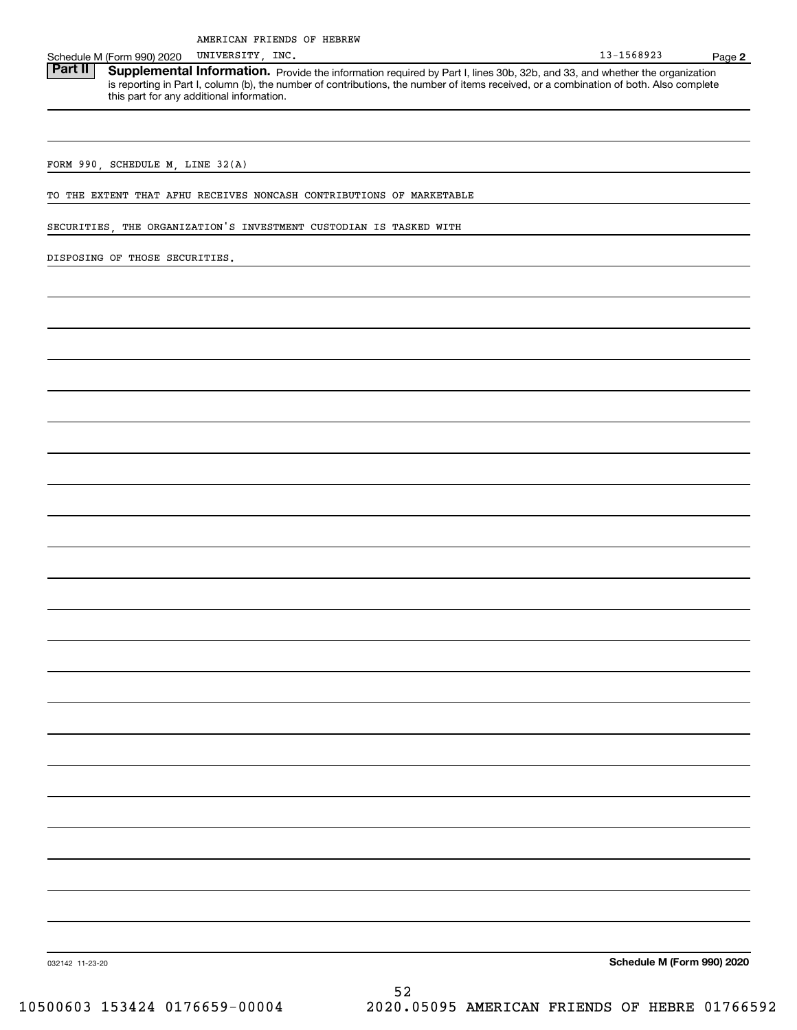Schedule M (Form 990) 2020 AMERICAN FRIENDS OF HEBREW UNIVERSITY, INC. 13-1568923 Page 2

**Part II** **Supplemental Information.** Provide the information required by Part I, lines 30b, 32b, and 33, and whether the organization is reporting in Part I, column (b), the number of contributions, the number of items received, or a combination of both. Also complete this part for any additional information.

FORM 990, SCHEDULE M, LINE 32(A)

TO THE EXTENT THAT AFHU RECEIVES NONCASH CONTRIBUTIONS OF MARKETABLE SECURITIES, THE ORGANIZATION'S INVESTMENT CUSTODIAN IS TASKED WITH DISPOSING OF THOSE SECURITIES.

032142 11-23-20 **Schedule M (Form 990) 2020**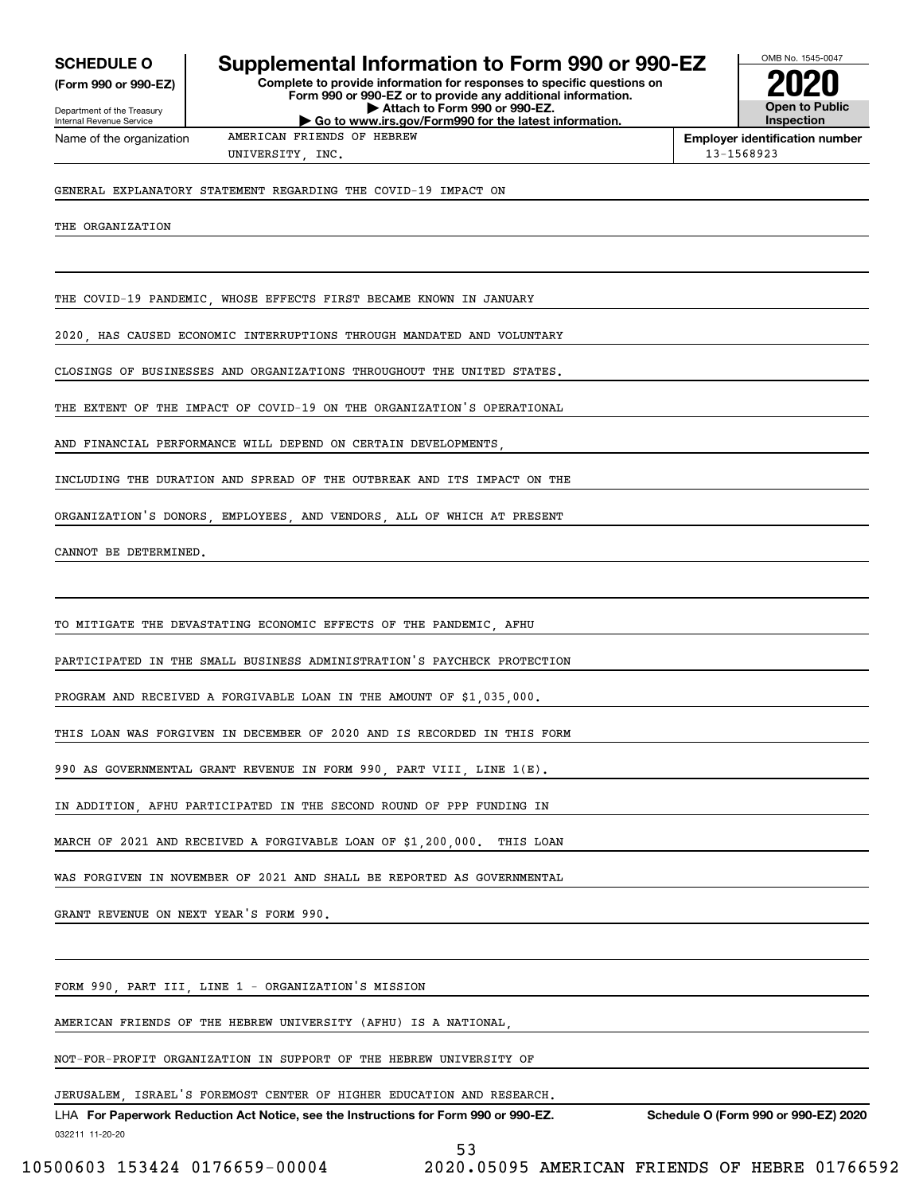**SCHEDULE O**
**(Form 990 or 990-EZ)**

Department of the Treasury
Internal Revenue Service

# Supplemental Information to Form 990 or 990-EZ

**Complete to provide information for responses to specific questions on Form 990 or 990-EZ or to provide any additional information.**
**▶ Attach to Form 990 or 990-EZ.**
**▶ Go to www.irs.gov/Form990 for the latest information.**

OMB No. 1545-0047
**2020**
**Open to Public Inspection**

Name of the organization: AMERICAN FRIENDS OF HEBREW UNIVERSITY, INC.

**Employer identification number** 13-1568923

GENERAL EXPLANATORY STATEMENT REGARDING THE COVID-19 IMPACT ON THE ORGANIZATION

THE COVID-19 PANDEMIC, WHOSE EFFECTS FIRST BECAME KNOWN IN JANUARY 2020, HAS CAUSED ECONOMIC INTERRUPTIONS THROUGH MANDATED AND VOLUNTARY CLOSINGS OF BUSINESSES AND ORGANIZATIONS THROUGHOUT THE UNITED STATES. THE EXTENT OF THE IMPACT OF COVID-19 ON THE ORGANIZATION'S OPERATIONAL AND FINANCIAL PERFORMANCE WILL DEPEND ON CERTAIN DEVELOPMENTS, INCLUDING THE DURATION AND SPREAD OF THE OUTBREAK AND ITS IMPACT ON THE ORGANIZATION'S DONORS, EMPLOYEES, AND VENDORS, ALL OF WHICH AT PRESENT CANNOT BE DETERMINED.

TO MITIGATE THE DEVASTATING ECONOMIC EFFECTS OF THE PANDEMIC, AFHU PARTICIPATED IN THE SMALL BUSINESS ADMINISTRATION'S PAYCHECK PROTECTION PROGRAM AND RECEIVED A FORGIVABLE LOAN IN THE AMOUNT OF $1,035,000. THIS LOAN WAS FORGIVEN IN DECEMBER OF 2020 AND IS RECORDED IN THIS FORM 990 AS GOVERNMENTAL GRANT REVENUE IN FORM 990, PART VIII, LINE 1(E). IN ADDITION, AFHU PARTICIPATED IN THE SECOND ROUND OF PPP FUNDING IN MARCH OF 2021 AND RECEIVED A FORGIVABLE LOAN OF $1,200,000. THIS LOAN WAS FORGIVEN IN NOVEMBER OF 2021 AND SHALL BE REPORTED AS GOVERNMENTAL GRANT REVENUE ON NEXT YEAR'S FORM 990.

FORM 990, PART III, LINE 1 - ORGANIZATION'S MISSION

AMERICAN FRIENDS OF THE HEBREW UNIVERSITY (AFHU) IS A NATIONAL, NOT-FOR-PROFIT ORGANIZATION IN SUPPORT OF THE HEBREW UNIVERSITY OF JERUSALEM, ISRAEL'S FOREMOST CENTER OF HIGHER EDUCATION AND RESEARCH.

LHA **For Paperwork Reduction Act Notice, see the Instructions for Form 990 or 990-EZ.** **Schedule O (Form 990 or 990-EZ) 2020**

032211 11-20-20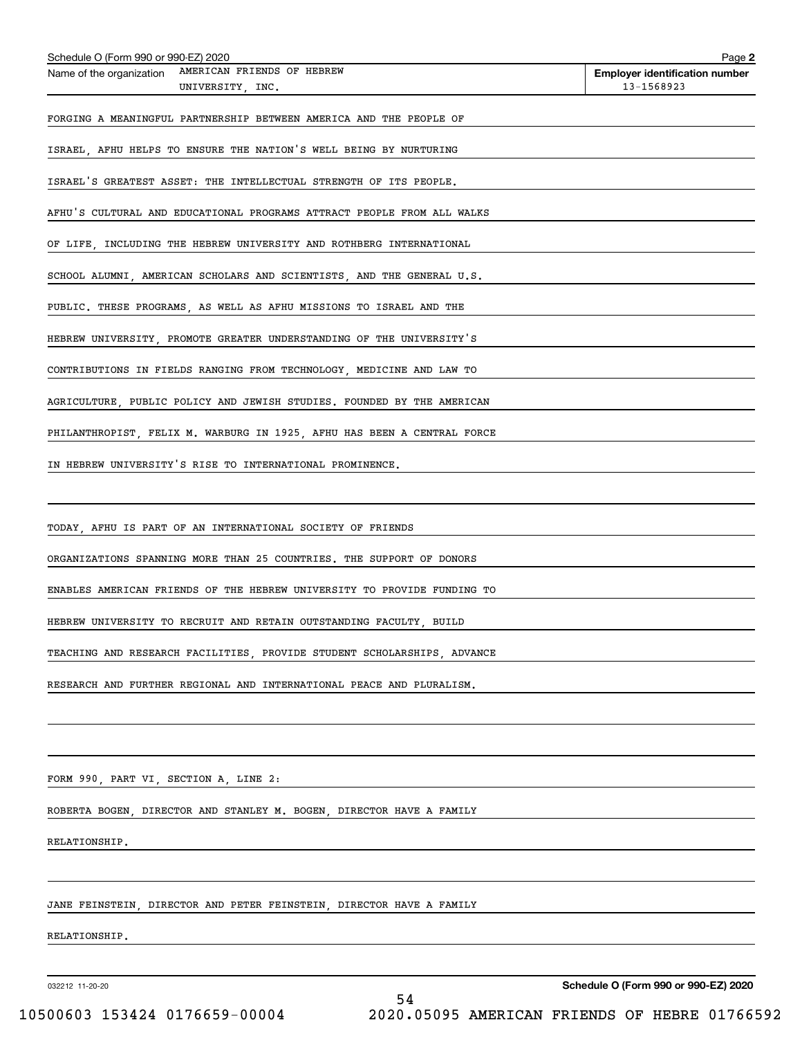Name of the organization: AMERICAN FRIENDS OF HEBREW UNIVERSITY, INC.

**Employer identification number**: 13-1568923

FORGING A MEANINGFUL PARTNERSHIP BETWEEN AMERICA AND THE PEOPLE OF ISRAEL, AFHU HELPS TO ENSURE THE NATION'S WELL BEING BY NURTURING ISRAEL'S GREATEST ASSET: THE INTELLECTUAL STRENGTH OF ITS PEOPLE. AFHU'S CULTURAL AND EDUCATIONAL PROGRAMS ATTRACT PEOPLE FROM ALL WALKS OF LIFE, INCLUDING THE HEBREW UNIVERSITY AND ROTHBERG INTERNATIONAL SCHOOL ALUMNI, AMERICAN SCHOLARS AND SCIENTISTS, AND THE GENERAL U.S. PUBLIC. THESE PROGRAMS, AS WELL AS AFHU MISSIONS TO ISRAEL AND THE HEBREW UNIVERSITY, PROMOTE GREATER UNDERSTANDING OF THE UNIVERSITY'S CONTRIBUTIONS IN FIELDS RANGING FROM TECHNOLOGY, MEDICINE AND LAW TO AGRICULTURE, PUBLIC POLICY AND JEWISH STUDIES. FOUNDED BY THE AMERICAN PHILANTHROPIST, FELIX M. WARBURG IN 1925, AFHU HAS BEEN A CENTRAL FORCE IN HEBREW UNIVERSITY'S RISE TO INTERNATIONAL PROMINENCE.

TODAY, AFHU IS PART OF AN INTERNATIONAL SOCIETY OF FRIENDS ORGANIZATIONS SPANNING MORE THAN 25 COUNTRIES. THE SUPPORT OF DONORS ENABLES AMERICAN FRIENDS OF THE HEBREW UNIVERSITY TO PROVIDE FUNDING TO HEBREW UNIVERSITY TO RECRUIT AND RETAIN OUTSTANDING FACULTY, BUILD TEACHING AND RESEARCH FACILITIES, PROVIDE STUDENT SCHOLARSHIPS, ADVANCE RESEARCH AND FURTHER REGIONAL AND INTERNATIONAL PEACE AND PLURALISM.

FORM 990, PART VI, SECTION A, LINE 2:

ROBERTA BOGEN, DIRECTOR AND STANLEY M. BOGEN, DIRECTOR HAVE A FAMILY RELATIONSHIP.

JANE FEINSTEIN, DIRECTOR AND PETER FEINSTEIN, DIRECTOR HAVE A FAMILY RELATIONSHIP.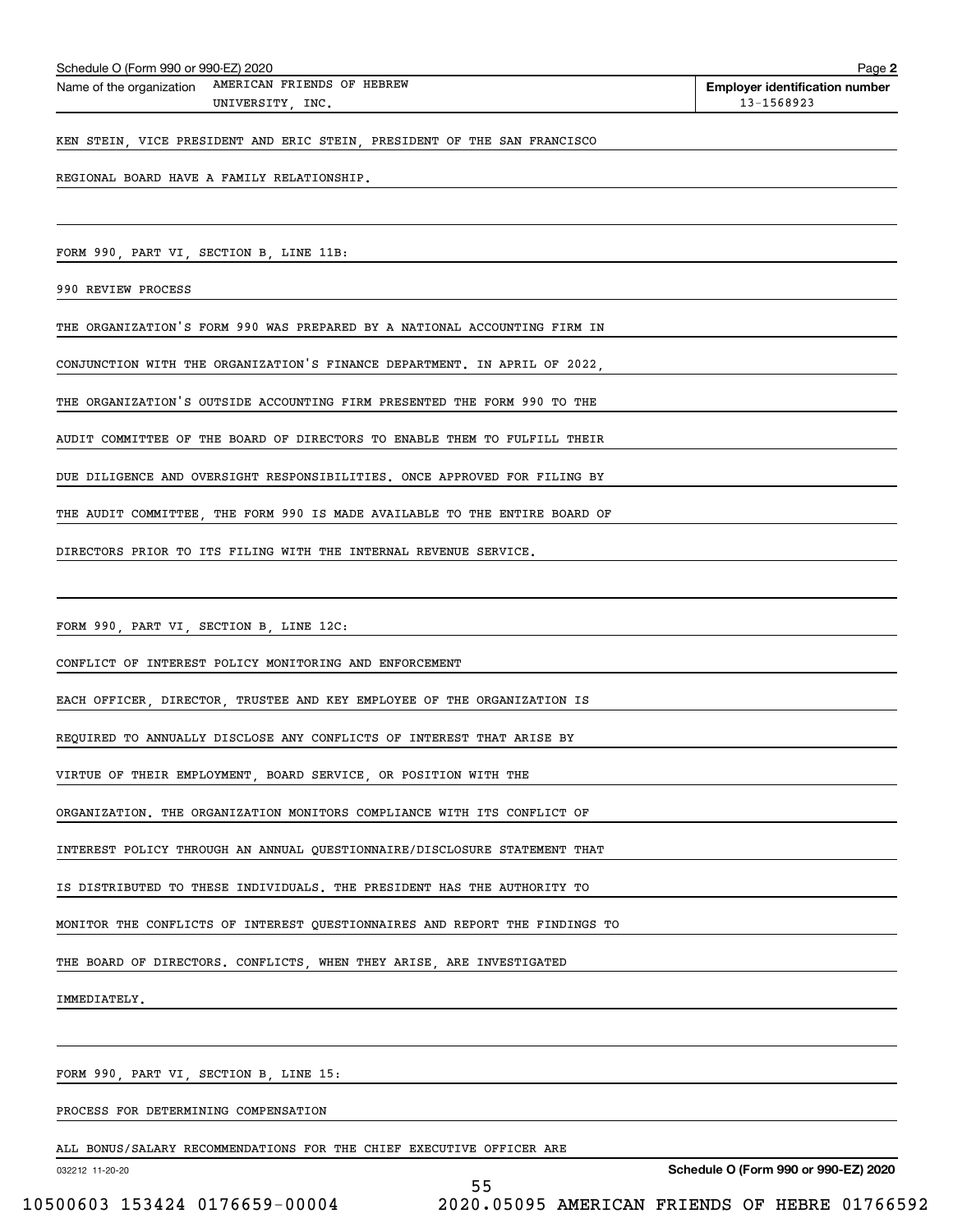KEN STEIN, VICE PRESIDENT AND ERIC STEIN, PRESIDENT OF THE SAN FRANCISCO REGIONAL BOARD HAVE A FAMILY RELATIONSHIP.

FORM 990, PART VI, SECTION B, LINE 11B:

990 REVIEW PROCESS

THE ORGANIZATION'S FORM 990 WAS PREPARED BY A NATIONAL ACCOUNTING FIRM IN CONJUNCTION WITH THE ORGANIZATION'S FINANCE DEPARTMENT. IN APRIL OF 2022, THE ORGANIZATION'S OUTSIDE ACCOUNTING FIRM PRESENTED THE FORM 990 TO THE AUDIT COMMITTEE OF THE BOARD OF DIRECTORS TO ENABLE THEM TO FULFILL THEIR DUE DILIGENCE AND OVERSIGHT RESPONSIBILITIES. ONCE APPROVED FOR FILING BY THE AUDIT COMMITTEE, THE FORM 990 IS MADE AVAILABLE TO THE ENTIRE BOARD OF DIRECTORS PRIOR TO ITS FILING WITH THE INTERNAL REVENUE SERVICE.

FORM 990, PART VI, SECTION B, LINE 12C:

CONFLICT OF INTEREST POLICY MONITORING AND ENFORCEMENT

EACH OFFICER, DIRECTOR, TRUSTEE AND KEY EMPLOYEE OF THE ORGANIZATION IS REQUIRED TO ANNUALLY DISCLOSE ANY CONFLICTS OF INTEREST THAT ARISE BY VIRTUE OF THEIR EMPLOYMENT, BOARD SERVICE, OR POSITION WITH THE ORGANIZATION. THE ORGANIZATION MONITORS COMPLIANCE WITH ITS CONFLICT OF INTEREST POLICY THROUGH AN ANNUAL QUESTIONNAIRE/DISCLOSURE STATEMENT THAT IS DISTRIBUTED TO THESE INDIVIDUALS. THE PRESIDENT HAS THE AUTHORITY TO MONITOR THE CONFLICTS OF INTEREST QUESTIONNAIRES AND REPORT THE FINDINGS TO THE BOARD OF DIRECTORS. CONFLICTS, WHEN THEY ARISE, ARE INVESTIGATED IMMEDIATELY.

FORM 990, PART VI, SECTION B, LINE 15:

PROCESS FOR DETERMINING COMPENSATION

ALL BONUS/SALARY RECOMMENDATIONS FOR THE CHIEF EXECUTIVE OFFICER ARE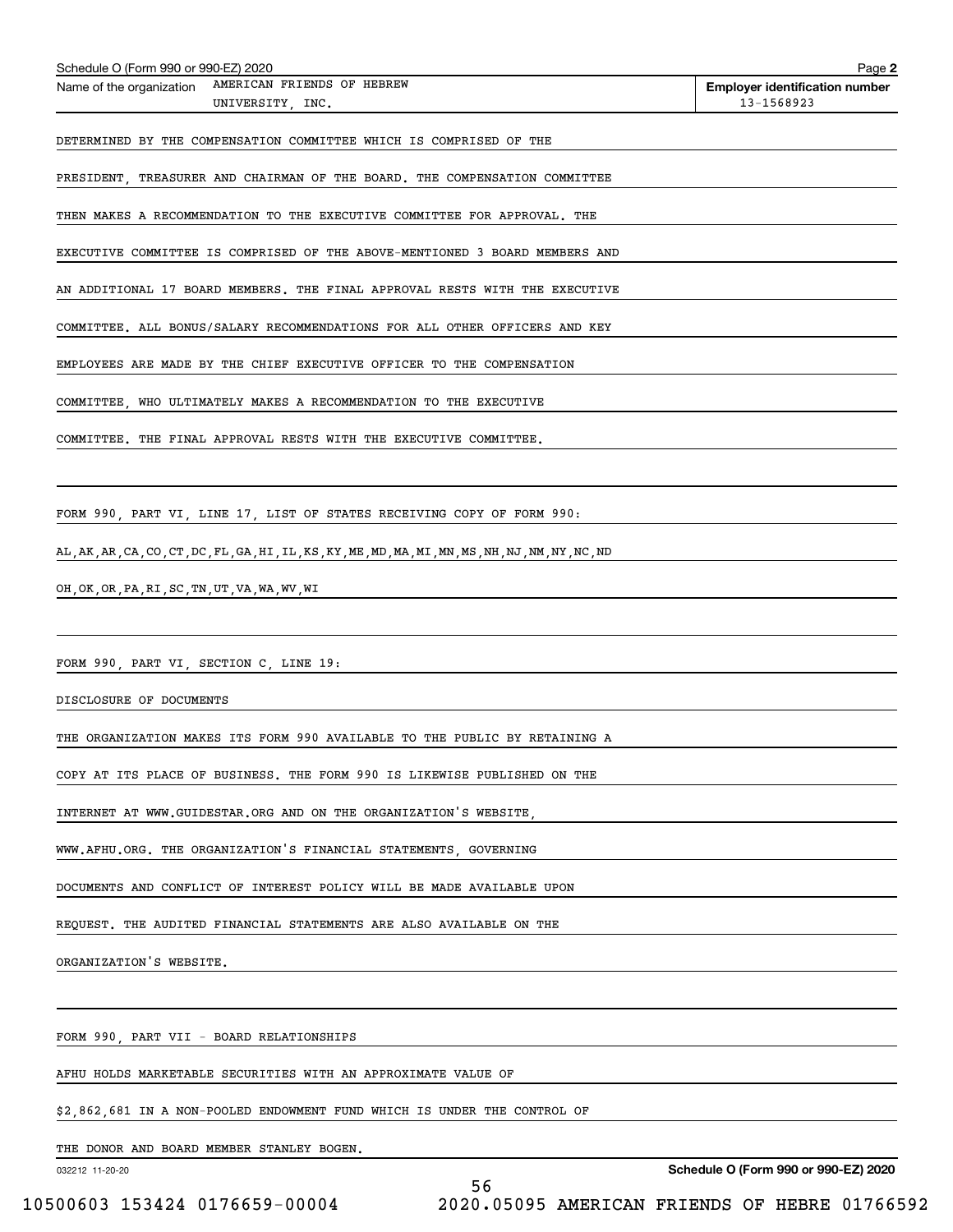Name of the organization: AMERICAN FRIENDS OF HEBREW UNIVERSITY, INC.

Employer identification number: 13-1568923

DETERMINED BY THE COMPENSATION COMMITTEE WHICH IS COMPRISED OF THE PRESIDENT, TREASURER AND CHAIRMAN OF THE BOARD. THE COMPENSATION COMMITTEE THEN MAKES A RECOMMENDATION TO THE EXECUTIVE COMMITTEE FOR APPROVAL. THE EXECUTIVE COMMITTEE IS COMPRISED OF THE ABOVE-MENTIONED 3 BOARD MEMBERS AND AN ADDITIONAL 17 BOARD MEMBERS. THE FINAL APPROVAL RESTS WITH THE EXECUTIVE COMMITTEE. ALL BONUS/SALARY RECOMMENDATIONS FOR ALL OTHER OFFICERS AND KEY EMPLOYEES ARE MADE BY THE CHIEF EXECUTIVE OFFICER TO THE COMPENSATION COMMITTEE, WHO ULTIMATELY MAKES A RECOMMENDATION TO THE EXECUTIVE COMMITTEE. THE FINAL APPROVAL RESTS WITH THE EXECUTIVE COMMITTEE.

FORM 990, PART VI, LINE 17, LIST OF STATES RECEIVING COPY OF FORM 990:

AL,AK,AR,CA,CO,CT,DC,FL,GA,HI,IL,KS,KY,ME,MD,MA,MI,MN,MS,NH,NJ,NM,NY,NC,ND OH,OK,OR,PA,RI,SC,TN,UT,VA,WA,WV,WI

FORM 990, PART VI, SECTION C, LINE 19:

DISCLOSURE OF DOCUMENTS

THE ORGANIZATION MAKES ITS FORM 990 AVAILABLE TO THE PUBLIC BY RETAINING A COPY AT ITS PLACE OF BUSINESS. THE FORM 990 IS LIKEWISE PUBLISHED ON THE INTERNET AT WWW.GUIDESTAR.ORG AND ON THE ORGANIZATION'S WEBSITE, WWW.AFHU.ORG. THE ORGANIZATION'S FINANCIAL STATEMENTS, GOVERNING DOCUMENTS AND CONFLICT OF INTEREST POLICY WILL BE MADE AVAILABLE UPON REQUEST. THE AUDITED FINANCIAL STATEMENTS ARE ALSO AVAILABLE ON THE ORGANIZATION'S WEBSITE.

FORM 990, PART VII - BOARD RELATIONSHIPS

AFHU HOLDS MARKETABLE SECURITIES WITH AN APPROXIMATE VALUE OF $2,862,681 IN A NON-POOLED ENDOWMENT FUND WHICH IS UNDER THE CONTROL OF THE DONOR AND BOARD MEMBER STANLEY BOGEN.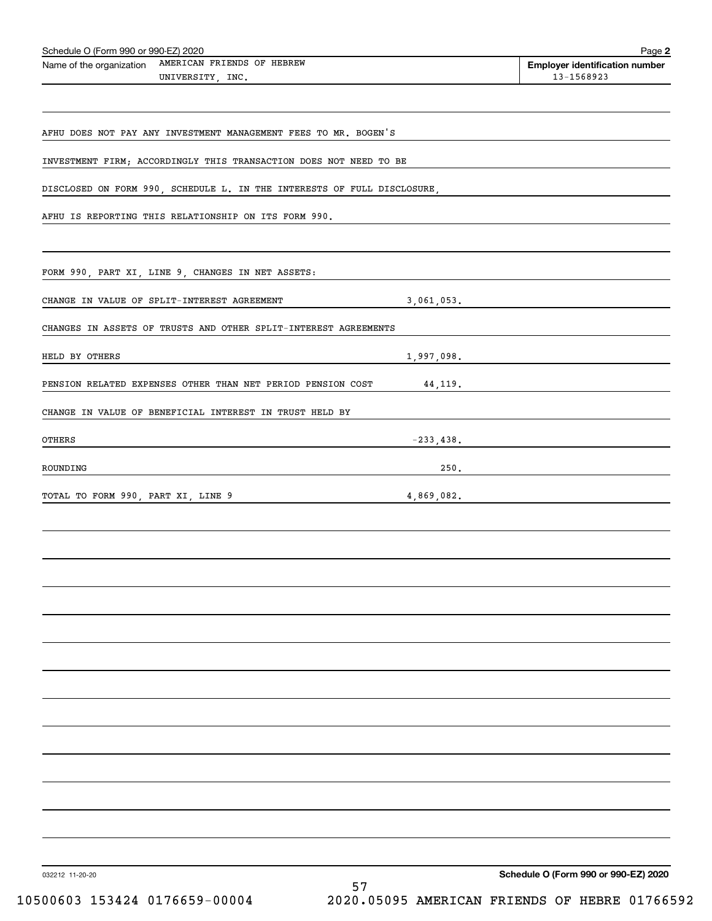Schedule O (Form 990 or 990-EZ) 2020

Name of the organization: AMERICAN FRIENDS OF HEBREW UNIVERSITY, INC.

Employer identification number: 13-1568923

AFHU DOES NOT PAY ANY INVESTMENT MANAGEMENT FEES TO MR. BOGEN'S INVESTMENT FIRM; ACCORDINGLY THIS TRANSACTION DOES NOT NEED TO BE DISCLOSED ON FORM 990, SCHEDULE L. IN THE INTERESTS OF FULL DISCLOSURE, AFHU IS REPORTING THIS RELATIONSHIP ON ITS FORM 990.

FORM 990, PART XI, LINE 9, CHANGES IN NET ASSETS:

| | |
|---|---|
| CHANGE IN VALUE OF SPLIT-INTEREST AGREEMENT | 3,061,053. |
| CHANGES IN ASSETS OF TRUSTS AND OTHER SPLIT-INTEREST AGREEMENTS HELD BY OTHERS | 1,997,098. |
| PENSION RELATED EXPENSES OTHER THAN NET PERIOD PENSION COST | 44,119. |
| CHANGE IN VALUE OF BENEFICIAL INTEREST IN TRUST HELD BY OTHERS | -233,438. |
| ROUNDING | 250. |
| TOTAL TO FORM 990, PART XI, LINE 9 | 4,869,082. |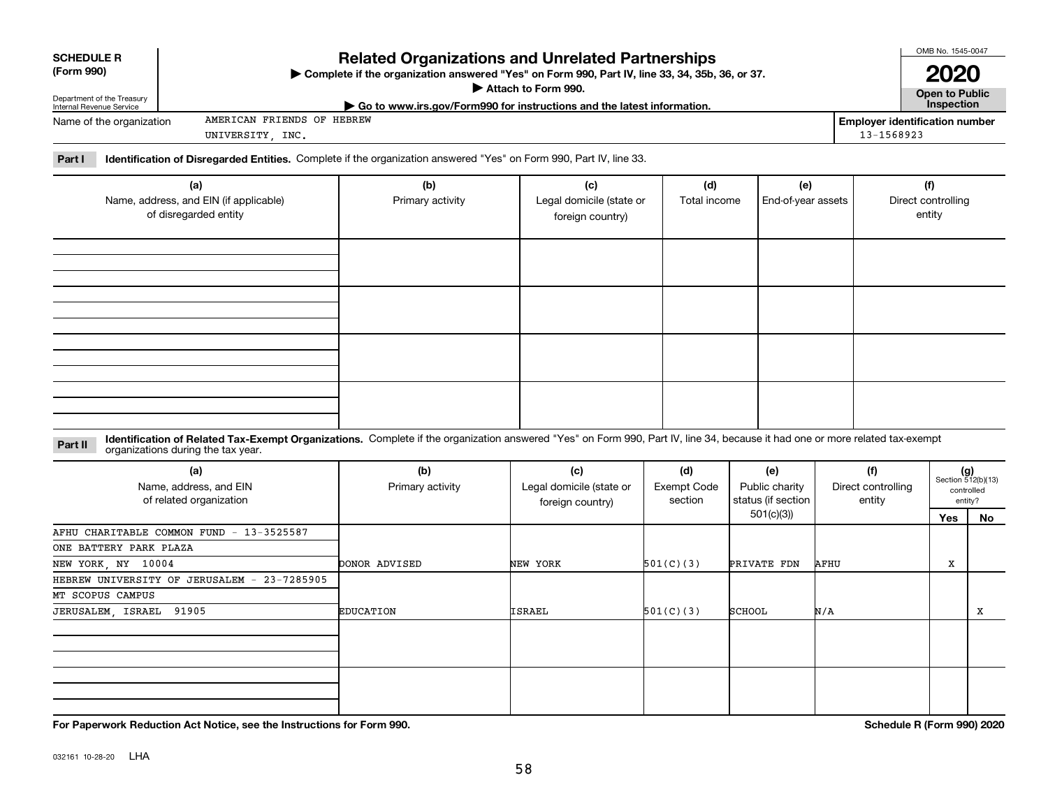**SCHEDULE R (Form 990)**

Department of the Treasury
Internal Revenue Service

# Related Organizations and Unrelated Partnerships

▶ Complete if the organization answered "Yes" on Form 990, Part IV, line 33, 34, 35b, 36, or 37.

▶ Attach to Form 990.

▶ Go to www.irs.gov/Form990 for instructions and the latest information.

OMB No. 1545-0047

**2020**

**Open to Public Inspection**

Name of the organization: AMERICAN FRIENDS OF HEBREW UNIVERSITY, INC.

Employer identification number: 13-1568923

**Part I** **Identification of Disregarded Entities.** Complete if the organization answered "Yes" on Form 990, Part IV, line 33.

| (a) Name, address, and EIN (if applicable) of disregarded entity | (b) Primary activity | (c) Legal domicile (state or foreign country) | (d) Total income | (e) End-of-year assets | (f) Direct controlling entity |
|---|---|---|---|---|---|
| | | | | | |
| | | | | | |
| | | | | | |
| | | | | | |

**Part II** **Identification of Related Tax-Exempt Organizations.** Complete if the organization answered "Yes" on Form 990, Part IV, line 34, because it had one or more related tax-exempt organizations during the tax year.

| (a) Name, address, and EIN of related organization | (b) Primary activity | (c) Legal domicile (state or foreign country) | (d) Exempt Code section | (e) Public charity status (if section 501(c)(3)) | (f) Direct controlling entity | (g) Section 512(b)(13) controlled entity? Yes | No |
|---|---|---|---|---|---|---|---|
| AFHU CHARITABLE COMMON FUND - 13-3525587<br>ONE BATTERY PARK PLAZA<br>NEW YORK, NY 10004 | DONOR ADVISED | NEW YORK | 501(C)(3) | PRIVATE FDN | AFHU | X | |
| HEBREW UNIVERSITY OF JERUSALEM - 23-7285905<br>MT SCOPUS CAMPUS<br>JERUSALEM, ISRAEL 91905 | EDUCATION | ISRAEL | 501(C)(3) | SCHOOL | N/A | | X |
| | | | | | | | |
| | | | | | | | |

**For Paperwork Reduction Act Notice, see the Instructions for Form 990.**

**Schedule R (Form 990) 2020**

032161 10-28-20 LHA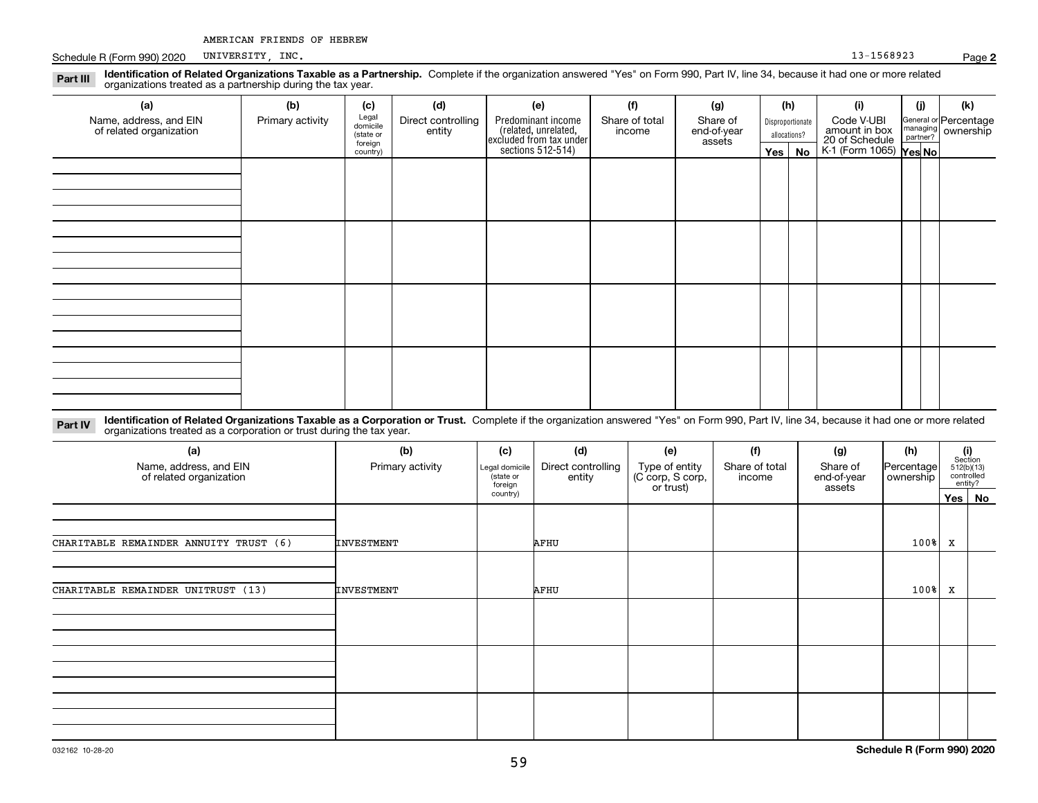AMERICAN FRIENDS OF HEBREW

Schedule R (Form 990) 2020 UNIVERSITY, INC. 13-1568923 Page **2**

**Part III** **Identification of Related Organizations Taxable as a Partnership.** Complete if the organization answered "Yes" on Form 990, Part IV, line 34, because it had one or more related organizations treated as a partnership during the tax year.

| (a) Name, address, and EIN of related organization | (b) Primary activity | (c) Legal domicile (state or foreign country) | (d) Direct controlling entity | (e) Predominant income (related, unrelated, excluded from tax under sections 512-514) | (f) Share of total income | (g) Share of end-of-year assets | (h) Disproportionate allocations? Yes | (h) No | (i) Code V-UBI amount in box 20 of Schedule K-1 (Form 1065) | (j) General or managing partner? Yes | (j) No | (k) Percentage ownership |
|---|---|---|---|---|---|---|---|---|---|---|---|---|
| | | | | | | | | | | | | |
| | | | | | | | | | | | | |
| | | | | | | | | | | | | |
| | | | | | | | | | | | | |

**Part IV** **Identification of Related Organizations Taxable as a Corporation or Trust.** Complete if the organization answered "Yes" on Form 990, Part IV, line 34, because it had one or more related organizations treated as a corporation or trust during the tax year.

| (a) Name, address, and EIN of related organization | (b) Primary activity | (c) Legal domicile (state or foreign country) | (d) Direct controlling entity | (e) Type of entity (C corp, S corp, or trust) | (f) Share of total income | (g) Share of end-of-year assets | (h) Percentage ownership | (i) Section 512(b)(13) controlled entity? Yes | (i) No |
|---|---|---|---|---|---|---|---|---|---|
| CHARITABLE REMAINDER ANNUITY TRUST (6) | INVESTMENT | | AFHU | | | | 100% | X | |
| CHARITABLE REMAINDER UNITRUST (13) | INVESTMENT | | AFHU | | | | 100% | X | |
| | | | | | | | | | |
| | | | | | | | | | |
| | | | | | | | | | |

032162 10-28-20 **Schedule R (Form 990) 2020**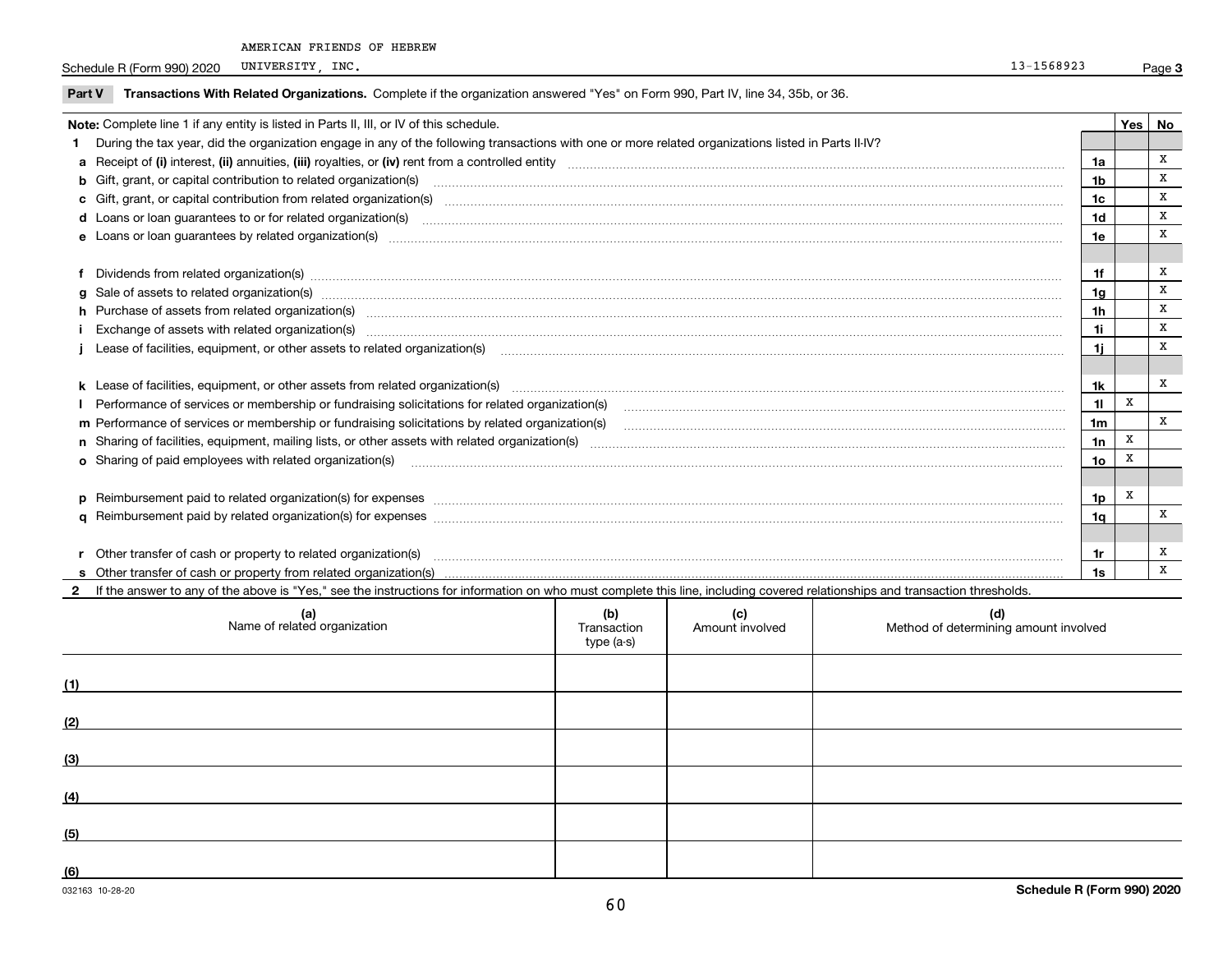AMERICAN FRIENDS OF HEBREW UNIVERSITY, INC. 13-1568923

Schedule R (Form 990) 2020 Page **3**

**Part V Transactions With Related Organizations.** Complete if the organization answered "Yes" on Form 990, Part IV, line 34, 35b, or 36.

| **Note:** Complete line 1 if any entity is listed in Parts II, III, or IV of this schedule. | | Yes | No |
|---|---|---|---|
| **1** During the tax year, did the organization engage in any of the following transactions with one or more related organizations listed in Parts II-IV? | | | |
| **a** Receipt of **(i)** interest, **(ii)** annuities, **(iii)** royalties, or **(iv)** rent from a controlled entity | 1a | | X |
| **b** Gift, grant, or capital contribution to related organization(s) | 1b | | X |
| **c** Gift, grant, or capital contribution from related organization(s) | 1c | | X |
| **d** Loans or loan guarantees to or for related organization(s) | 1d | | X |
| **e** Loans or loan guarantees by related organization(s) | 1e | | X |
| **f** Dividends from related organization(s) | 1f | | X |
| **g** Sale of assets to related organization(s) | 1g | | X |
| **h** Purchase of assets from related organization(s) | 1h | | X |
| **i** Exchange of assets with related organization(s) | 1i | | X |
| **j** Lease of facilities, equipment, or other assets to related organization(s) | 1j | | X |
| **k** Lease of facilities, equipment, or other assets from related organization(s) | 1k | | X |
| **l** Performance of services or membership or fundraising solicitations for related organization(s) | 1l | X | |
| **m** Performance of services or membership or fundraising solicitations by related organization(s) | 1m | | X |
| **n** Sharing of facilities, equipment, mailing lists, or other assets with related organization(s) | 1n | X | |
| **o** Sharing of paid employees with related organization(s) | 1o | X | |
| **p** Reimbursement paid to related organization(s) for expenses | 1p | X | |
| **q** Reimbursement paid by related organization(s) for expenses | 1q | | X |
| **r** Other transfer of cash or property to related organization(s) | 1r | | X |
| **s** Other transfer of cash or property from related organization(s) | 1s | | X |

**2** If the answer to any of the above is "Yes," see the instructions for information on who must complete this line, including covered relationships and transaction thresholds.

| | (a) Name of related organization | (b) Transaction type (a-s) | (c) Amount involved | (d) Method of determining amount involved |
|---|---|---|---|---|
| (1) | | | | |
| (2) | | | | |
| (3) | | | | |
| (4) | | | | |
| (5) | | | | |
| (6) | | | | |

032163 10-28-20 **Schedule R (Form 990) 2020**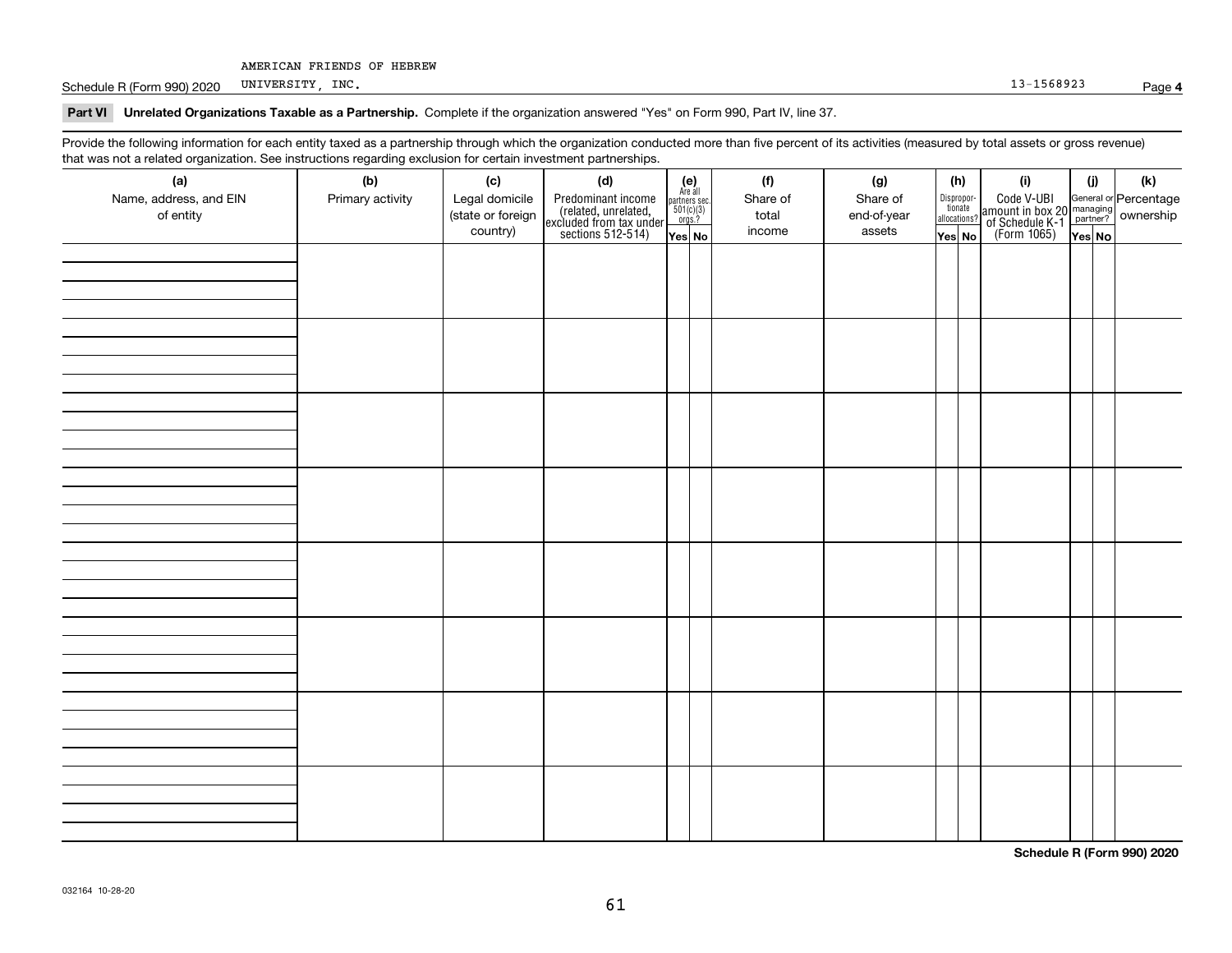AMERICAN FRIENDS OF HEBREW

Schedule R (Form 990) 2020 UNIVERSITY, INC. 13-1568923 Page **4**

**Part VI Unrelated Organizations Taxable as a Partnership.** Complete if the organization answered "Yes" on Form 990, Part IV, line 37.

Provide the following information for each entity taxed as a partnership through which the organization conducted more than five percent of its activities (measured by total assets or gross revenue) that was not a related organization. See instructions regarding exclusion for certain investment partnerships.

| (a) Name, address, and EIN of entity | (b) Primary activity | (c) Legal domicile (state or foreign country) | (d) Predominant income (related, unrelated, excluded from tax under sections 512-514) | (e) Are all partners sec. 501(c)(3) orgs.? | | (f) Share of total income | (g) Share of end-of-year assets | (h) Disproportionate allocations? | | (i) Code V-UBI amount in box 20 of Schedule K-1 (Form 1065) | (j) General or managing partner? | | (k) Percentage ownership |
|---|---|---|---|---|---|---|---|---|---|---|---|---|---|
| | | | | Yes | No | | | Yes | No | | Yes | No | |
| | | | | | | | | | | | | | |
| | | | | | | | | | | | | | |
| | | | | | | | | | | | | | |
| | | | | | | | | | | | | | |
| | | | | | | | | | | | | | |
| | | | | | | | | | | | | | |
| | | | | | | | | | | | | | |
| | | | | | | | | | | | | | |

**Schedule R (Form 990) 2020**

032164 10-28-20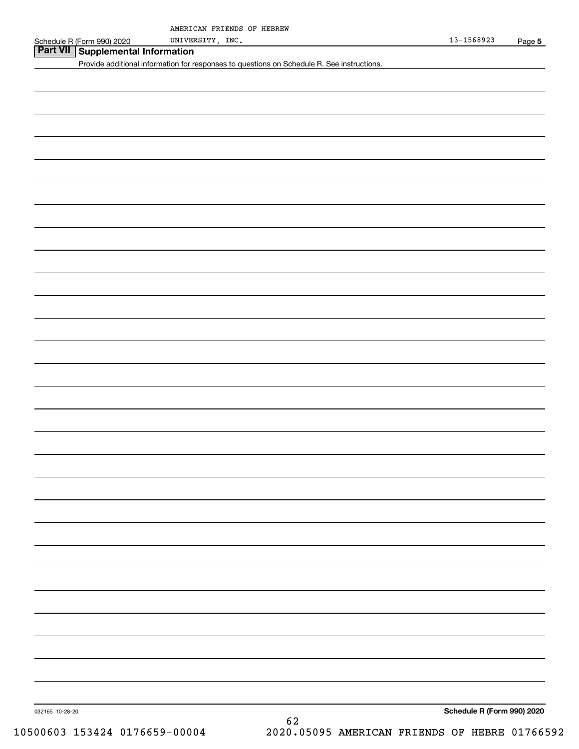AMERICAN FRIENDS OF HEBREW UNIVERSITY, INC. 13-1568923

## Part VII Supplemental Information

Provide additional information for responses to questions on Schedule R. See instructions.